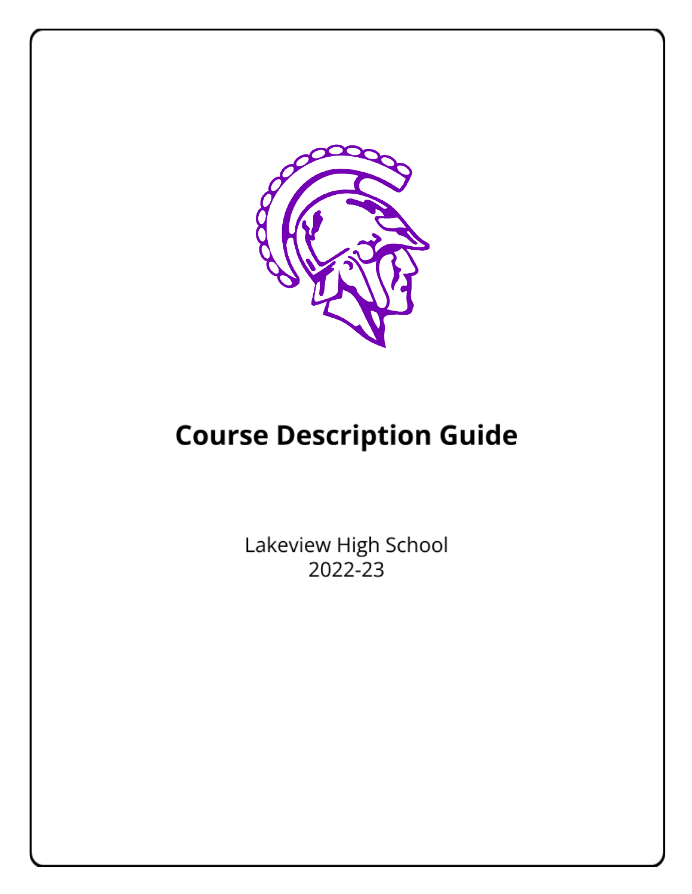# Course Description Guide

Lakeview High School
2022-23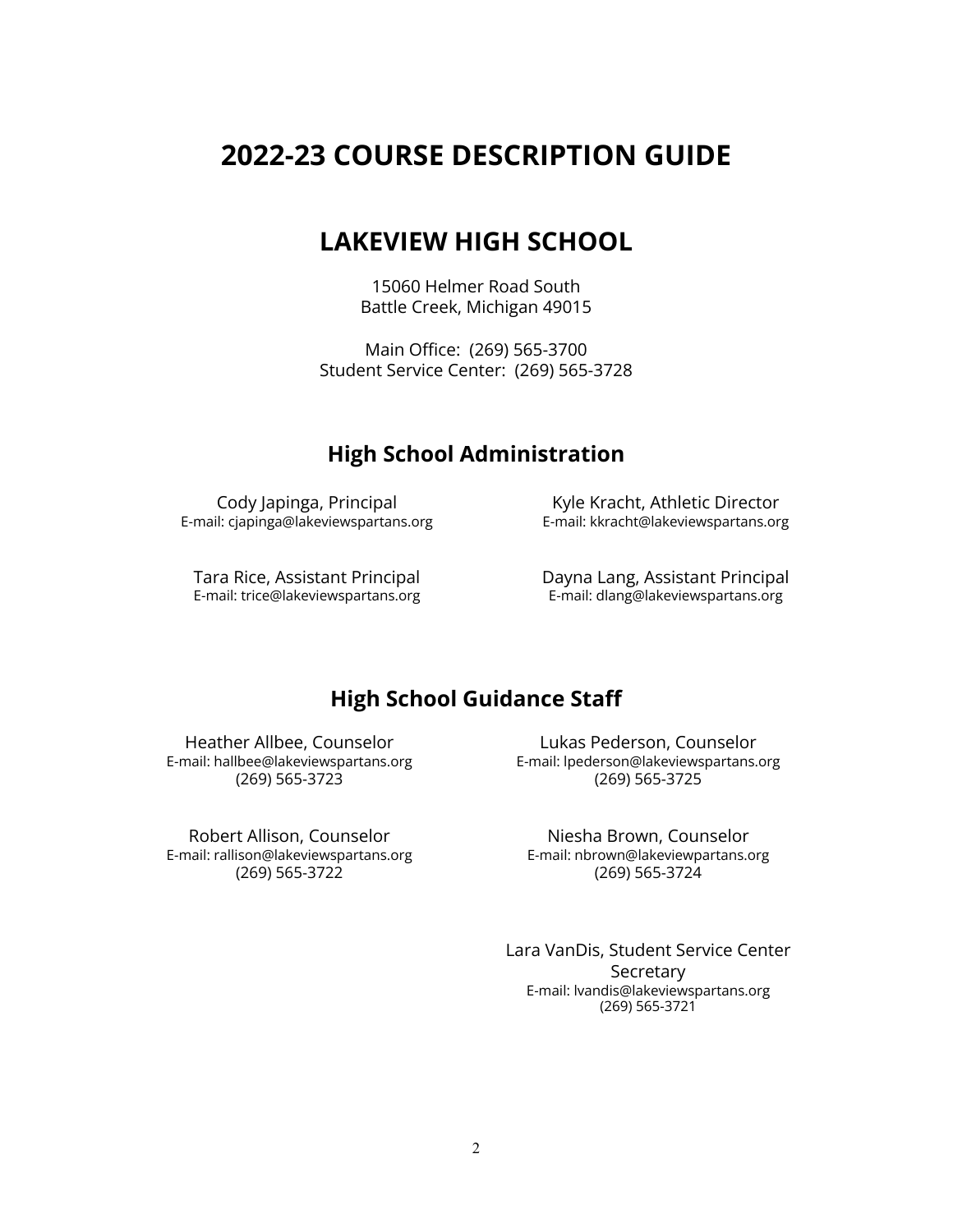# 2022-23 COURSE DESCRIPTION GUIDE

## LAKEVIEW HIGH SCHOOL

15060 Helmer Road South
Battle Creek, Michigan 49015

Main Office: (269) 565-3700
Student Service Center: (269) 565-3728

### High School Administration

Cody Japinga, Principal
E-mail: cjapinga@lakeviewspartans.org

Kyle Kracht, Athletic Director
E-mail: kkracht@lakeviewspartans.org

Tara Rice, Assistant Principal
E-mail: trice@lakeviewspartans.org

Dayna Lang, Assistant Principal
E-mail: dlang@lakeviewspartans.org

### High School Guidance Staff

Heather Allbee, Counselor
E-mail: hallbee@lakeviewspartans.org
(269) 565-3723

Lukas Pederson, Counselor
E-mail: lpederson@lakeviewspartans.org
(269) 565-3725

Robert Allison, Counselor
E-mail: rallison@lakeviewspartans.org
(269) 565-3722

Niesha Brown, Counselor
E-mail: nbrown@lakeviewpartans.org
(269) 565-3724

Lara VanDis, Student Service Center Secretary
E-mail: lvandis@lakeviewspartans.org
(269) 565-3721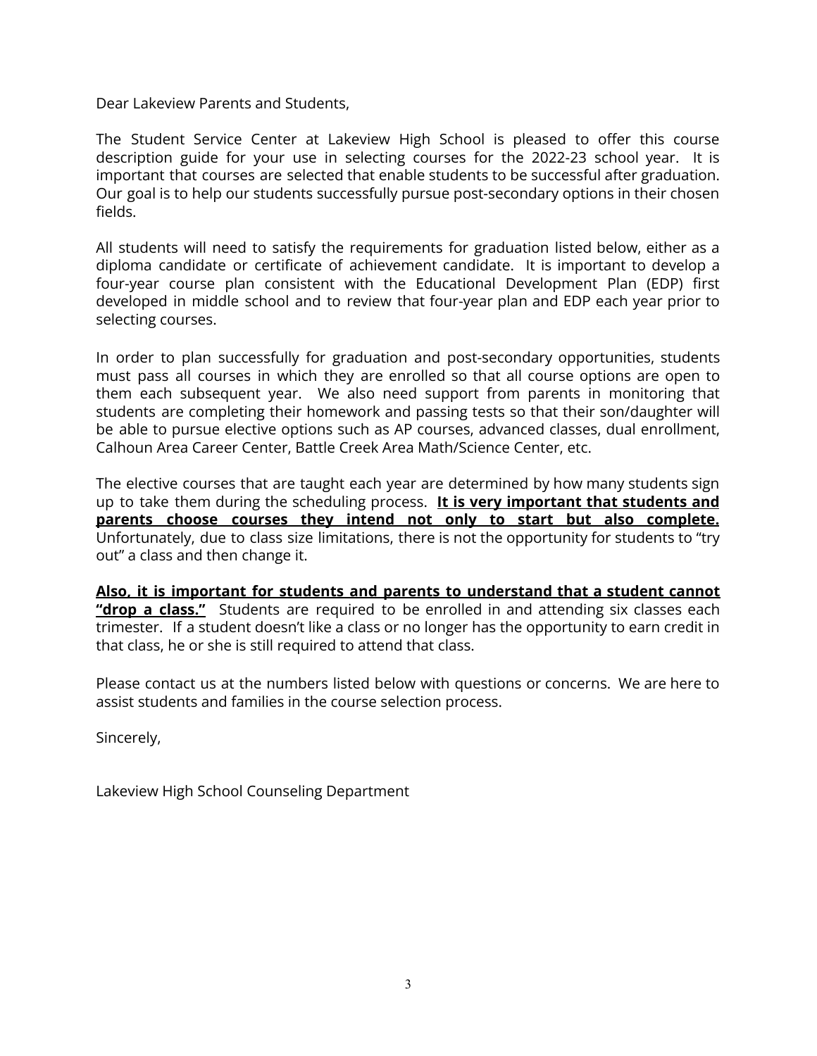Dear Lakeview Parents and Students,

The Student Service Center at Lakeview High School is pleased to offer this course description guide for your use in selecting courses for the 2022-23 school year. It is important that courses are selected that enable students to be successful after graduation. Our goal is to help our students successfully pursue post-secondary options in their chosen fields.

All students will need to satisfy the requirements for graduation listed below, either as a diploma candidate or certificate of achievement candidate. It is important to develop a four-year course plan consistent with the Educational Development Plan (EDP) first developed in middle school and to review that four-year plan and EDP each year prior to selecting courses.

In order to plan successfully for graduation and post-secondary opportunities, students must pass all courses in which they are enrolled so that all course options are open to them each subsequent year. We also need support from parents in monitoring that students are completing their homework and passing tests so that their son/daughter will be able to pursue elective options such as AP courses, advanced classes, dual enrollment, Calhoun Area Career Center, Battle Creek Area Math/Science Center, etc.

The elective courses that are taught each year are determined by how many students sign up to take them during the scheduling process. **<u>It is very important that students and parents choose courses they intend not only to start but also complete.</u>** Unfortunately, due to class size limitations, there is not the opportunity for students to "try out" a class and then change it.

**<u>Also, it is important for students and parents to understand that a student cannot "drop a class."</u>** Students are required to be enrolled in and attending six classes each trimester. If a student doesn't like a class or no longer has the opportunity to earn credit in that class, he or she is still required to attend that class.

Please contact us at the numbers listed below with questions or concerns. We are here to assist students and families in the course selection process.

Sincerely,

Lakeview High School Counseling Department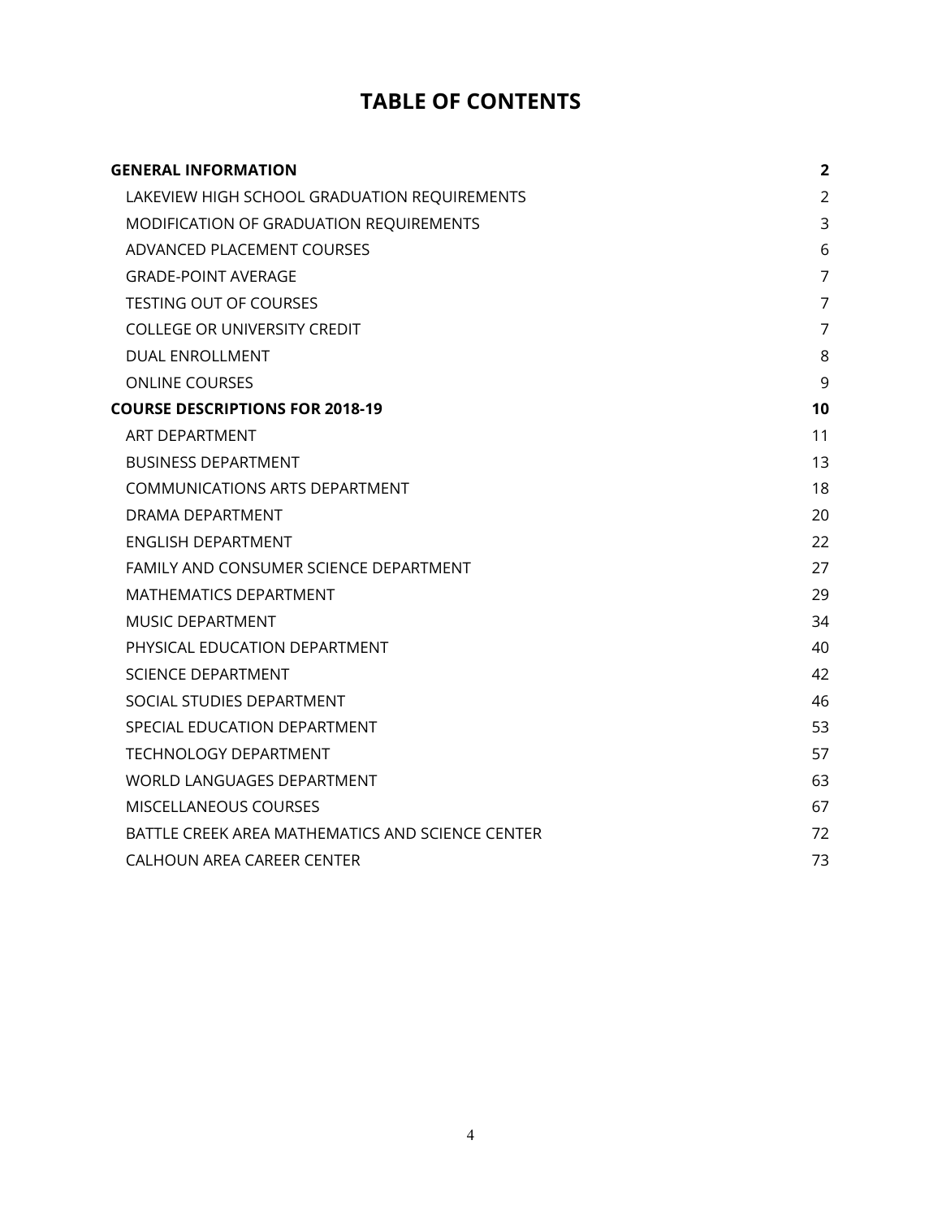# TABLE OF CONTENTS

| | |
|---|---|
| **GENERAL INFORMATION** | **2** |
| LAKEVIEW HIGH SCHOOL GRADUATION REQUIREMENTS | 2 |
| MODIFICATION OF GRADUATION REQUIREMENTS | 3 |
| ADVANCED PLACEMENT COURSES | 6 |
| GRADE-POINT AVERAGE | 7 |
| TESTING OUT OF COURSES | 7 |
| COLLEGE OR UNIVERSITY CREDIT | 7 |
| DUAL ENROLLMENT | 8 |
| ONLINE COURSES | 9 |
| **COURSE DESCRIPTIONS FOR 2018-19** | **10** |
| ART DEPARTMENT | 11 |
| BUSINESS DEPARTMENT | 13 |
| COMMUNICATIONS ARTS DEPARTMENT | 18 |
| DRAMA DEPARTMENT | 20 |
| ENGLISH DEPARTMENT | 22 |
| FAMILY AND CONSUMER SCIENCE DEPARTMENT | 27 |
| MATHEMATICS DEPARTMENT | 29 |
| MUSIC DEPARTMENT | 34 |
| PHYSICAL EDUCATION DEPARTMENT | 40 |
| SCIENCE DEPARTMENT | 42 |
| SOCIAL STUDIES DEPARTMENT | 46 |
| SPECIAL EDUCATION DEPARTMENT | 53 |
| TECHNOLOGY DEPARTMENT | 57 |
| WORLD LANGUAGES DEPARTMENT | 63 |
| MISCELLANEOUS COURSES | 67 |
| BATTLE CREEK AREA MATHEMATICS AND SCIENCE CENTER | 72 |
| CALHOUN AREA CAREER CENTER | 73 |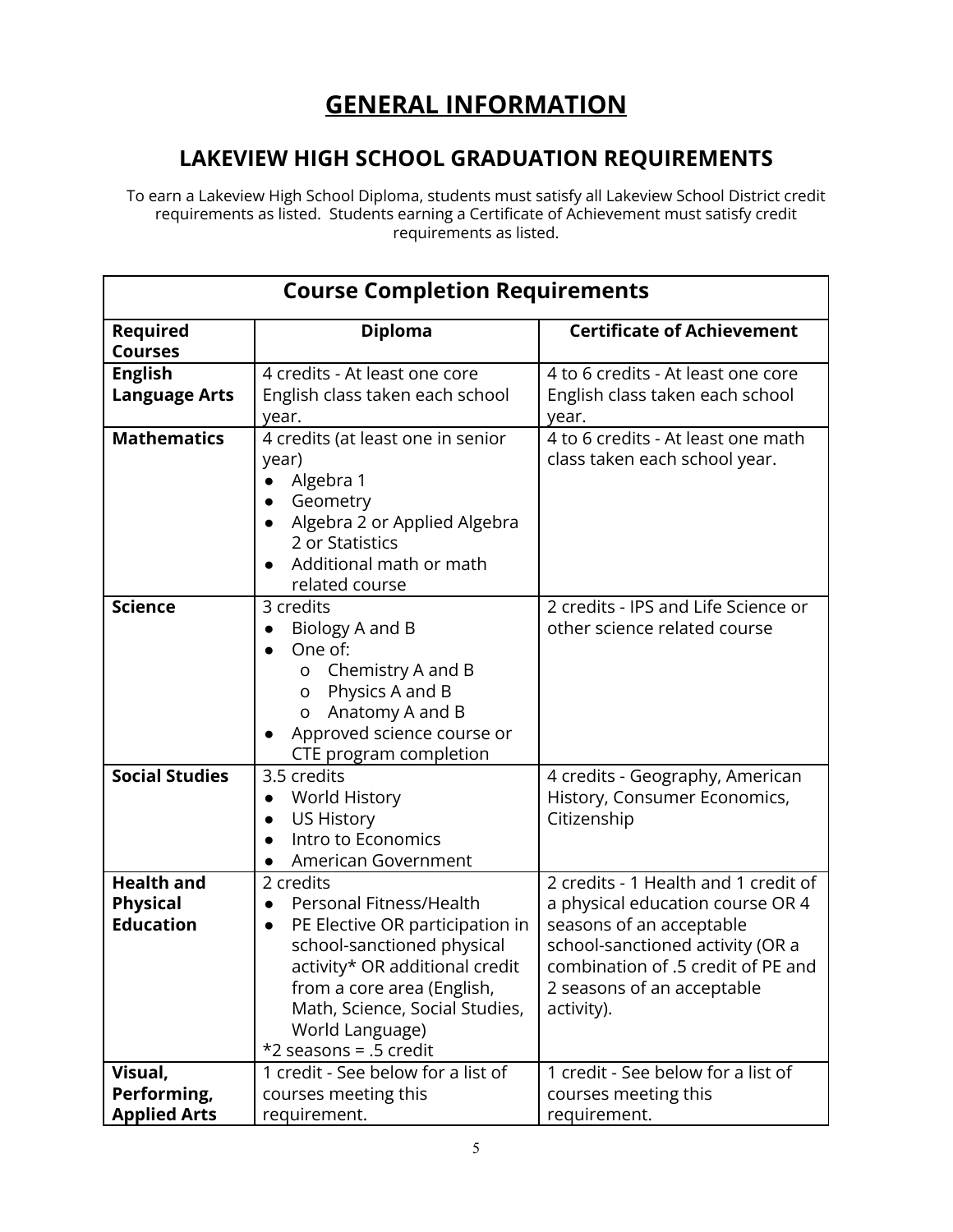# GENERAL INFORMATION

## LAKEVIEW HIGH SCHOOL GRADUATION REQUIREMENTS

To earn a Lakeview High School Diploma, students must satisfy all Lakeview School District credit requirements as listed. Students earning a Certificate of Achievement must satisfy credit requirements as listed.

| Course Completion Requirements | | |
|---|---|---|
| **Required Courses** | **Diploma** | **Certificate of Achievement** |
| **English Language Arts** | 4 credits - At least one core English class taken each school year. | 4 to 6 credits - At least one core English class taken each school year. |
| **Mathematics** | 4 credits (at least one in senior year)<br>● Algebra 1<br>● Geometry<br>● Algebra 2 or Applied Algebra 2 or Statistics<br>● Additional math or math related course | 4 to 6 credits - At least one math class taken each school year. |
| **Science** | 3 credits<br>● Biology A and B<br>● One of:<br>o Chemistry A and B<br>o Physics A and B<br>o Anatomy A and B<br>● Approved science course or CTE program completion | 2 credits - IPS and Life Science or other science related course |
| **Social Studies** | 3.5 credits<br>● World History<br>● US History<br>● Intro to Economics<br>● American Government | 4 credits - Geography, American History, Consumer Economics, Citizenship |
| **Health and Physical Education** | 2 credits<br>● Personal Fitness/Health<br>● PE Elective OR participation in school-sanctioned physical activity* OR additional credit from a core area (English, Math, Science, Social Studies, World Language)<br>*2 seasons = .5 credit | 2 credits - 1 Health and 1 credit of a physical education course OR 4 seasons of an acceptable school-sanctioned activity (OR a combination of .5 credit of PE and 2 seasons of an acceptable activity). |
| **Visual, Performing, Applied Arts** | 1 credit - See below for a list of courses meeting this requirement. | 1 credit - See below for a list of courses meeting this requirement. |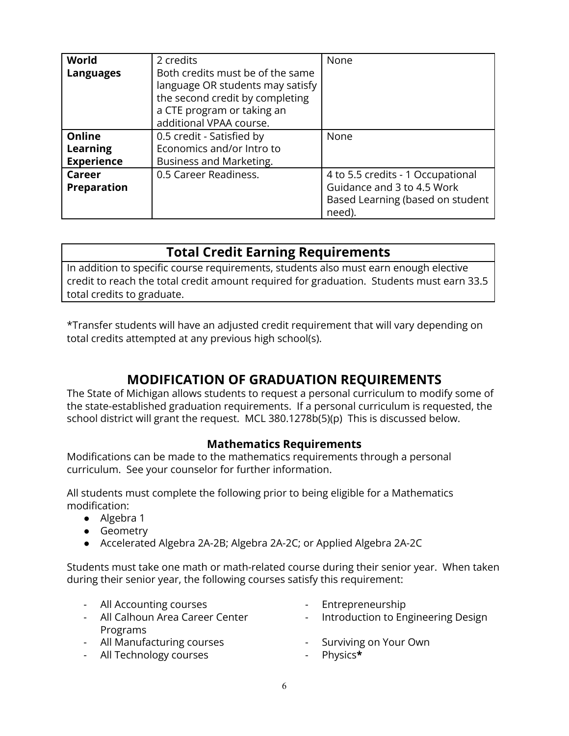| | | |
|---|---|---|
| **World Languages** | 2 credits<br>Both credits must be of the same language OR students may satisfy the second credit by completing a CTE program or taking an additional VPAA course. | None |
| **Online Learning Experience** | 0.5 credit - Satisfied by Economics and/or Intro to Business and Marketing. | None |
| **Career Preparation** | 0.5 Career Readiness. | 4 to 5.5 credits - 1 Occupational Guidance and 3 to 4.5 Work Based Learning (based on student need). |

| **Total Credit Earning Requirements** |
|---|
| In addition to specific course requirements, students also must earn enough elective credit to reach the total credit amount required for graduation. Students must earn 33.5 total credits to graduate. |

*Transfer students will have an adjusted credit requirement that will vary depending on total credits attempted at any previous high school(s).

## MODIFICATION OF GRADUATION REQUIREMENTS

The State of Michigan allows students to request a personal curriculum to modify some of the state-established graduation requirements. If a personal curriculum is requested, the school district will grant the request. MCL 380.1278b(5)(p) This is discussed below.

### Mathematics Requirements

Modifications can be made to the mathematics requirements through a personal curriculum. See your counselor for further information.

All students must complete the following prior to being eligible for a Mathematics modification:

- Algebra 1
- Geometry
- Accelerated Algebra 2A-2B; Algebra 2A-2C; or Applied Algebra 2A-2C

Students must take one math or math-related course during their senior year. When taken during their senior year, the following courses satisfy this requirement:

- All Accounting courses
- All Calhoun Area Career Center Programs
- All Manufacturing courses
- All Technology courses
- Entrepreneurship
- Introduction to Engineering Design
- Surviving on Your Own
- Physics**\***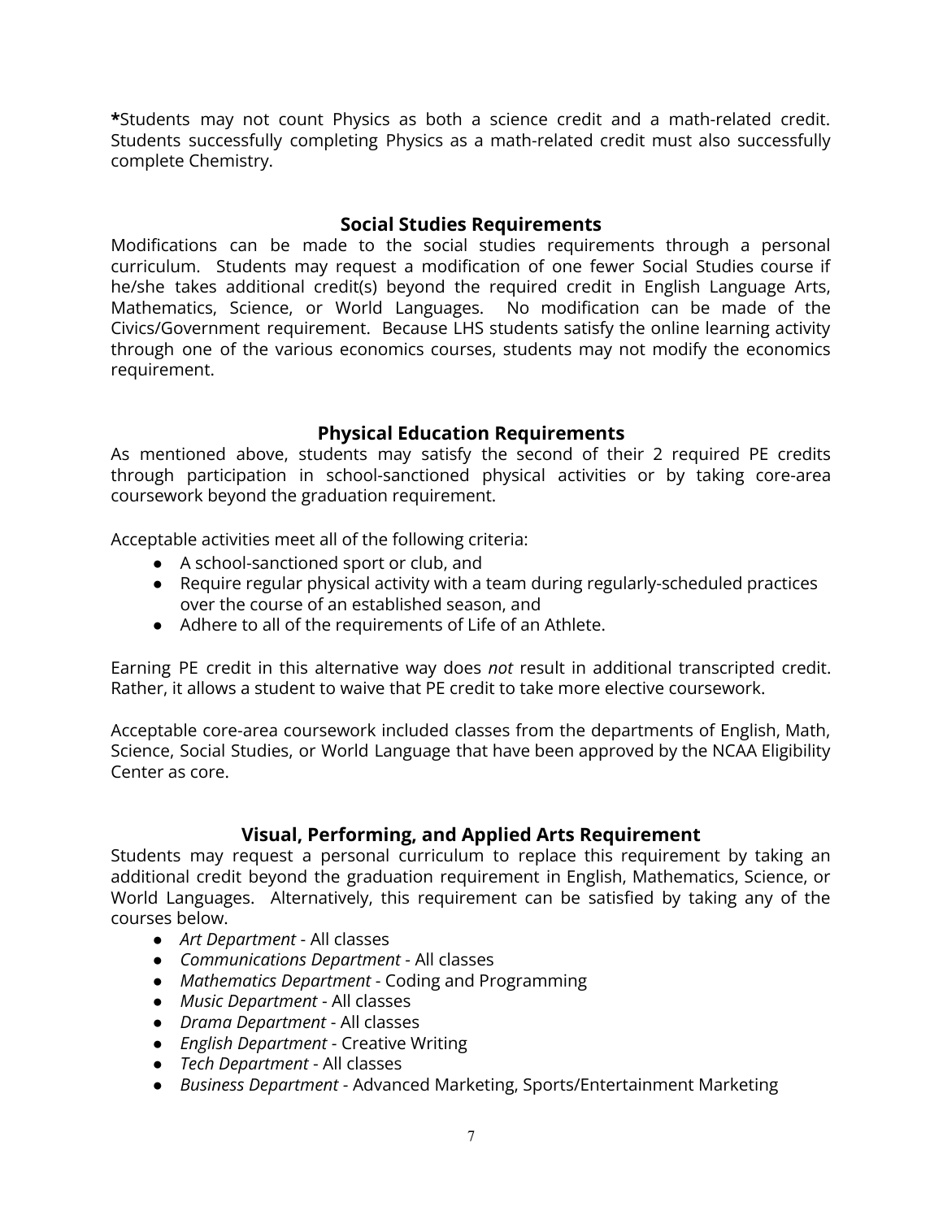**\***Students may not count Physics as both a science credit and a math-related credit. Students successfully completing Physics as a math-related credit must also successfully complete Chemistry.

## Social Studies Requirements

Modifications can be made to the social studies requirements through a personal curriculum. Students may request a modification of one fewer Social Studies course if he/she takes additional credit(s) beyond the required credit in English Language Arts, Mathematics, Science, or World Languages. No modification can be made of the Civics/Government requirement. Because LHS students satisfy the online learning activity through one of the various economics courses, students may not modify the economics requirement.

## Physical Education Requirements

As mentioned above, students may satisfy the second of their 2 required PE credits through participation in school-sanctioned physical activities or by taking core-area coursework beyond the graduation requirement.

Acceptable activities meet all of the following criteria:

- A school-sanctioned sport or club, and
- Require regular physical activity with a team during regularly-scheduled practices over the course of an established season, and
- Adhere to all of the requirements of Life of an Athlete.

Earning PE credit in this alternative way does *not* result in additional transcripted credit. Rather, it allows a student to waive that PE credit to take more elective coursework.

Acceptable core-area coursework included classes from the departments of English, Math, Science, Social Studies, or World Language that have been approved by the NCAA Eligibility Center as core.

## Visual, Performing, and Applied Arts Requirement

Students may request a personal curriculum to replace this requirement by taking an additional credit beyond the graduation requirement in English, Mathematics, Science, or World Languages. Alternatively, this requirement can be satisfied by taking any of the courses below.

- *Art Department* - All classes
- *Communications Department* - All classes
- *Mathematics Department* - Coding and Programming
- *Music Department* - All classes
- *Drama Department* - All classes
- *English Department* - Creative Writing
- *Tech Department* - All classes
- *Business Department* - Advanced Marketing, Sports/Entertainment Marketing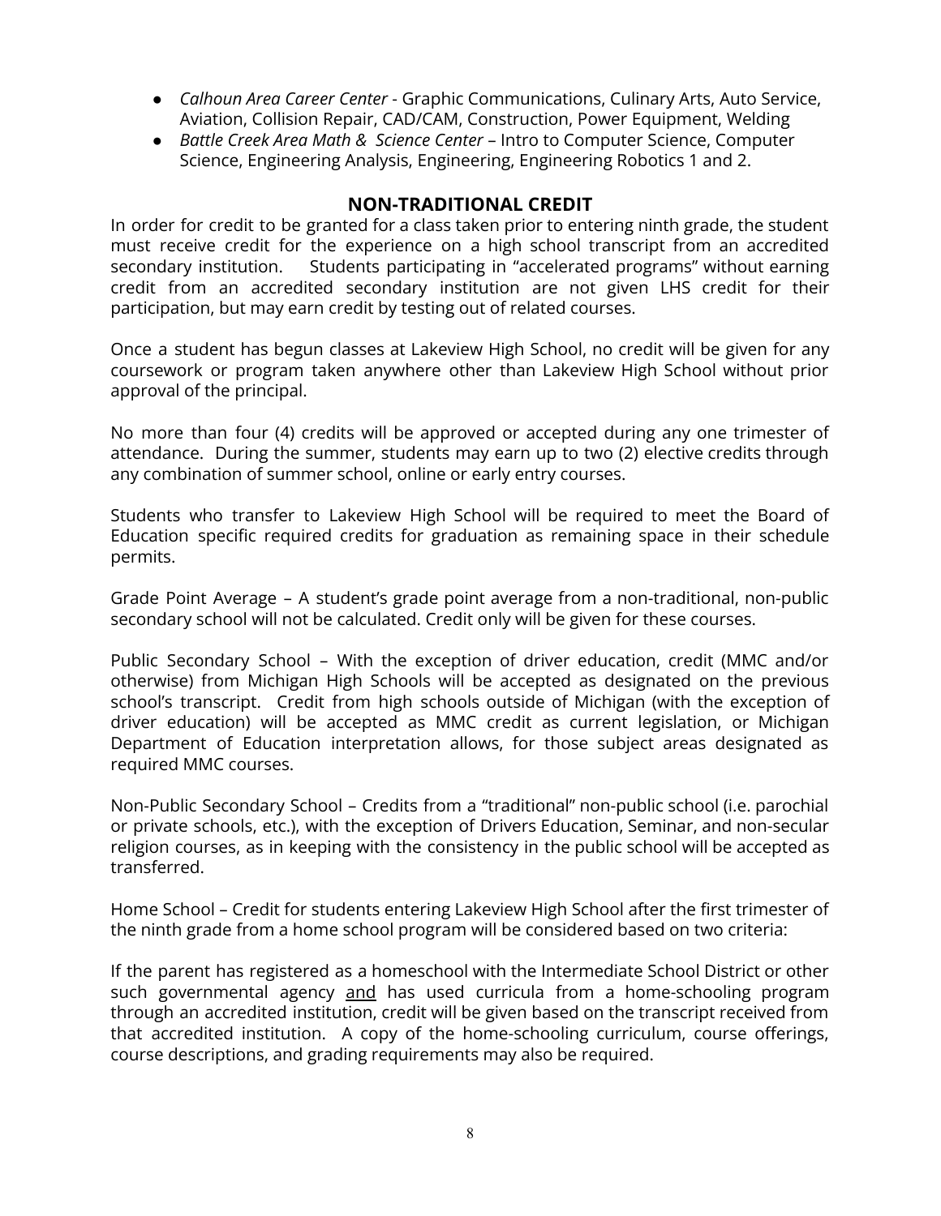- *Calhoun Area Career Center* - Graphic Communications, Culinary Arts, Auto Service, Aviation, Collision Repair, CAD/CAM, Construction, Power Equipment, Welding
- *Battle Creek Area Math & Science Center* – Intro to Computer Science, Computer Science, Engineering Analysis, Engineering, Engineering Robotics 1 and 2.

## NON-TRADITIONAL CREDIT

In order for credit to be granted for a class taken prior to entering ninth grade, the student must receive credit for the experience on a high school transcript from an accredited secondary institution. Students participating in "accelerated programs" without earning credit from an accredited secondary institution are not given LHS credit for their participation, but may earn credit by testing out of related courses.

Once a student has begun classes at Lakeview High School, no credit will be given for any coursework or program taken anywhere other than Lakeview High School without prior approval of the principal.

No more than four (4) credits will be approved or accepted during any one trimester of attendance. During the summer, students may earn up to two (2) elective credits through any combination of summer school, online or early entry courses.

Students who transfer to Lakeview High School will be required to meet the Board of Education specific required credits for graduation as remaining space in their schedule permits.

Grade Point Average – A student's grade point average from a non-traditional, non-public secondary school will not be calculated. Credit only will be given for these courses.

Public Secondary School – With the exception of driver education, credit (MMC and/or otherwise) from Michigan High Schools will be accepted as designated on the previous school's transcript. Credit from high schools outside of Michigan (with the exception of driver education) will be accepted as MMC credit as current legislation, or Michigan Department of Education interpretation allows, for those subject areas designated as required MMC courses.

Non-Public Secondary School – Credits from a "traditional" non-public school (i.e. parochial or private schools, etc.), with the exception of Drivers Education, Seminar, and non-secular religion courses, as in keeping with the consistency in the public school will be accepted as transferred.

Home School – Credit for students entering Lakeview High School after the first trimester of the ninth grade from a home school program will be considered based on two criteria:

If the parent has registered as a homeschool with the Intermediate School District or other such governmental agency <u>and</u> has used curricula from a home-schooling program through an accredited institution, credit will be given based on the transcript received from that accredited institution. A copy of the home-schooling curriculum, course offerings, course descriptions, and grading requirements may also be required.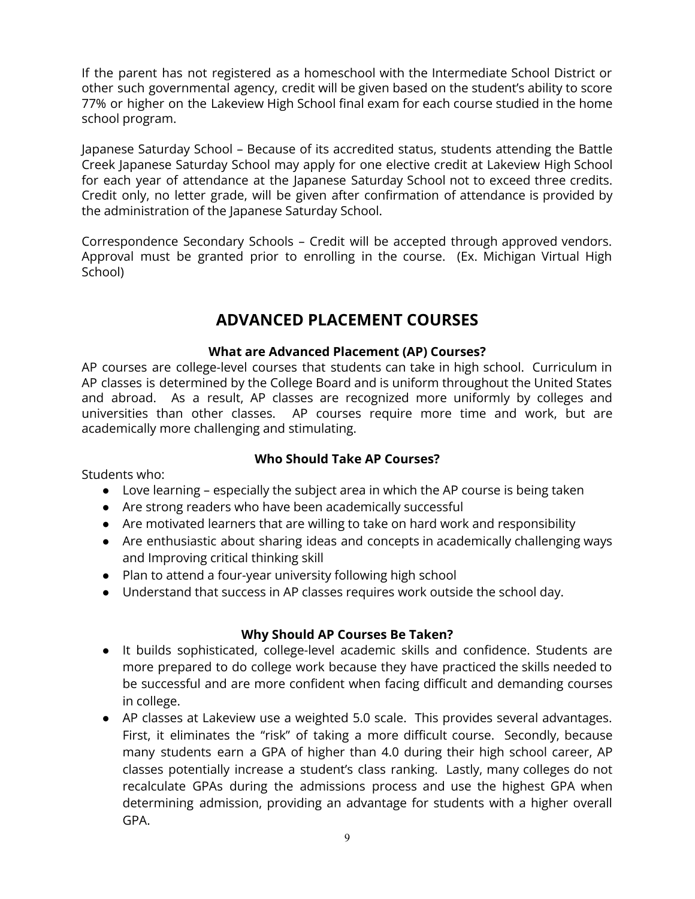If the parent has not registered as a homeschool with the Intermediate School District or other such governmental agency, credit will be given based on the student's ability to score 77% or higher on the Lakeview High School final exam for each course studied in the home school program.

Japanese Saturday School – Because of its accredited status, students attending the Battle Creek Japanese Saturday School may apply for one elective credit at Lakeview High School for each year of attendance at the Japanese Saturday School not to exceed three credits. Credit only, no letter grade, will be given after confirmation of attendance is provided by the administration of the Japanese Saturday School.

Correspondence Secondary Schools – Credit will be accepted through approved vendors. Approval must be granted prior to enrolling in the course. (Ex. Michigan Virtual High School)

## ADVANCED PLACEMENT COURSES

### What are Advanced Placement (AP) Courses?

AP courses are college-level courses that students can take in high school. Curriculum in AP classes is determined by the College Board and is uniform throughout the United States and abroad. As a result, AP classes are recognized more uniformly by colleges and universities than other classes. AP courses require more time and work, but are academically more challenging and stimulating.

### Who Should Take AP Courses?

Students who:

- Love learning – especially the subject area in which the AP course is being taken
- Are strong readers who have been academically successful
- Are motivated learners that are willing to take on hard work and responsibility
- Are enthusiastic about sharing ideas and concepts in academically challenging ways and Improving critical thinking skill
- Plan to attend a four-year university following high school
- Understand that success in AP classes requires work outside the school day.

### Why Should AP Courses Be Taken?

- It builds sophisticated, college-level academic skills and confidence. Students are more prepared to do college work because they have practiced the skills needed to be successful and are more confident when facing difficult and demanding courses in college.
- AP classes at Lakeview use a weighted 5.0 scale. This provides several advantages. First, it eliminates the "risk" of taking a more difficult course. Secondly, because many students earn a GPA of higher than 4.0 during their high school career, AP classes potentially increase a student's class ranking. Lastly, many colleges do not recalculate GPAs during the admissions process and use the highest GPA when determining admission, providing an advantage for students with a higher overall GPA.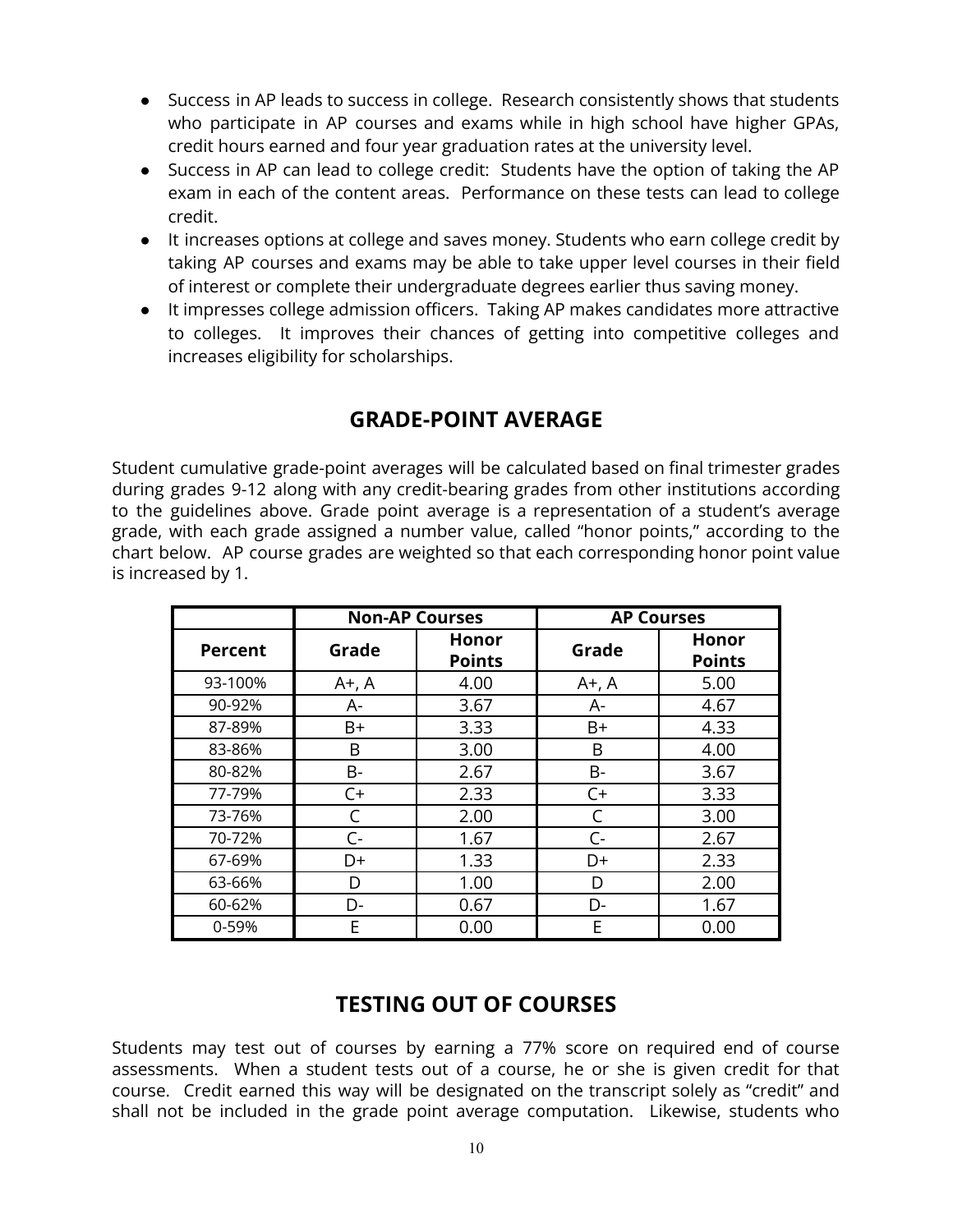- Success in AP leads to success in college. Research consistently shows that students who participate in AP courses and exams while in high school have higher GPAs, credit hours earned and four year graduation rates at the university level.
- Success in AP can lead to college credit: Students have the option of taking the AP exam in each of the content areas. Performance on these tests can lead to college credit.
- It increases options at college and saves money. Students who earn college credit by taking AP courses and exams may be able to take upper level courses in their field of interest or complete their undergraduate degrees earlier thus saving money.
- It impresses college admission officers. Taking AP makes candidates more attractive to colleges. It improves their chances of getting into competitive colleges and increases eligibility for scholarships.

## GRADE-POINT AVERAGE

Student cumulative grade-point averages will be calculated based on final trimester grades during grades 9-12 along with any credit-bearing grades from other institutions according to the guidelines above. Grade point average is a representation of a student's average grade, with each grade assigned a number value, called "honor points," according to the chart below. AP course grades are weighted so that each corresponding honor point value is increased by 1.

| | Non-AP Courses | | AP Courses | |
|---|---|---|---|---|
| **Percent** | **Grade** | **Honor Points** | **Grade** | **Honor Points** |
| 93-100% | A+, A | 4.00 | A+, A | 5.00 |
| 90-92% | A- | 3.67 | A- | 4.67 |
| 87-89% | B+ | 3.33 | B+ | 4.33 |
| 83-86% | B | 3.00 | B | 4.00 |
| 80-82% | B- | 2.67 | B- | 3.67 |
| 77-79% | C+ | 2.33 | C+ | 3.33 |
| 73-76% | C | 2.00 | C | 3.00 |
| 70-72% | C- | 1.67 | C- | 2.67 |
| 67-69% | D+ | 1.33 | D+ | 2.33 |
| 63-66% | D | 1.00 | D | 2.00 |
| 60-62% | D- | 0.67 | D- | 1.67 |
| 0-59% | E | 0.00 | E | 0.00 |

## TESTING OUT OF COURSES

Students may test out of courses by earning a 77% score on required end of course assessments. When a student tests out of a course, he or she is given credit for that course. Credit earned this way will be designated on the transcript solely as "credit" and shall not be included in the grade point average computation. Likewise, students who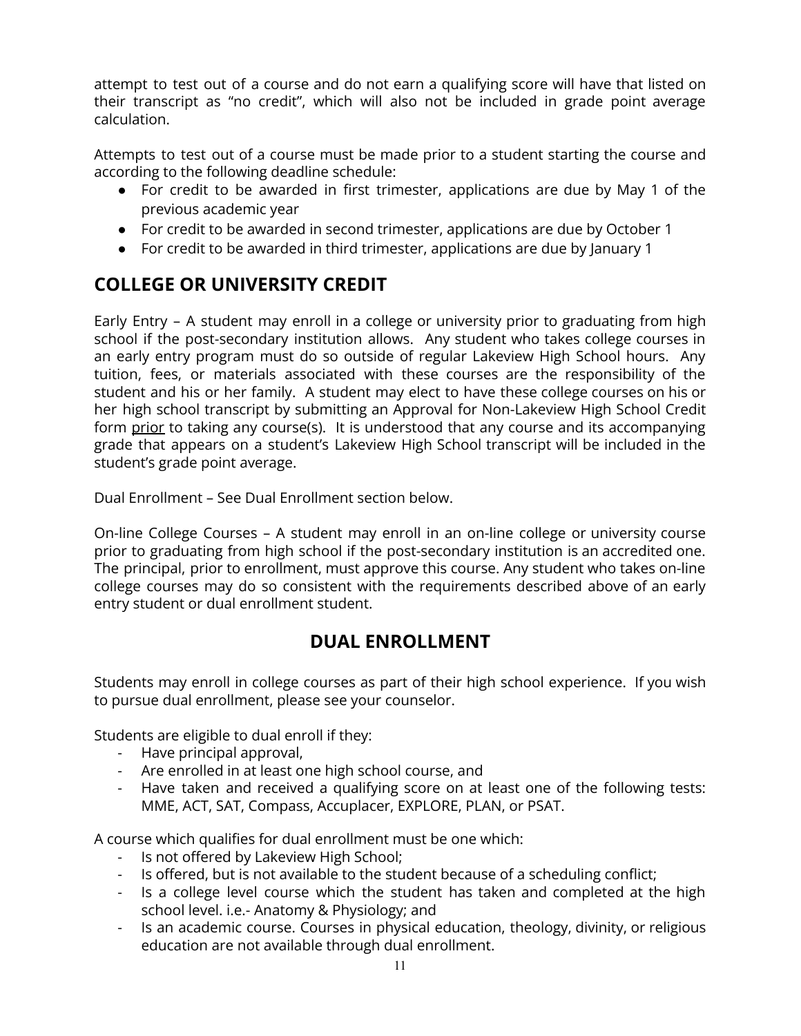attempt to test out of a course and do not earn a qualifying score will have that listed on their transcript as "no credit", which will also not be included in grade point average calculation.

Attempts to test out of a course must be made prior to a student starting the course and according to the following deadline schedule:

- For credit to be awarded in first trimester, applications are due by May 1 of the previous academic year
- For credit to be awarded in second trimester, applications are due by October 1
- For credit to be awarded in third trimester, applications are due by January 1

## COLLEGE OR UNIVERSITY CREDIT

Early Entry – A student may enroll in a college or university prior to graduating from high school if the post-secondary institution allows. Any student who takes college courses in an early entry program must do so outside of regular Lakeview High School hours. Any tuition, fees, or materials associated with these courses are the responsibility of the student and his or her family. A student may elect to have these college courses on his or her high school transcript by submitting an Approval for Non-Lakeview High School Credit form prior to taking any course(s). It is understood that any course and its accompanying grade that appears on a student's Lakeview High School transcript will be included in the student's grade point average.

Dual Enrollment – See Dual Enrollment section below.

On-line College Courses – A student may enroll in an on-line college or university course prior to graduating from high school if the post-secondary institution is an accredited one. The principal, prior to enrollment, must approve this course. Any student who takes on-line college courses may do so consistent with the requirements described above of an early entry student or dual enrollment student.

## DUAL ENROLLMENT

Students may enroll in college courses as part of their high school experience. If you wish to pursue dual enrollment, please see your counselor.

Students are eligible to dual enroll if they:

- Have principal approval,
- Are enrolled in at least one high school course, and
- Have taken and received a qualifying score on at least one of the following tests: MME, ACT, SAT, Compass, Accuplacer, EXPLORE, PLAN, or PSAT.

A course which qualifies for dual enrollment must be one which:

- Is not offered by Lakeview High School;
- Is offered, but is not available to the student because of a scheduling conflict;
- Is a college level course which the student has taken and completed at the high school level. i.e.- Anatomy & Physiology; and
- Is an academic course. Courses in physical education, theology, divinity, or religious education are not available through dual enrollment.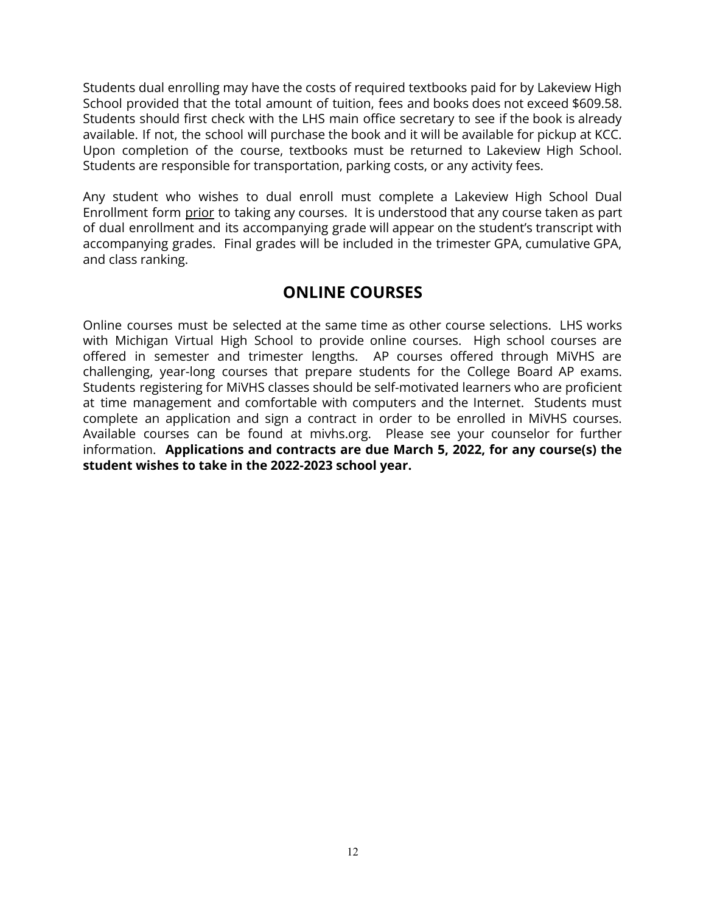Students dual enrolling may have the costs of required textbooks paid for by Lakeview High School provided that the total amount of tuition, fees and books does not exceed $609.58. Students should first check with the LHS main office secretary to see if the book is already available. If not, the school will purchase the book and it will be available for pickup at KCC. Upon completion of the course, textbooks must be returned to Lakeview High School. Students are responsible for transportation, parking costs, or any activity fees.

Any student who wishes to dual enroll must complete a Lakeview High School Dual Enrollment form <u>prior</u> to taking any courses. It is understood that any course taken as part of dual enrollment and its accompanying grade will appear on the student's transcript with accompanying grades. Final grades will be included in the trimester GPA, cumulative GPA, and class ranking.

## ONLINE COURSES

Online courses must be selected at the same time as other course selections. LHS works with Michigan Virtual High School to provide online courses. High school courses are offered in semester and trimester lengths. AP courses offered through MiVHS are challenging, year-long courses that prepare students for the College Board AP exams. Students registering for MiVHS classes should be self-motivated learners who are proficient at time management and comfortable with computers and the Internet. Students must complete an application and sign a contract in order to be enrolled in MiVHS courses. Available courses can be found at mivhs.org. Please see your counselor for further information. **Applications and contracts are due March 5, 2022, for any course(s) the student wishes to take in the 2022-2023 school year.**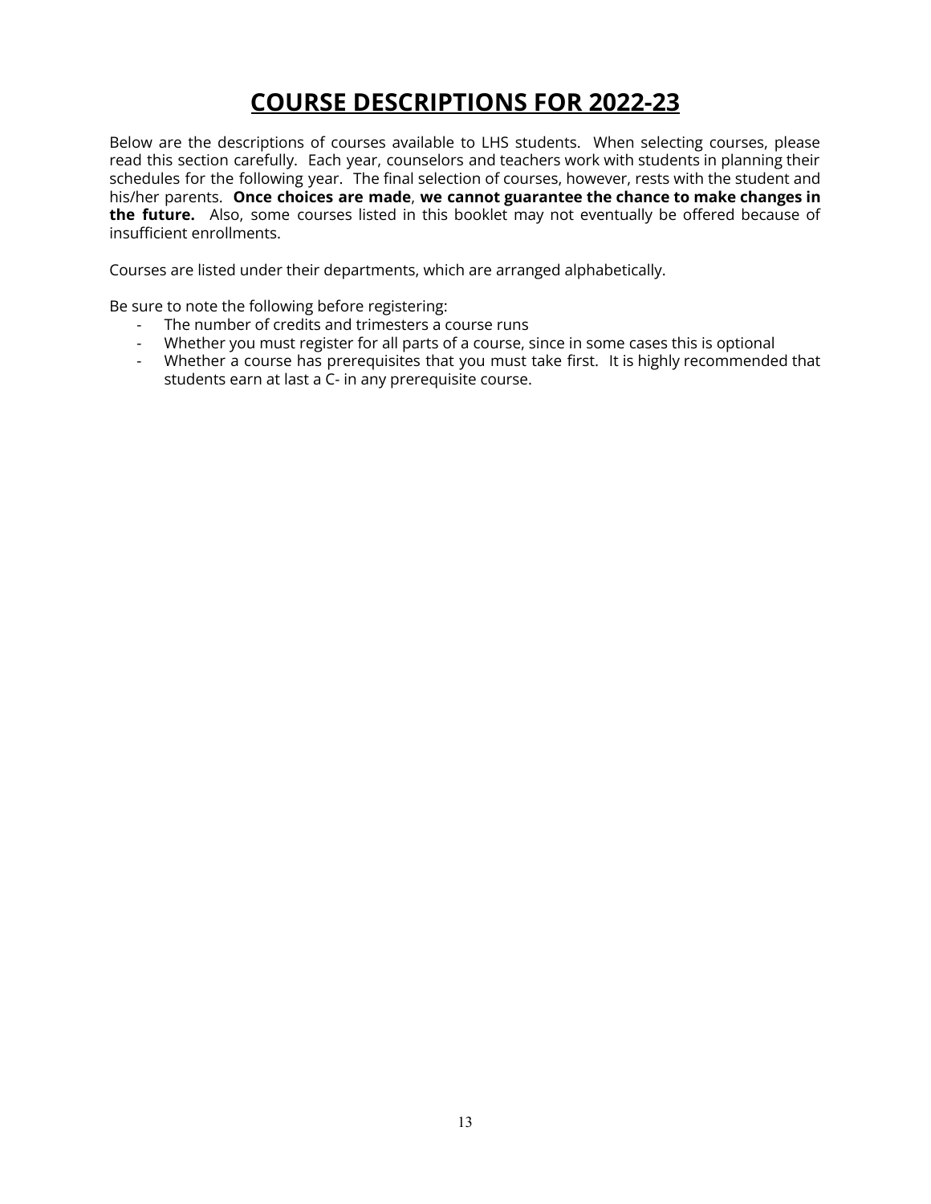# COURSE DESCRIPTIONS FOR 2022-23

Below are the descriptions of courses available to LHS students. When selecting courses, please read this section carefully. Each year, counselors and teachers work with students in planning their schedules for the following year. The final selection of courses, however, rests with the student and his/her parents. **Once choices are made**, **we cannot guarantee the chance to make changes in the future.** Also, some courses listed in this booklet may not eventually be offered because of insufficient enrollments.

Courses are listed under their departments, which are arranged alphabetically.

Be sure to note the following before registering:

- The number of credits and trimesters a course runs
- Whether you must register for all parts of a course, since in some cases this is optional
- Whether a course has prerequisites that you must take first. It is highly recommended that students earn at last a C- in any prerequisite course.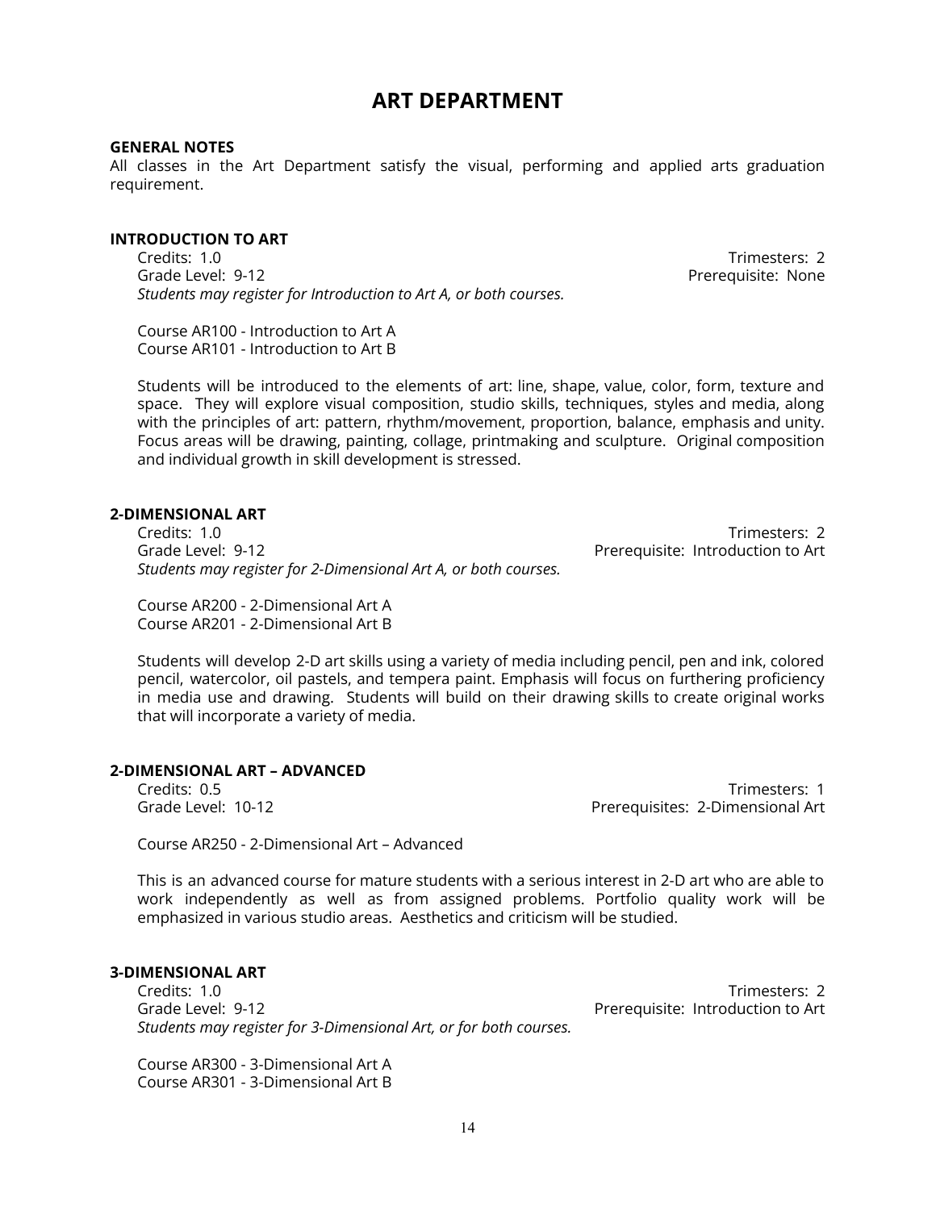# ART DEPARTMENT

**GENERAL NOTES**

All classes in the Art Department satisfy the visual, performing and applied arts graduation requirement.

**INTRODUCTION TO ART**

Credits: 1.0 — Trimesters: 2

Grade Level: 9-12 — Prerequisite: None

*Students may register for Introduction to Art A, or both courses.*

Course AR100 - Introduction to Art A
Course AR101 - Introduction to Art B

Students will be introduced to the elements of art: line, shape, value, color, form, texture and space. They will explore visual composition, studio skills, techniques, styles and media, along with the principles of art: pattern, rhythm/movement, proportion, balance, emphasis and unity. Focus areas will be drawing, painting, collage, printmaking and sculpture. Original composition and individual growth in skill development is stressed.

**2-DIMENSIONAL ART**

Credits: 1.0 — Trimesters: 2

Grade Level: 9-12 — Prerequisite: Introduction to Art

*Students may register for 2-Dimensional Art A, or both courses.*

Course AR200 - 2-Dimensional Art A
Course AR201 - 2-Dimensional Art B

Students will develop 2-D art skills using a variety of media including pencil, pen and ink, colored pencil, watercolor, oil pastels, and tempera paint. Emphasis will focus on furthering proficiency in media use and drawing. Students will build on their drawing skills to create original works that will incorporate a variety of media.

**2-DIMENSIONAL ART – ADVANCED**

Credits: 0.5 — Trimesters: 1

Grade Level: 10-12 — Prerequisites: 2-Dimensional Art

Course AR250 - 2-Dimensional Art – Advanced

This is an advanced course for mature students with a serious interest in 2-D art who are able to work independently as well as from assigned problems. Portfolio quality work will be emphasized in various studio areas. Aesthetics and criticism will be studied.

**3-DIMENSIONAL ART**

Credits: 1.0 — Trimesters: 2

Grade Level: 9-12 — Prerequisite: Introduction to Art

*Students may register for 3-Dimensional Art, or for both courses.*

Course AR300 - 3-Dimensional Art A
Course AR301 - 3-Dimensional Art B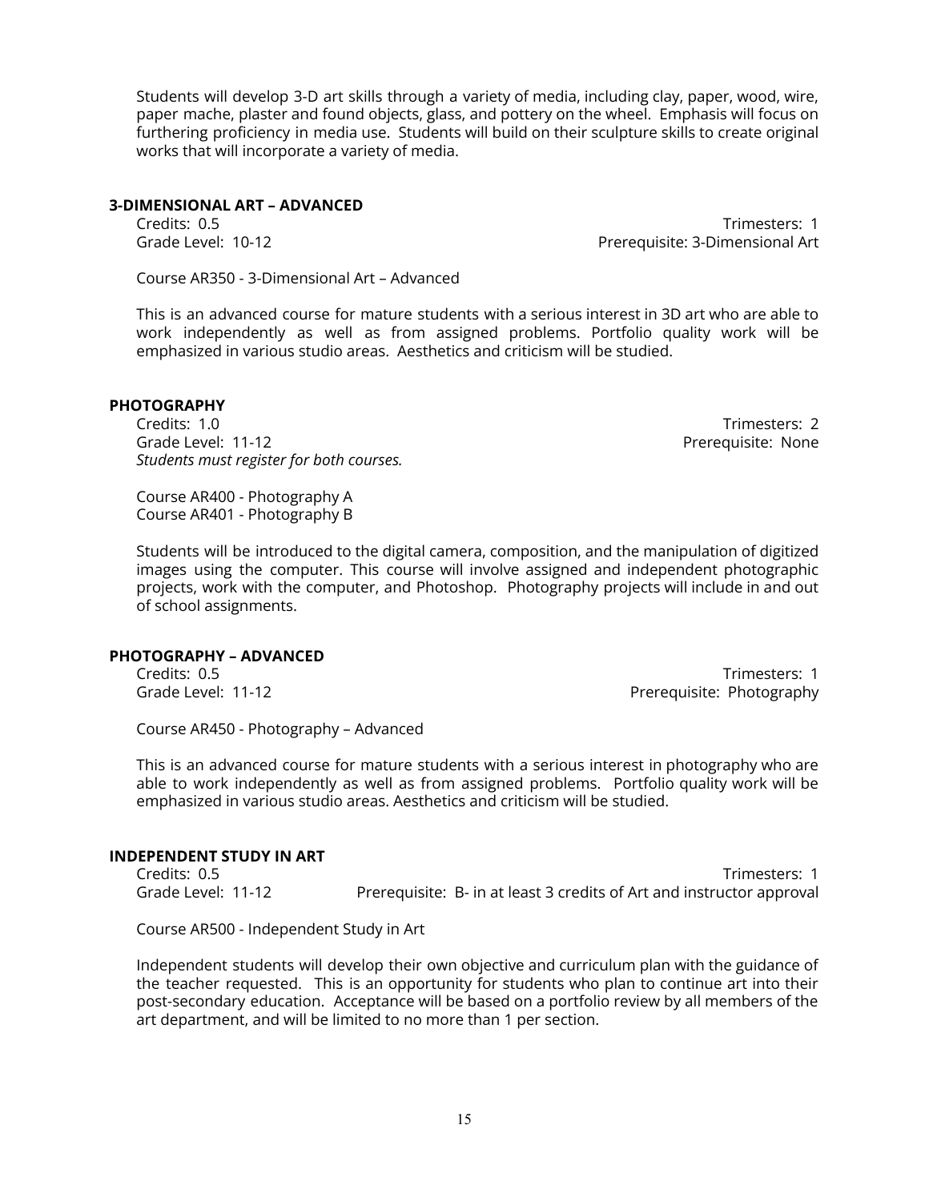Students will develop 3-D art skills through a variety of media, including clay, paper, wood, wire, paper mache, plaster and found objects, glass, and pottery on the wheel. Emphasis will focus on furthering proficiency in media use. Students will build on their sculpture skills to create original works that will incorporate a variety of media.

**3-DIMENSIONAL ART – ADVANCED**

Credits: 0.5 | Trimesters: 1
Grade Level: 10-12 | Prerequisite: 3-Dimensional Art

Course AR350 - 3-Dimensional Art – Advanced

This is an advanced course for mature students with a serious interest in 3D art who are able to work independently as well as from assigned problems. Portfolio quality work will be emphasized in various studio areas. Aesthetics and criticism will be studied.

**PHOTOGRAPHY**

Credits: 1.0 | Trimesters: 2
Grade Level: 11-12 | Prerequisite: None
*Students must register for both courses.*

Course AR400 - Photography A
Course AR401 - Photography B

Students will be introduced to the digital camera, composition, and the manipulation of digitized images using the computer. This course will involve assigned and independent photographic projects, work with the computer, and Photoshop. Photography projects will include in and out of school assignments.

**PHOTOGRAPHY – ADVANCED**

Credits: 0.5 | Trimesters: 1
Grade Level: 11-12 | Prerequisite: Photography

Course AR450 - Photography – Advanced

This is an advanced course for mature students with a serious interest in photography who are able to work independently as well as from assigned problems. Portfolio quality work will be emphasized in various studio areas. Aesthetics and criticism will be studied.

**INDEPENDENT STUDY IN ART**

Credits: 0.5 | Trimesters: 1
Grade Level: 11-12 | Prerequisite: B- in at least 3 credits of Art and instructor approval

Course AR500 - Independent Study in Art

Independent students will develop their own objective and curriculum plan with the guidance of the teacher requested. This is an opportunity for students who plan to continue art into their post-secondary education. Acceptance will be based on a portfolio review by all members of the art department, and will be limited to no more than 1 per section.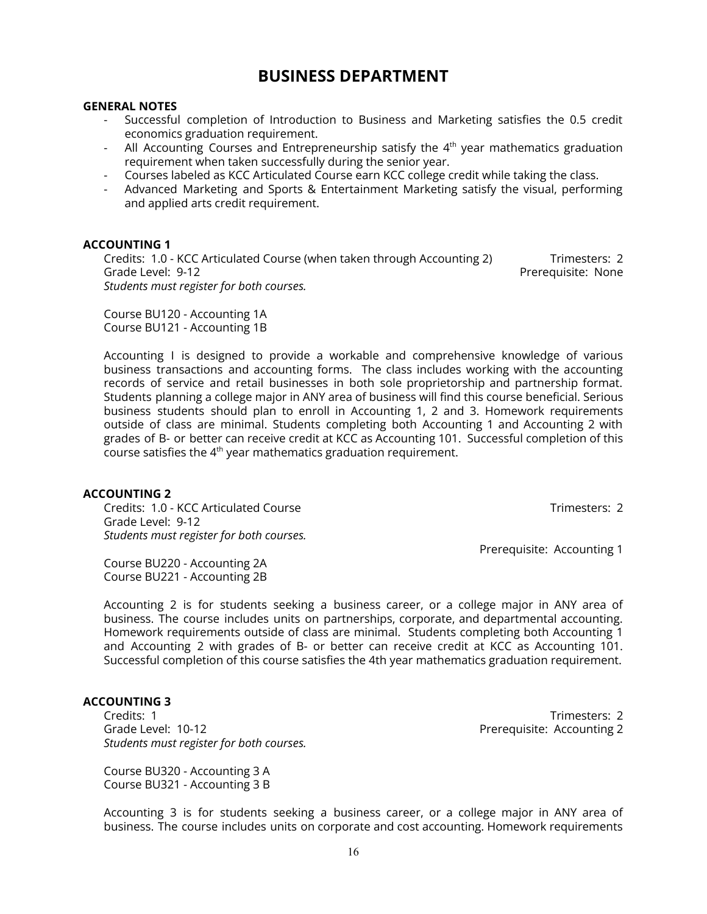# BUSINESS DEPARTMENT

**GENERAL NOTES**

- Successful completion of Introduction to Business and Marketing satisfies the 0.5 credit economics graduation requirement.
- All Accounting Courses and Entrepreneurship satisfy the 4th year mathematics graduation requirement when taken successfully during the senior year.
- Courses labeled as KCC Articulated Course earn KCC college credit while taking the class.
- Advanced Marketing and Sports & Entertainment Marketing satisfy the visual, performing and applied arts credit requirement.

### ACCOUNTING 1

Credits: 1.0 - KCC Articulated Course (when taken through Accounting 2) — Trimesters: 2
Grade Level: 9-12 — Prerequisite: None
*Students must register for both courses.*

Course BU120 - Accounting 1A
Course BU121 - Accounting 1B

Accounting I is designed to provide a workable and comprehensive knowledge of various business transactions and accounting forms. The class includes working with the accounting records of service and retail businesses in both sole proprietorship and partnership format. Students planning a college major in ANY area of business will find this course beneficial. Serious business students should plan to enroll in Accounting 1, 2 and 3. Homework requirements outside of class are minimal. Students completing both Accounting 1 and Accounting 2 with grades of B- or better can receive credit at KCC as Accounting 101. Successful completion of this course satisfies the 4th year mathematics graduation requirement.

### ACCOUNTING 2

Credits: 1.0 - KCC Articulated Course — Trimesters: 2
Grade Level: 9-12
*Students must register for both courses.*
Prerequisite: Accounting 1

Course BU220 - Accounting 2A
Course BU221 - Accounting 2B

Accounting 2 is for students seeking a business career, or a college major in ANY area of business. The course includes units on partnerships, corporate, and departmental accounting. Homework requirements outside of class are minimal. Students completing both Accounting 1 and Accounting 2 with grades of B- or better can receive credit at KCC as Accounting 101. Successful completion of this course satisfies the 4th year mathematics graduation requirement.

### ACCOUNTING 3

Credits: 1 — Trimesters: 2
Grade Level: 10-12 — Prerequisite: Accounting 2
*Students must register for both courses.*

Course BU320 - Accounting 3 A
Course BU321 - Accounting 3 B

Accounting 3 is for students seeking a business career, or a college major in ANY area of business. The course includes units on corporate and cost accounting. Homework requirements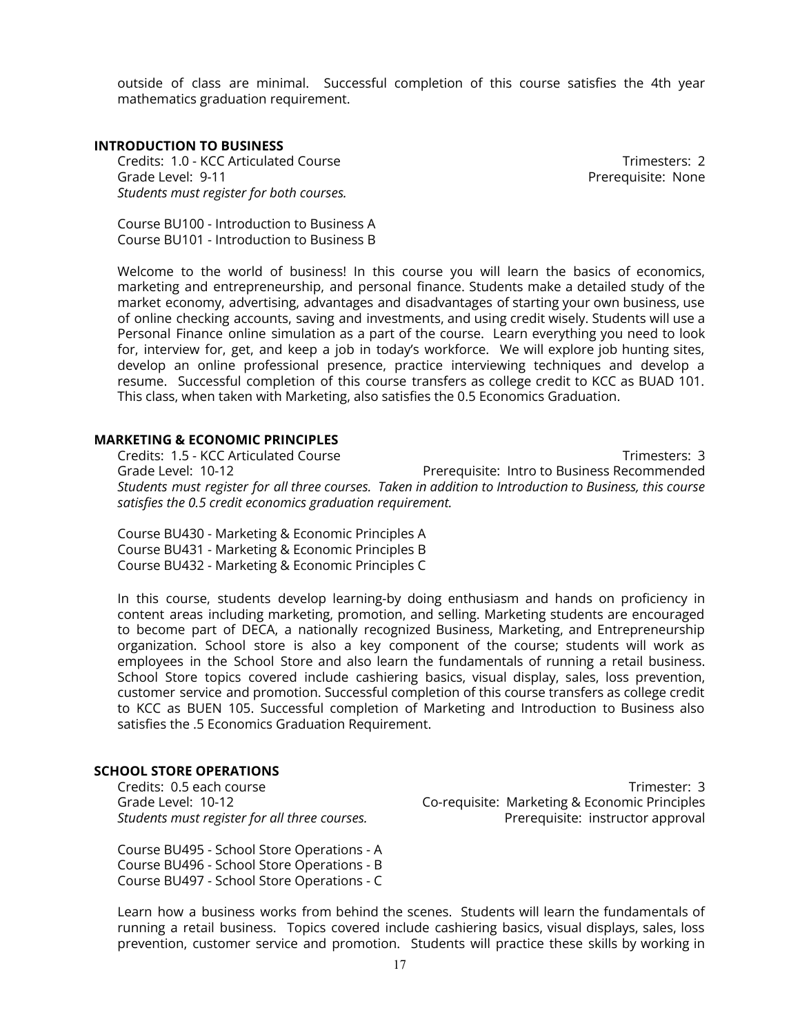outside of class are minimal. Successful completion of this course satisfies the 4th year mathematics graduation requirement.

### INTRODUCTION TO BUSINESS

Credits: 1.0 - KCC Articulated Course | Trimesters: 2
Grade Level: 9-11 | Prerequisite: None
*Students must register for both courses.*

Course BU100 - Introduction to Business A
Course BU101 - Introduction to Business B

Welcome to the world of business! In this course you will learn the basics of economics, marketing and entrepreneurship, and personal finance. Students make a detailed study of the market economy, advertising, advantages and disadvantages of starting your own business, use of online checking accounts, saving and investments, and using credit wisely. Students will use a Personal Finance online simulation as a part of the course. Learn everything you need to look for, interview for, get, and keep a job in today's workforce. We will explore job hunting sites, develop an online professional presence, practice interviewing techniques and develop a resume. Successful completion of this course transfers as college credit to KCC as BUAD 101. This class, when taken with Marketing, also satisfies the 0.5 Economics Graduation.

### MARKETING & ECONOMIC PRINCIPLES

Credits: 1.5 - KCC Articulated Course | Trimesters: 3
Grade Level: 10-12 | Prerequisite: Intro to Business Recommended
*Students must register for all three courses. Taken in addition to Introduction to Business, this course satisfies the 0.5 credit economics graduation requirement.*

Course BU430 - Marketing & Economic Principles A
Course BU431 - Marketing & Economic Principles B
Course BU432 - Marketing & Economic Principles C

In this course, students develop learning-by doing enthusiasm and hands on proficiency in content areas including marketing, promotion, and selling. Marketing students are encouraged to become part of DECA, a nationally recognized Business, Marketing, and Entrepreneurship organization. School store is also a key component of the course; students will work as employees in the School Store and also learn the fundamentals of running a retail business. School Store topics covered include cashiering basics, visual display, sales, loss prevention, customer service and promotion. Successful completion of this course transfers as college credit to KCC as BUEN 105. Successful completion of Marketing and Introduction to Business also satisfies the .5 Economics Graduation Requirement.

### SCHOOL STORE OPERATIONS

Credits: 0.5 each course | Trimester: 3
Grade Level: 10-12 | Co-requisite: Marketing & Economic Principles
*Students must register for all three courses.* | Prerequisite: instructor approval

Course BU495 - School Store Operations - A
Course BU496 - School Store Operations - B
Course BU497 - School Store Operations - C

Learn how a business works from behind the scenes. Students will learn the fundamentals of running a retail business. Topics covered include cashiering basics, visual displays, sales, loss prevention, customer service and promotion. Students will practice these skills by working in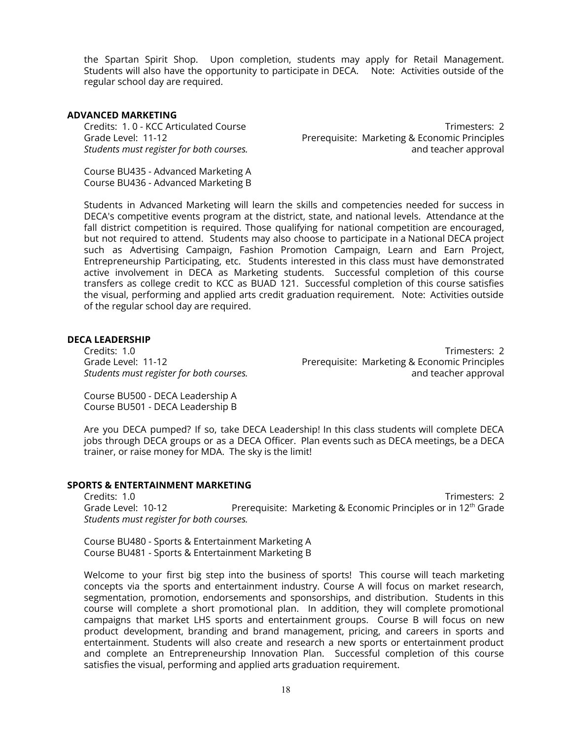the Spartan Spirit Shop. Upon completion, students may apply for Retail Management. Students will also have the opportunity to participate in DECA. Note: Activities outside of the regular school day are required.

### ADVANCED MARKETING

Credits: 1. 0 - KCC Articulated Course
Trimesters: 2
Grade Level: 11-12
Prerequisite: Marketing & Economic Principles and teacher approval
*Students must register for both courses.*

Course BU435 - Advanced Marketing A
Course BU436 - Advanced Marketing B

Students in Advanced Marketing will learn the skills and competencies needed for success in DECA's competitive events program at the district, state, and national levels. Attendance at the fall district competition is required. Those qualifying for national competition are encouraged, but not required to attend. Students may also choose to participate in a National DECA project such as Advertising Campaign, Fashion Promotion Campaign, Learn and Earn Project, Entrepreneurship Participating, etc. Students interested in this class must have demonstrated active involvement in DECA as Marketing students. Successful completion of this course transfers as college credit to KCC as BUAD 121. Successful completion of this course satisfies the visual, performing and applied arts credit graduation requirement. Note: Activities outside of the regular school day are required.

### DECA LEADERSHIP

Credits: 1.0
Trimesters: 2
Grade Level: 11-12
Prerequisite: Marketing & Economic Principles and teacher approval
*Students must register for both courses.*

Course BU500 - DECA Leadership A
Course BU501 - DECA Leadership B

Are you DECA pumped? If so, take DECA Leadership! In this class students will complete DECA jobs through DECA groups or as a DECA Officer. Plan events such as DECA meetings, be a DECA trainer, or raise money for MDA. The sky is the limit!

### SPORTS & ENTERTAINMENT MARKETING

Credits: 1.0
Trimesters: 2
Grade Level: 10-12
Prerequisite: Marketing & Economic Principles or in 12th Grade
*Students must register for both courses.*

Course BU480 - Sports & Entertainment Marketing A
Course BU481 - Sports & Entertainment Marketing B

Welcome to your first big step into the business of sports! This course will teach marketing concepts via the sports and entertainment industry. Course A will focus on market research, segmentation, promotion, endorsements and sponsorships, and distribution. Students in this course will complete a short promotional plan. In addition, they will complete promotional campaigns that market LHS sports and entertainment groups. Course B will focus on new product development, branding and brand management, pricing, and careers in sports and entertainment. Students will also create and research a new sports or entertainment product and complete an Entrepreneurship Innovation Plan. Successful completion of this course satisfies the visual, performing and applied arts graduation requirement.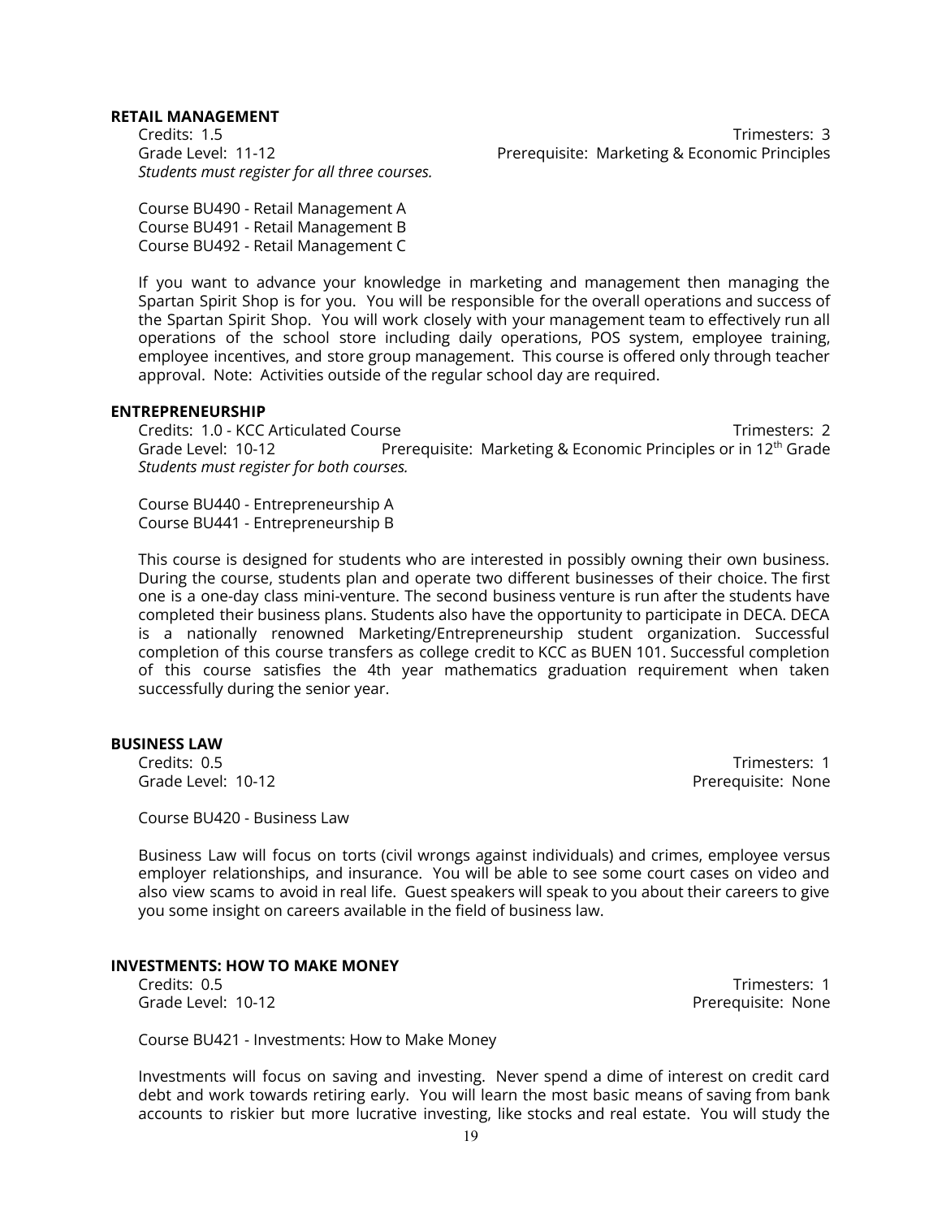## RETAIL MANAGEMENT

Credits: 1.5 | Trimesters: 3
Grade Level: 11-12 | Prerequisite: Marketing & Economic Principles
*Students must register for all three courses.*

Course BU490 - Retail Management A
Course BU491 - Retail Management B
Course BU492 - Retail Management C

If you want to advance your knowledge in marketing and management then managing the Spartan Spirit Shop is for you. You will be responsible for the overall operations and success of the Spartan Spirit Shop. You will work closely with your management team to effectively run all operations of the school store including daily operations, POS system, employee training, employee incentives, and store group management. This course is offered only through teacher approval. Note: Activities outside of the regular school day are required.

## ENTREPRENEURSHIP

Credits: 1.0 - KCC Articulated Course | Trimesters: 2
Grade Level: 10-12 | Prerequisite: Marketing & Economic Principles or in 12th Grade
*Students must register for both courses.*

Course BU440 - Entrepreneurship A
Course BU441 - Entrepreneurship B

This course is designed for students who are interested in possibly owning their own business. During the course, students plan and operate two different businesses of their choice. The first one is a one-day class mini-venture. The second business venture is run after the students have completed their business plans. Students also have the opportunity to participate in DECA. DECA is a nationally renowned Marketing/Entrepreneurship student organization. Successful completion of this course transfers as college credit to KCC as BUEN 101. Successful completion of this course satisfies the 4th year mathematics graduation requirement when taken successfully during the senior year.

## BUSINESS LAW

Credits: 0.5 | Trimesters: 1
Grade Level: 10-12 | Prerequisite: None

Course BU420 - Business Law

Business Law will focus on torts (civil wrongs against individuals) and crimes, employee versus employer relationships, and insurance. You will be able to see some court cases on video and also view scams to avoid in real life. Guest speakers will speak to you about their careers to give you some insight on careers available in the field of business law.

## INVESTMENTS: HOW TO MAKE MONEY

Credits: 0.5 | Trimesters: 1
Grade Level: 10-12 | Prerequisite: None

Course BU421 - Investments: How to Make Money

Investments will focus on saving and investing. Never spend a dime of interest on credit card debt and work towards retiring early. You will learn the most basic means of saving from bank accounts to riskier but more lucrative investing, like stocks and real estate. You will study the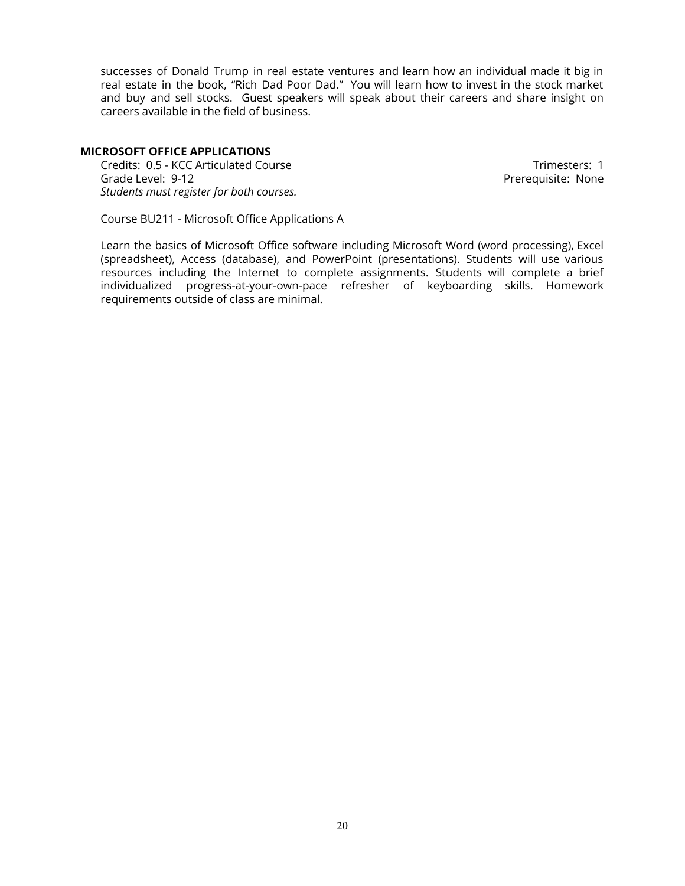successes of Donald Trump in real estate ventures and learn how an individual made it big in real estate in the book, "Rich Dad Poor Dad." You will learn how to invest in the stock market and buy and sell stocks. Guest speakers will speak about their careers and share insight on careers available in the field of business.

**MICROSOFT OFFICE APPLICATIONS**

Credits: 0.5 - KCC Articulated Course
Trimesters: 1
Grade Level: 9-12
Prerequisite: None
*Students must register for both courses.*

Course BU211 - Microsoft Office Applications A

Learn the basics of Microsoft Office software including Microsoft Word (word processing), Excel (spreadsheet), Access (database), and PowerPoint (presentations). Students will use various resources including the Internet to complete assignments. Students will complete a brief individualized progress-at-your-own-pace refresher of keyboarding skills. Homework requirements outside of class are minimal.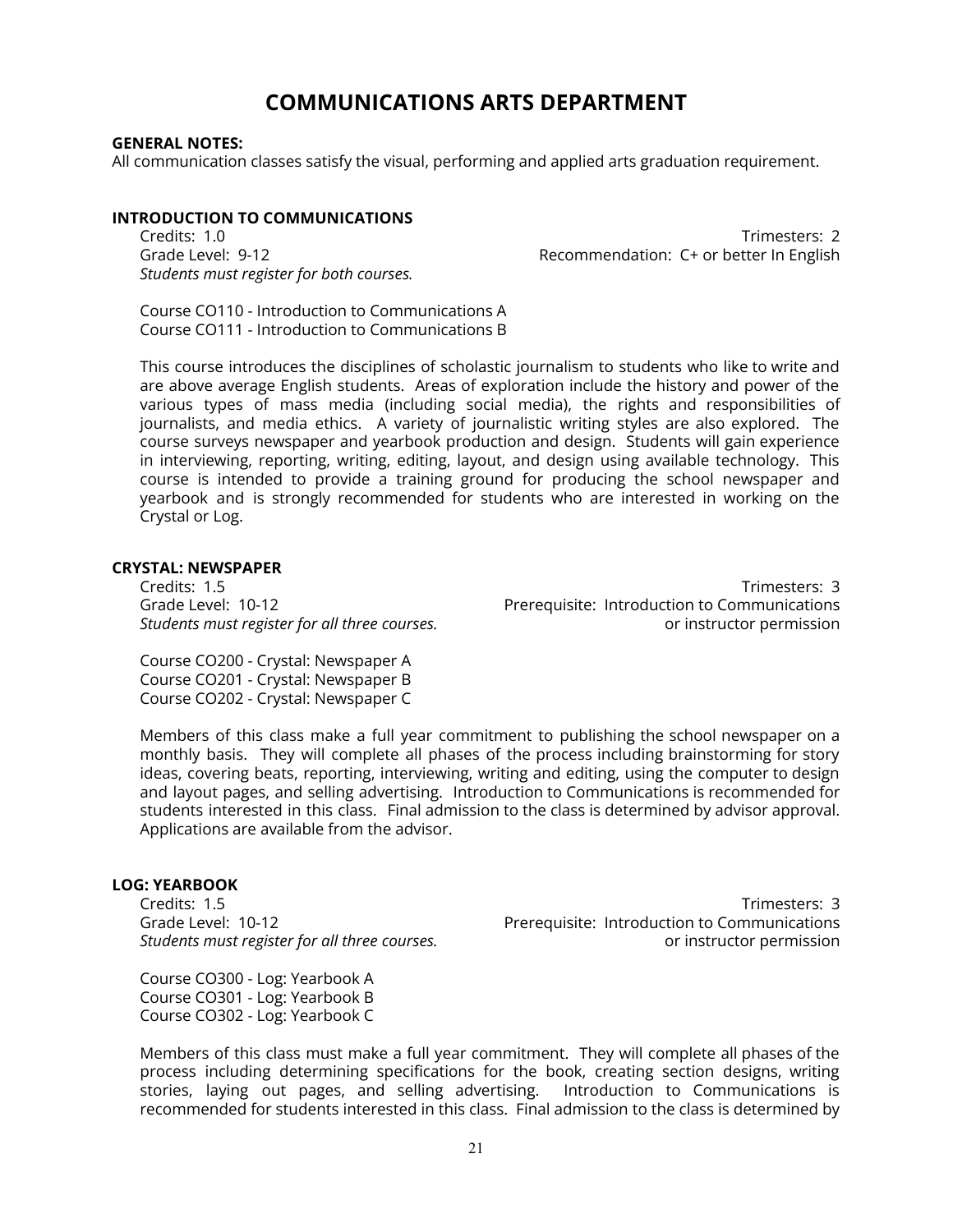# COMMUNICATIONS ARTS DEPARTMENT

**GENERAL NOTES:**
All communication classes satisfy the visual, performing and applied arts graduation requirement.

## INTRODUCTION TO COMMUNICATIONS

Credits: 1.0
Trimesters: 2
Grade Level: 9-12
Recommendation: C+ or better In English
*Students must register for both courses.*

Course CO110 - Introduction to Communications A
Course CO111 - Introduction to Communications B

This course introduces the disciplines of scholastic journalism to students who like to write and are above average English students. Areas of exploration include the history and power of the various types of mass media (including social media), the rights and responsibilities of journalists, and media ethics. A variety of journalistic writing styles are also explored. The course surveys newspaper and yearbook production and design. Students will gain experience in interviewing, reporting, writing, editing, layout, and design using available technology. This course is intended to provide a training ground for producing the school newspaper and yearbook and is strongly recommended for students who are interested in working on the Crystal or Log.

## CRYSTAL: NEWSPAPER

Credits: 1.5
Trimesters: 3
Grade Level: 10-12
Prerequisite: Introduction to Communications or instructor permission
*Students must register for all three courses.*

Course CO200 - Crystal: Newspaper A
Course CO201 - Crystal: Newspaper B
Course CO202 - Crystal: Newspaper C

Members of this class make a full year commitment to publishing the school newspaper on a monthly basis. They will complete all phases of the process including brainstorming for story ideas, covering beats, reporting, interviewing, writing and editing, using the computer to design and layout pages, and selling advertising. Introduction to Communications is recommended for students interested in this class. Final admission to the class is determined by advisor approval. Applications are available from the advisor.

## LOG: YEARBOOK

Credits: 1.5
Trimesters: 3
Grade Level: 10-12
Prerequisite: Introduction to Communications or instructor permission
*Students must register for all three courses.*

Course CO300 - Log: Yearbook A
Course CO301 - Log: Yearbook B
Course CO302 - Log: Yearbook C

Members of this class must make a full year commitment. They will complete all phases of the process including determining specifications for the book, creating section designs, writing stories, laying out pages, and selling advertising. Introduction to Communications is recommended for students interested in this class. Final admission to the class is determined by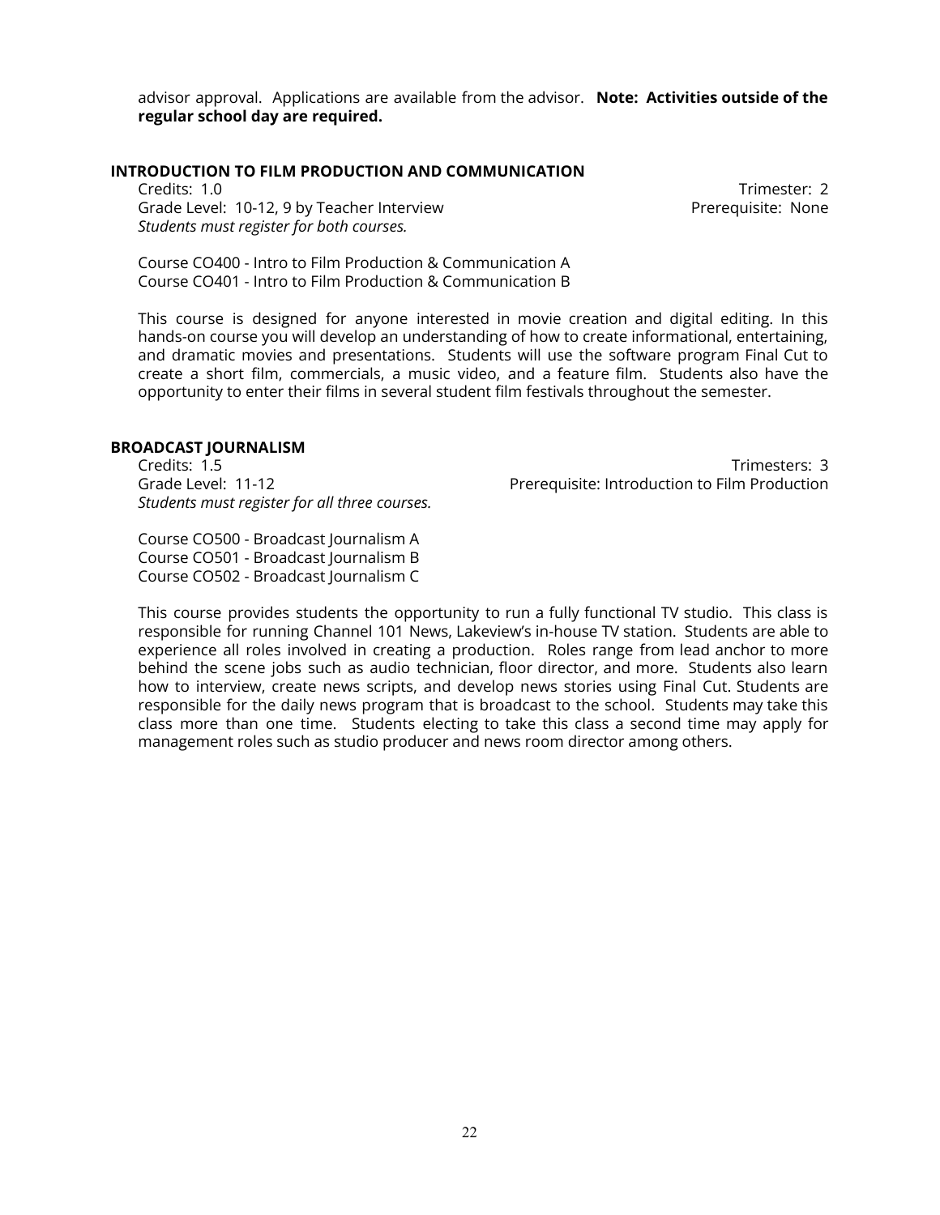advisor approval. Applications are available from the advisor. **Note: Activities outside of the regular school day are required.**

### INTRODUCTION TO FILM PRODUCTION AND COMMUNICATION

Credits: 1.0 Trimester: 2
Grade Level: 10-12, 9 by Teacher Interview Prerequisite: None
*Students must register for both courses.*

Course CO400 - Intro to Film Production & Communication A
Course CO401 - Intro to Film Production & Communication B

This course is designed for anyone interested in movie creation and digital editing. In this hands-on course you will develop an understanding of how to create informational, entertaining, and dramatic movies and presentations. Students will use the software program Final Cut to create a short film, commercials, a music video, and a feature film. Students also have the opportunity to enter their films in several student film festivals throughout the semester.

### BROADCAST JOURNALISM

Credits: 1.5 Trimesters: 3
Grade Level: 11-12 Prerequisite: Introduction to Film Production
*Students must register for all three courses.*

Course CO500 - Broadcast Journalism A
Course CO501 - Broadcast Journalism B
Course CO502 - Broadcast Journalism C

This course provides students the opportunity to run a fully functional TV studio. This class is responsible for running Channel 101 News, Lakeview's in-house TV station. Students are able to experience all roles involved in creating a production. Roles range from lead anchor to more behind the scene jobs such as audio technician, floor director, and more. Students also learn how to interview, create news scripts, and develop news stories using Final Cut. Students are responsible for the daily news program that is broadcast to the school. Students may take this class more than one time. Students electing to take this class a second time may apply for management roles such as studio producer and news room director among others.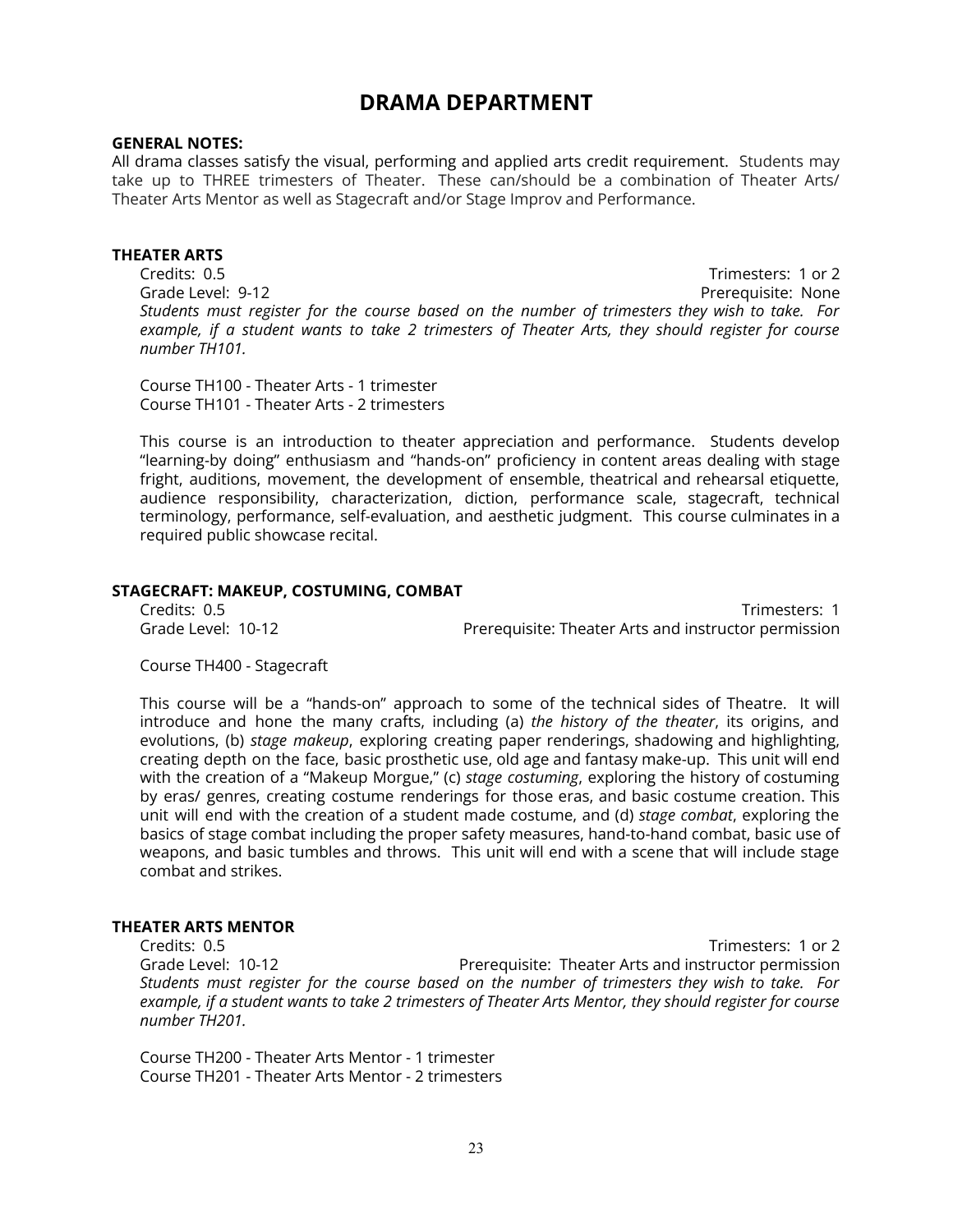# DRAMA DEPARTMENT

**GENERAL NOTES:**
All drama classes satisfy the visual, performing and applied arts credit requirement. Students may take up to THREE trimesters of Theater. These can/should be a combination of Theater Arts/ Theater Arts Mentor as well as Stagecraft and/or Stage Improv and Performance.

### THEATER ARTS

Credits: 0.5 — Trimesters: 1 or 2
Grade Level: 9-12 — Prerequisite: None

*Students must register for the course based on the number of trimesters they wish to take. For example, if a student wants to take 2 trimesters of Theater Arts, they should register for course number TH101.*

Course TH100 - Theater Arts - 1 trimester
Course TH101 - Theater Arts - 2 trimesters

This course is an introduction to theater appreciation and performance. Students develop "learning-by doing" enthusiasm and "hands-on" proficiency in content areas dealing with stage fright, auditions, movement, the development of ensemble, theatrical and rehearsal etiquette, audience responsibility, characterization, diction, performance scale, stagecraft, technical terminology, performance, self-evaluation, and aesthetic judgment. This course culminates in a required public showcase recital.

### STAGECRAFT: MAKEUP, COSTUMING, COMBAT

Credits: 0.5 — Trimesters: 1
Grade Level: 10-12 — Prerequisite: Theater Arts and instructor permission

Course TH400 - Stagecraft

This course will be a "hands-on" approach to some of the technical sides of Theatre. It will introduce and hone the many crafts, including (a) *the history of the theater*, its origins, and evolutions, (b) *stage makeup*, exploring creating paper renderings, shadowing and highlighting, creating depth on the face, basic prosthetic use, old age and fantasy make-up. This unit will end with the creation of a "Makeup Morgue," (c) *stage costuming*, exploring the history of costuming by eras/ genres, creating costume renderings for those eras, and basic costume creation. This unit will end with the creation of a student made costume, and (d) *stage combat*, exploring the basics of stage combat including the proper safety measures, hand-to-hand combat, basic use of weapons, and basic tumbles and throws. This unit will end with a scene that will include stage combat and strikes.

### THEATER ARTS MENTOR

Credits: 0.5 — Trimesters: 1 or 2
Grade Level: 10-12 — Prerequisite: Theater Arts and instructor permission

*Students must register for the course based on the number of trimesters they wish to take. For example, if a student wants to take 2 trimesters of Theater Arts Mentor, they should register for course number TH201.*

Course TH200 - Theater Arts Mentor - 1 trimester
Course TH201 - Theater Arts Mentor - 2 trimesters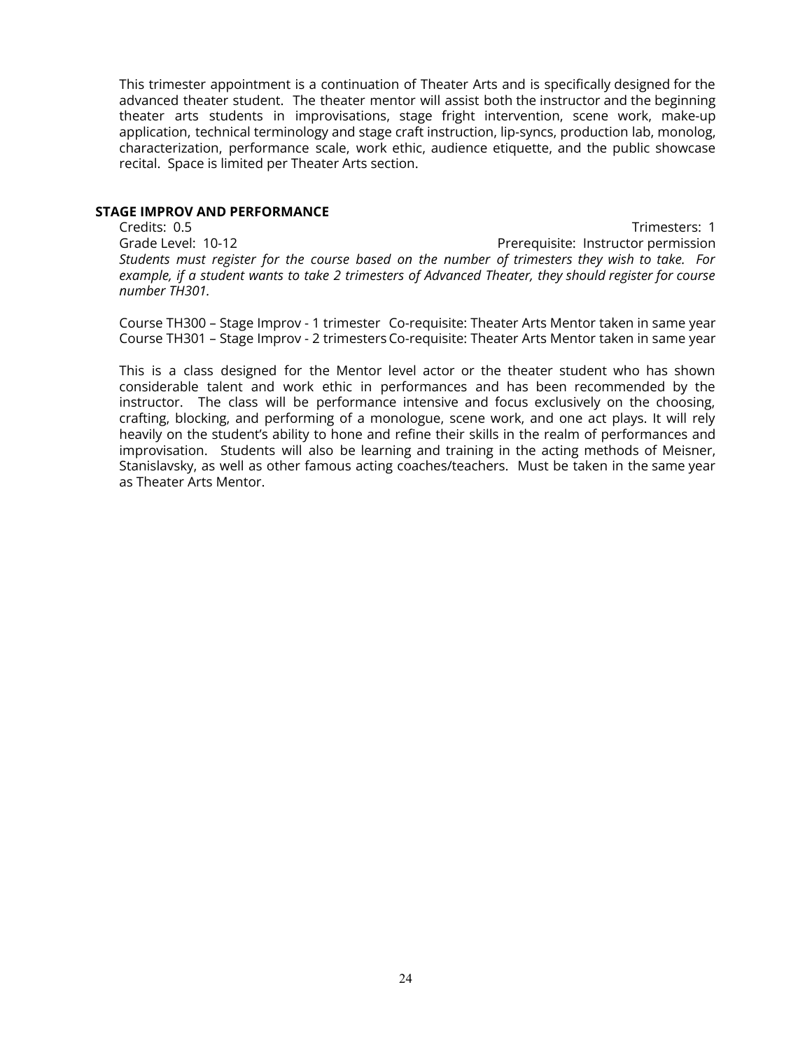This trimester appointment is a continuation of Theater Arts and is specifically designed for the advanced theater student. The theater mentor will assist both the instructor and the beginning theater arts students in improvisations, stage fright intervention, scene work, make-up application, technical terminology and stage craft instruction, lip-syncs, production lab, monolog, characterization, performance scale, work ethic, audience etiquette, and the public showcase recital. Space is limited per Theater Arts section.

### STAGE IMPROV AND PERFORMANCE

Credits: 0.5 — Trimesters: 1

Grade Level: 10-12 — Prerequisite: Instructor permission

*Students must register for the course based on the number of trimesters they wish to take. For example, if a student wants to take 2 trimesters of Advanced Theater, they should register for course number TH301.*

Course TH300 – Stage Improv - 1 trimester Co-requisite: Theater Arts Mentor taken in same year

Course TH301 – Stage Improv - 2 trimesters Co-requisite: Theater Arts Mentor taken in same year

This is a class designed for the Mentor level actor or the theater student who has shown considerable talent and work ethic in performances and has been recommended by the instructor. The class will be performance intensive and focus exclusively on the choosing, crafting, blocking, and performing of a monologue, scene work, and one act plays. It will rely heavily on the student's ability to hone and refine their skills in the realm of performances and improvisation. Students will also be learning and training in the acting methods of Meisner, Stanislavsky, as well as other famous acting coaches/teachers. Must be taken in the same year as Theater Arts Mentor.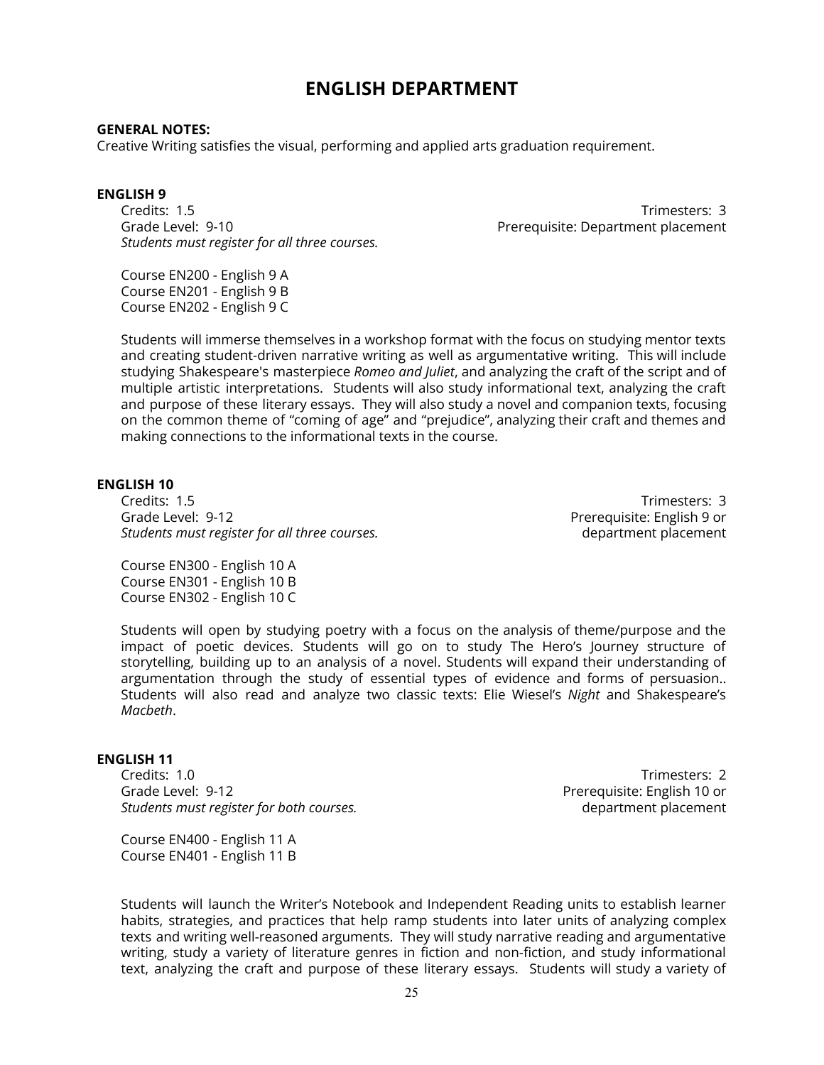# ENGLISH DEPARTMENT

**GENERAL NOTES:**
Creative Writing satisfies the visual, performing and applied arts graduation requirement.

### ENGLISH 9

Credits: 1.5
Trimesters: 3
Grade Level: 9-10
Prerequisite: Department placement
*Students must register for all three courses.*

Course EN200 - English 9 A
Course EN201 - English 9 B
Course EN202 - English 9 C

Students will immerse themselves in a workshop format with the focus on studying mentor texts and creating student-driven narrative writing as well as argumentative writing. This will include studying Shakespeare's masterpiece *Romeo and Juliet*, and analyzing the craft of the script and of multiple artistic interpretations. Students will also study informational text, analyzing the craft and purpose of these literary essays. They will also study a novel and companion texts, focusing on the common theme of "coming of age" and "prejudice", analyzing their craft and themes and making connections to the informational texts in the course.

### ENGLISH 10

Credits: 1.5
Trimesters: 3
Grade Level: 9-12
Prerequisite: English 9 or department placement
*Students must register for all three courses.*

Course EN300 - English 10 A
Course EN301 - English 10 B
Course EN302 - English 10 C

Students will open by studying poetry with a focus on the analysis of theme/purpose and the impact of poetic devices. Students will go on to study The Hero's Journey structure of storytelling, building up to an analysis of a novel. Students will expand their understanding of argumentation through the study of essential types of evidence and forms of persuasion.. Students will also read and analyze two classic texts: Elie Wiesel's *Night* and Shakespeare's *Macbeth*.

### ENGLISH 11

Credits: 1.0
Trimesters: 2
Grade Level: 9-12
Prerequisite: English 10 or department placement
*Students must register for both courses.*

Course EN400 - English 11 A
Course EN401 - English 11 B

Students will launch the Writer's Notebook and Independent Reading units to establish learner habits, strategies, and practices that help ramp students into later units of analyzing complex texts and writing well-reasoned arguments. They will study narrative reading and argumentative writing, study a variety of literature genres in fiction and non-fiction, and study informational text, analyzing the craft and purpose of these literary essays. Students will study a variety of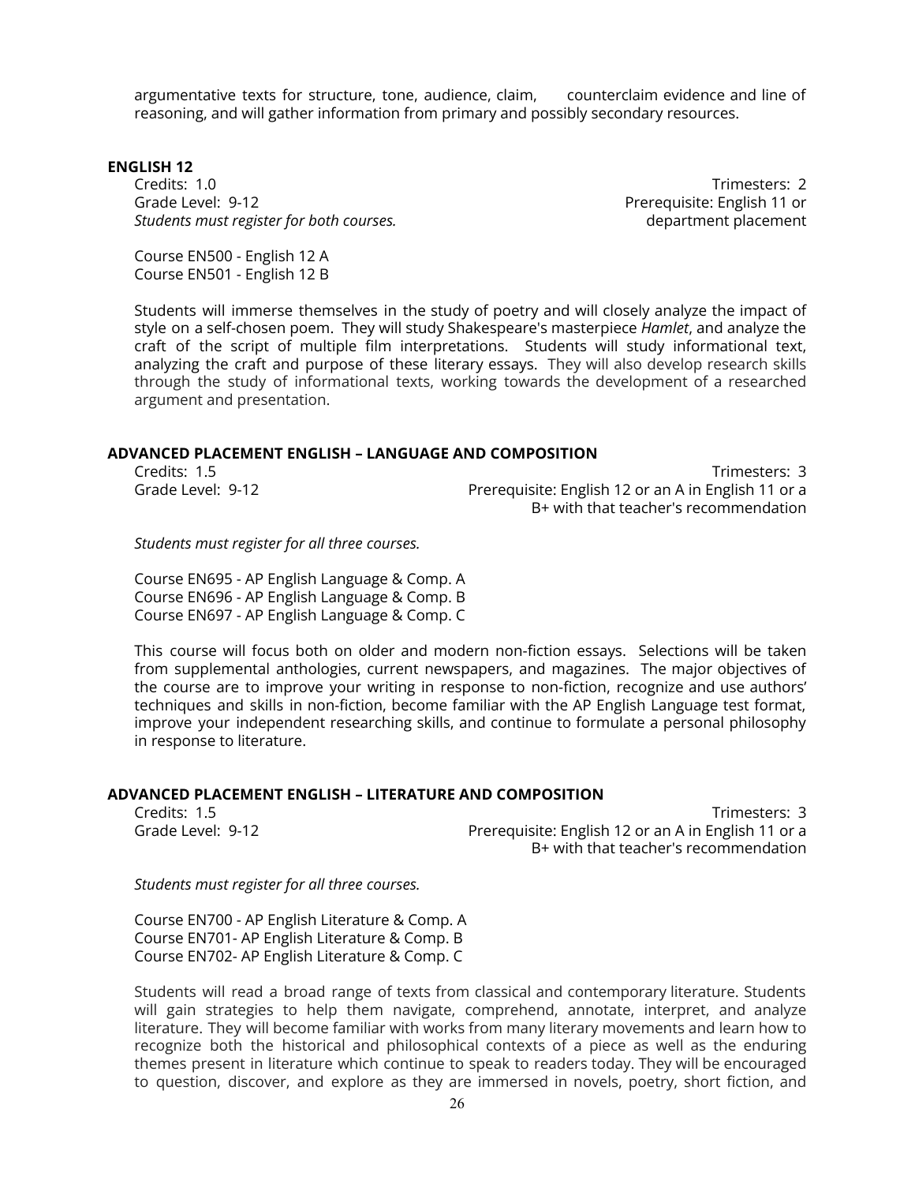argumentative texts for structure, tone, audience, claim, counterclaim evidence and line of reasoning, and will gather information from primary and possibly secondary resources.

### ENGLISH 12

Credits: 1.0 — Trimesters: 2
Grade Level: 9-12 — Prerequisite: English 11 or department placement
*Students must register for both courses.*

Course EN500 - English 12 A
Course EN501 - English 12 B

Students will immerse themselves in the study of poetry and will closely analyze the impact of style on a self-chosen poem. They will study Shakespeare's masterpiece *Hamlet*, and analyze the craft of the script of multiple film interpretations. Students will study informational text, analyzing the craft and purpose of these literary essays. They will also develop research skills through the study of informational texts, working towards the development of a researched argument and presentation.

### ADVANCED PLACEMENT ENGLISH – LANGUAGE AND COMPOSITION

Credits: 1.5 — Trimesters: 3
Grade Level: 9-12 — Prerequisite: English 12 or an A in English 11 or a B+ with that teacher's recommendation

*Students must register for all three courses.*

Course EN695 - AP English Language & Comp. A
Course EN696 - AP English Language & Comp. B
Course EN697 - AP English Language & Comp. C

This course will focus both on older and modern non-fiction essays. Selections will be taken from supplemental anthologies, current newspapers, and magazines. The major objectives of the course are to improve your writing in response to non-fiction, recognize and use authors' techniques and skills in non-fiction, become familiar with the AP English Language test format, improve your independent researching skills, and continue to formulate a personal philosophy in response to literature.

### ADVANCED PLACEMENT ENGLISH – LITERATURE AND COMPOSITION

Credits: 1.5 — Trimesters: 3
Grade Level: 9-12 — Prerequisite: English 12 or an A in English 11 or a B+ with that teacher's recommendation

*Students must register for all three courses.*

Course EN700 - AP English Literature & Comp. A
Course EN701- AP English Literature & Comp. B
Course EN702- AP English Literature & Comp. C

Students will read a broad range of texts from classical and contemporary literature. Students will gain strategies to help them navigate, comprehend, annotate, interpret, and analyze literature. They will become familiar with works from many literary movements and learn how to recognize both the historical and philosophical contexts of a piece as well as the enduring themes present in literature which continue to speak to readers today. They will be encouraged to question, discover, and explore as they are immersed in novels, poetry, short fiction, and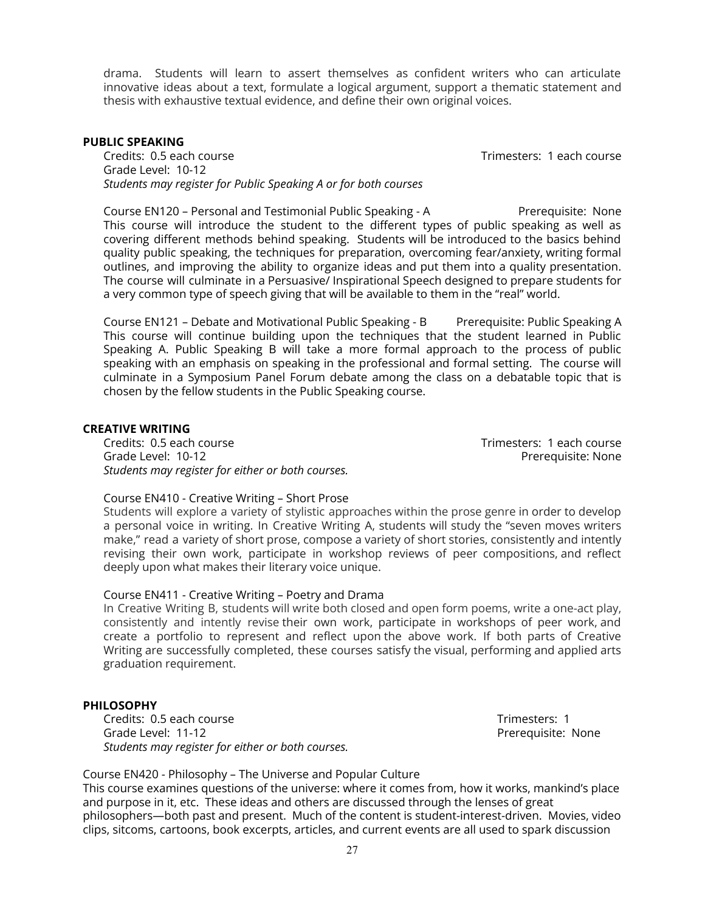drama. Students will learn to assert themselves as confident writers who can articulate innovative ideas about a text, formulate a logical argument, support a thematic statement and thesis with exhaustive textual evidence, and define their own original voices.

**PUBLIC SPEAKING**

Credits: 0.5 each course | Trimesters: 1 each course
Grade Level: 10-12
*Students may register for Public Speaking A or for both courses*

Course EN120 – Personal and Testimonial Public Speaking - A | Prerequisite: None
This course will introduce the student to the different types of public speaking as well as covering different methods behind speaking. Students will be introduced to the basics behind quality public speaking, the techniques for preparation, overcoming fear/anxiety, writing formal outlines, and improving the ability to organize ideas and put them into a quality presentation. The course will culminate in a Persuasive/ Inspirational Speech designed to prepare students for a very common type of speech giving that will be available to them in the "real" world.

Course EN121 – Debate and Motivational Public Speaking - B | Prerequisite: Public Speaking A
This course will continue building upon the techniques that the student learned in Public Speaking A. Public Speaking B will take a more formal approach to the process of public speaking with an emphasis on speaking in the professional and formal setting. The course will culminate in a Symposium Panel Forum debate among the class on a debatable topic that is chosen by the fellow students in the Public Speaking course.

**CREATIVE WRITING**

Credits: 0.5 each course | Trimesters: 1 each course
Grade Level: 10-12 | Prerequisite: None
*Students may register for either or both courses.*

Course EN410 - Creative Writing – Short Prose
Students will explore a variety of stylistic approaches within the prose genre in order to develop a personal voice in writing. In Creative Writing A, students will study the "seven moves writers make," read a variety of short prose, compose a variety of short stories, consistently and intently revising their own work, participate in workshop reviews of peer compositions, and reflect deeply upon what makes their literary voice unique.

Course EN411 - Creative Writing – Poetry and Drama
In Creative Writing B, students will write both closed and open form poems, write a one-act play, consistently and intently revise their own work, participate in workshops of peer work, and create a portfolio to represent and reflect upon the above work. If both parts of Creative Writing are successfully completed, these courses satisfy the visual, performing and applied arts graduation requirement.

**PHILOSOPHY**

Credits: 0.5 each course | Trimesters: 1
Grade Level: 11-12 | Prerequisite: None
*Students may register for either or both courses.*

Course EN420 - Philosophy – The Universe and Popular Culture
This course examines questions of the universe: where it comes from, how it works, mankind's place and purpose in it, etc. These ideas and others are discussed through the lenses of great philosophers—both past and present. Much of the content is student-interest-driven. Movies, video clips, sitcoms, cartoons, book excerpts, articles, and current events are all used to spark discussion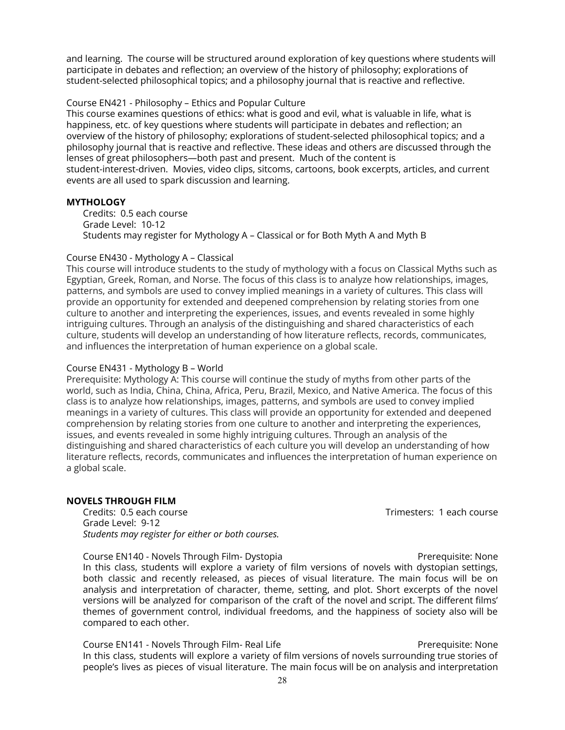and learning. The course will be structured around exploration of key questions where students will participate in debates and reflection; an overview of the history of philosophy; explorations of student-selected philosophical topics; and a philosophy journal that is reactive and reflective.

Course EN421 - Philosophy – Ethics and Popular Culture

This course examines questions of ethics: what is good and evil, what is valuable in life, what is happiness, etc. of key questions where students will participate in debates and reflection; an overview of the history of philosophy; explorations of student-selected philosophical topics; and a philosophy journal that is reactive and reflective. These ideas and others are discussed through the lenses of great philosophers—both past and present. Much of the content is student-interest-driven. Movies, video clips, sitcoms, cartoons, book excerpts, articles, and current events are all used to spark discussion and learning.

**MYTHOLOGY**

Credits: 0.5 each course
Grade Level: 10-12
Students may register for Mythology A – Classical or for Both Myth A and Myth B

Course EN430 - Mythology A – Classical

This course will introduce students to the study of mythology with a focus on Classical Myths such as Egyptian, Greek, Roman, and Norse. The focus of this class is to analyze how relationships, images, patterns, and symbols are used to convey implied meanings in a variety of cultures. This class will provide an opportunity for extended and deepened comprehension by relating stories from one culture to another and interpreting the experiences, issues, and events revealed in some highly intriguing cultures. Through an analysis of the distinguishing and shared characteristics of each culture, students will develop an understanding of how literature reflects, records, communicates, and influences the interpretation of human experience on a global scale.

Course EN431 - Mythology B – World

Prerequisite: Mythology A: This course will continue the study of myths from other parts of the world, such as India, China, China, Africa, Peru, Brazil, Mexico, and Native America. The focus of this class is to analyze how relationships, images, patterns, and symbols are used to convey implied meanings in a variety of cultures. This class will provide an opportunity for extended and deepened comprehension by relating stories from one culture to another and interpreting the experiences, issues, and events revealed in some highly intriguing cultures. Through an analysis of the distinguishing and shared characteristics of each culture you will develop an understanding of how literature reflects, records, communicates and influences the interpretation of human experience on a global scale.

**NOVELS THROUGH FILM**

Credits: 0.5 each course — Trimesters: 1 each course
Grade Level: 9-12
*Students may register for either or both courses.*

Course EN140 - Novels Through Film- Dystopia — Prerequisite: None

In this class, students will explore a variety of film versions of novels with dystopian settings, both classic and recently released, as pieces of visual literature. The main focus will be on analysis and interpretation of character, theme, setting, and plot. Short excerpts of the novel versions will be analyzed for comparison of the craft of the novel and script. The different films' themes of government control, individual freedoms, and the happiness of society also will be compared to each other.

Course EN141 - Novels Through Film- Real Life — Prerequisite: None

In this class, students will explore a variety of film versions of novels surrounding true stories of people's lives as pieces of visual literature. The main focus will be on analysis and interpretation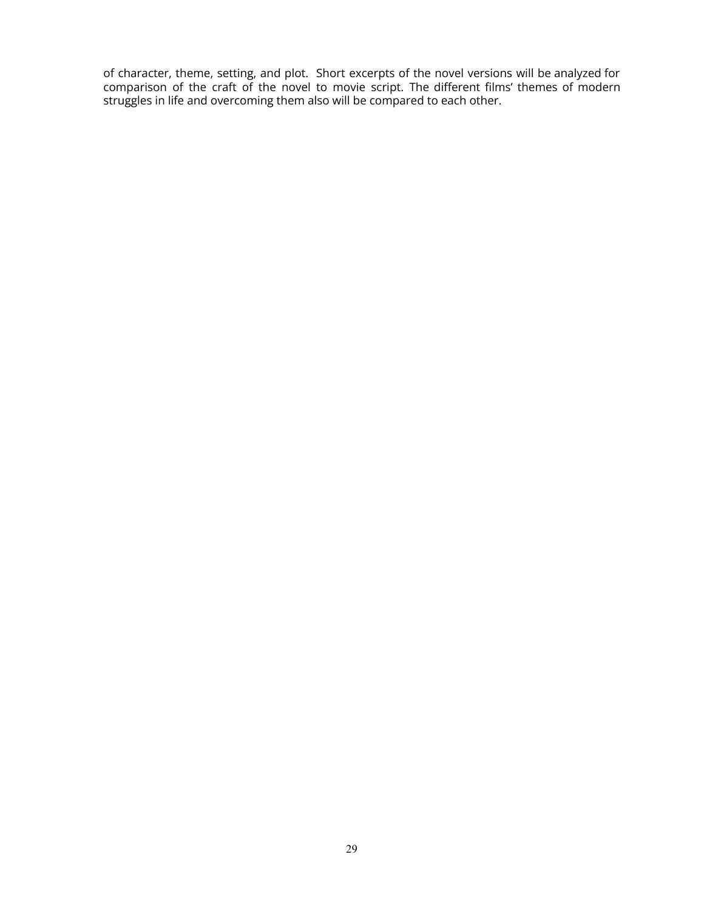of character, theme, setting, and plot. Short excerpts of the novel versions will be analyzed for comparison of the craft of the novel to movie script. The different films' themes of modern struggles in life and overcoming them also will be compared to each other.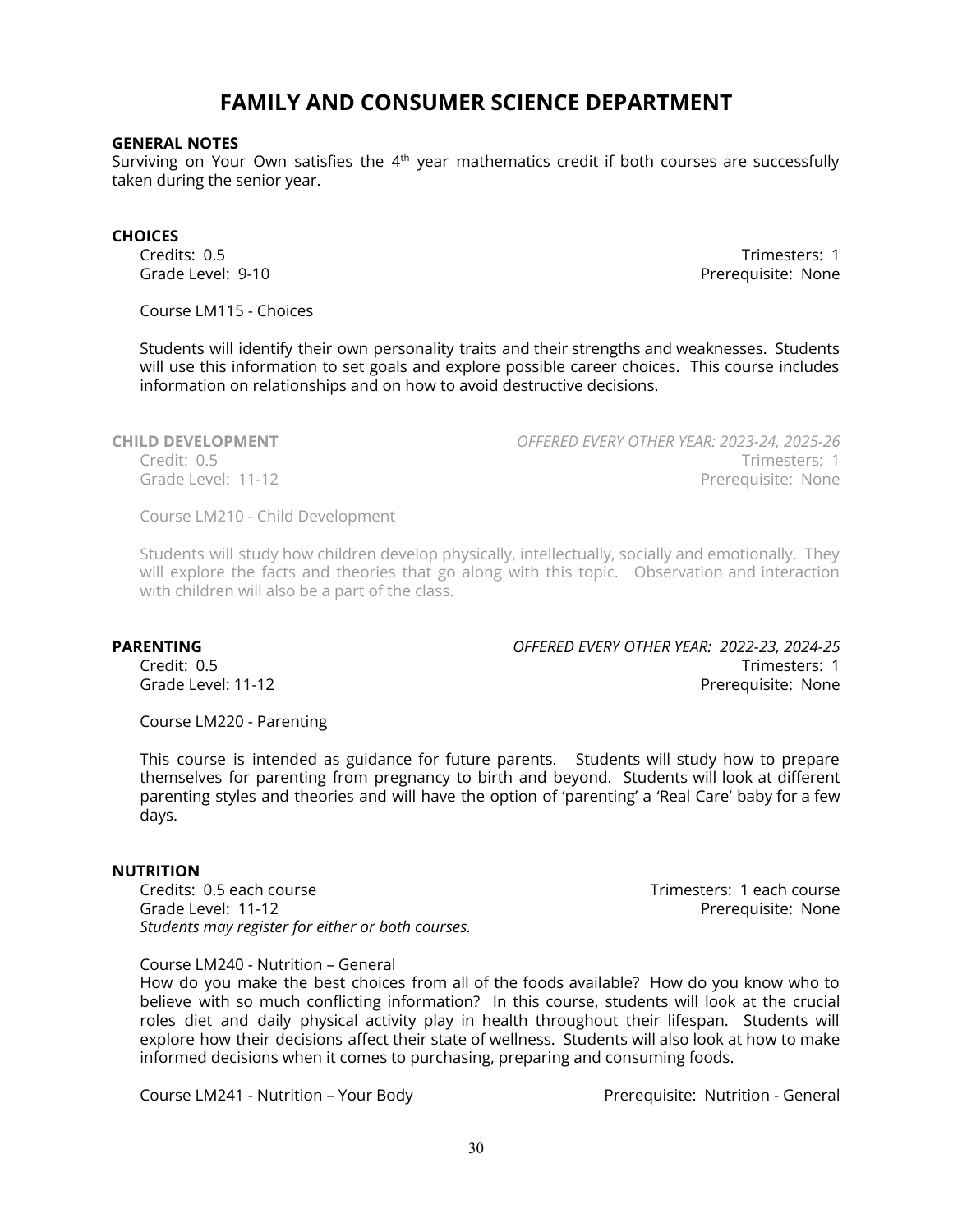# FAMILY AND CONSUMER SCIENCE DEPARTMENT

**GENERAL NOTES**
Surviving on Your Own satisfies the 4th year mathematics credit if both courses are successfully taken during the senior year.

**CHOICES**

Credits: 0.5 Trimesters: 1
Grade Level: 9-10 Prerequisite: None

Course LM115 - Choices

Students will identify their own personality traits and their strengths and weaknesses. Students will use this information to set goals and explore possible career choices. This course includes information on relationships and on how to avoid destructive decisions.

**CHILD DEVELOPMENT** *OFFERED EVERY OTHER YEAR: 2023-24, 2025-26*

Credit: 0.5 Trimesters: 1
Grade Level: 11-12 Prerequisite: None

Course LM210 - Child Development

Students will study how children develop physically, intellectually, socially and emotionally. They will explore the facts and theories that go along with this topic. Observation and interaction with children will also be a part of the class.

**PARENTING** *OFFERED EVERY OTHER YEAR: 2022-23, 2024-25*

Credit: 0.5 Trimesters: 1
Grade Level: 11-12 Prerequisite: None

Course LM220 - Parenting

This course is intended as guidance for future parents. Students will study how to prepare themselves for parenting from pregnancy to birth and beyond. Students will look at different parenting styles and theories and will have the option of 'parenting' a 'Real Care' baby for a few days.

**NUTRITION**

Credits: 0.5 each course Trimesters: 1 each course
Grade Level: 11-12 Prerequisite: None
*Students may register for either or both courses.*

Course LM240 - Nutrition – General
How do you make the best choices from all of the foods available? How do you know who to believe with so much conflicting information? In this course, students will look at the crucial roles diet and daily physical activity play in health throughout their lifespan. Students will explore how their decisions affect their state of wellness. Students will also look at how to make informed decisions when it comes to purchasing, preparing and consuming foods.

Course LM241 - Nutrition – Your Body Prerequisite: Nutrition - General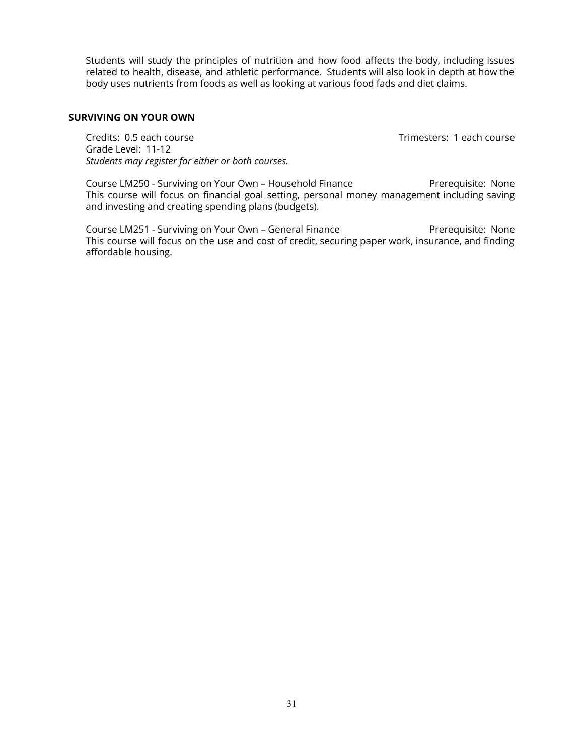Students will study the principles of nutrition and how food affects the body, including issues related to health, disease, and athletic performance. Students will also look in depth at how the body uses nutrients from foods as well as looking at various food fads and diet claims.

### SURVIVING ON YOUR OWN

Credits: 0.5 each course  
Trimesters: 1 each course  
Grade Level: 11-12  
*Students may register for either or both courses.*

Course LM250 - Surviving on Your Own – Household Finance  
Prerequisite: None  
This course will focus on financial goal setting, personal money management including saving and investing and creating spending plans (budgets).

Course LM251 - Surviving on Your Own – General Finance  
Prerequisite: None  
This course will focus on the use and cost of credit, securing paper work, insurance, and finding affordable housing.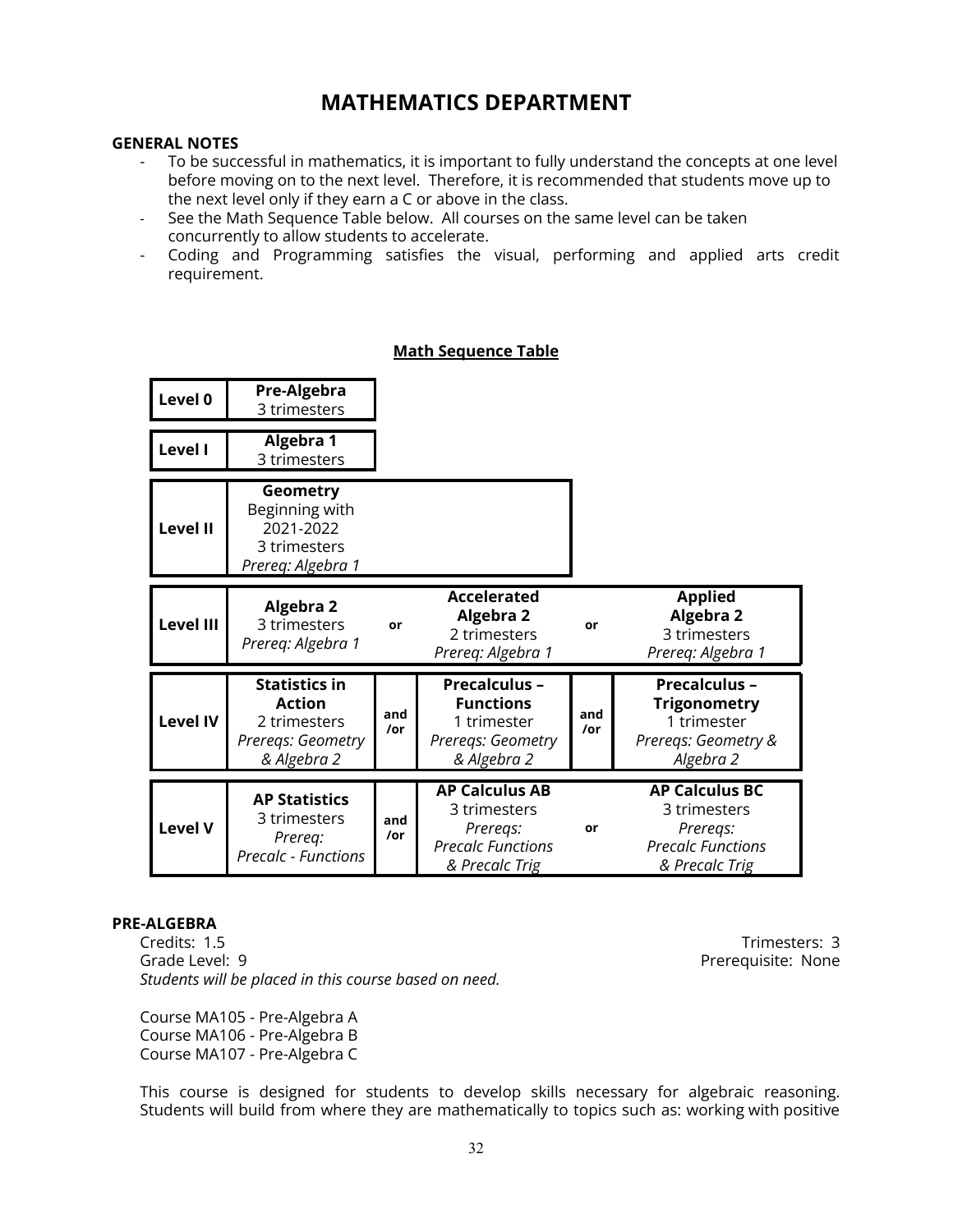# MATHEMATICS DEPARTMENT

**GENERAL NOTES**

- To be successful in mathematics, it is important to fully understand the concepts at one level before moving on to the next level. Therefore, it is recommended that students move up to the next level only if they earn a C or above in the class.
- See the Math Sequence Table below. All courses on the same level can be taken concurrently to allow students to accelerate.
- Coding and Programming satisfies the visual, performing and applied arts credit requirement.

**Math Sequence Table**

| Level | | | | | |
|---|---|---|---|---|---|
| **Level 0** | **Pre-Algebra**<br>3 trimesters | | | | |
| **Level I** | **Algebra 1**<br>3 trimesters | | | | |
| **Level II** | **Geometry**<br>Beginning with 2021-2022<br>3 trimesters<br>*Prereq: Algebra 1* | | | | |
| **Level III** | **Algebra 2**<br>3 trimesters<br>*Prereq: Algebra 1* | **or** | **Accelerated Algebra 2**<br>2 trimesters<br>*Prereq: Algebra 1* | **or** | **Applied Algebra 2**<br>3 trimesters<br>*Prereq: Algebra 1* |
| **Level IV** | **Statistics in Action**<br>2 trimesters<br>*Prereqs: Geometry & Algebra 2* | **and /or** | **Precalculus – Functions**<br>1 trimester<br>*Prereqs: Geometry & Algebra 2* | **and /or** | **Precalculus – Trigonometry**<br>1 trimester<br>*Prereqs: Geometry & Algebra 2* |
| **Level V** | **AP Statistics**<br>3 trimesters<br>*Prereq: Precalc - Functions* | **and /or** | **AP Calculus AB**<br>3 trimesters<br>*Prereqs: Precalc Functions & Precalc Trig* | **or** | **AP Calculus BC**<br>3 trimesters<br>*Prereqs: Precalc Functions & Precalc Trig* |

**PRE-ALGEBRA**

Credits: 1.5
Trimesters: 3
Grade Level: 9
Prerequisite: None
*Students will be placed in this course based on need.*

Course MA105 - Pre-Algebra A
Course MA106 - Pre-Algebra B
Course MA107 - Pre-Algebra C

This course is designed for students to develop skills necessary for algebraic reasoning. Students will build from where they are mathematically to topics such as: working with positive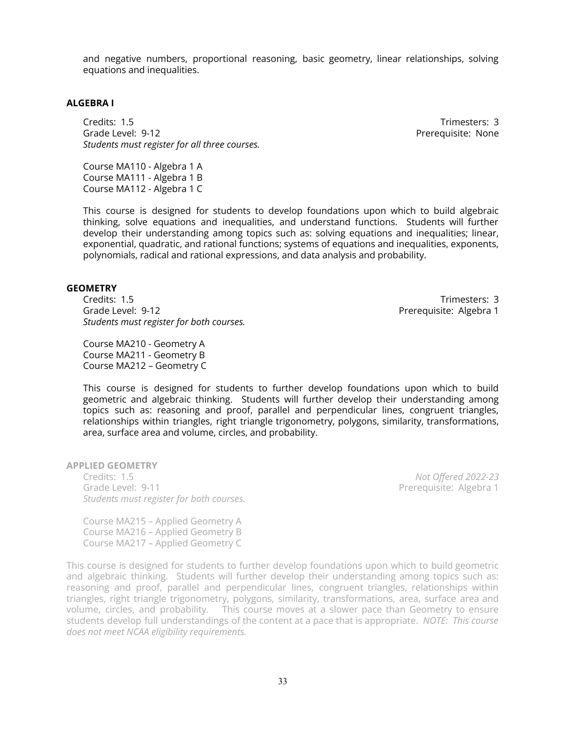and negative numbers, proportional reasoning, basic geometry, linear relationships, solving equations and inequalities.

**ALGEBRA I**

Credits: 1.5 Trimesters: 3
Grade Level: 9-12 Prerequisite: None
*Students must register for all three courses.*

Course MA110 - Algebra 1 A
Course MA111 - Algebra 1 B
Course MA112 - Algebra 1 C

This course is designed for students to develop foundations upon which to build algebraic thinking, solve equations and inequalities, and understand functions. Students will further develop their understanding among topics such as: solving equations and inequalities; linear, exponential, quadratic, and rational functions; systems of equations and inequalities, exponents, polynomials, radical and rational expressions, and data analysis and probability.

**GEOMETRY**

Credits: 1.5 Trimesters: 3
Grade Level: 9-12 Prerequisite: Algebra 1
*Students must register for both courses.*

Course MA210 - Geometry A
Course MA211 - Geometry B
Course MA212 – Geometry C

This course is designed for students to further develop foundations upon which to build geometric and algebraic thinking. Students will further develop their understanding among topics such as: reasoning and proof, parallel and perpendicular lines, congruent triangles, relationships within triangles, right triangle trigonometry, polygons, similarity, transformations, area, surface area and volume, circles, and probability.

**APPLIED GEOMETRY**

Credits: 1.5 *Not Offered 2022-23*
Grade Level: 9-11 Prerequisite: Algebra 1
*Students must register for both courses.*

Course MA215 – Applied Geometry A
Course MA216 – Applied Geometry B
Course MA217 – Applied Geometry C

This course is designed for students to further develop foundations upon which to build geometric and algebraic thinking. Students will further develop their understanding among topics such as: reasoning and proof, parallel and perpendicular lines, congruent triangles, relationships within triangles, right triangle trigonometry, polygons, similarity, transformations, area, surface area and volume, circles, and probability. This course moves at a slower pace than Geometry to ensure students develop full understandings of the content at a pace that is appropriate. *NOTE: This course does not meet NCAA eligibility requirements.*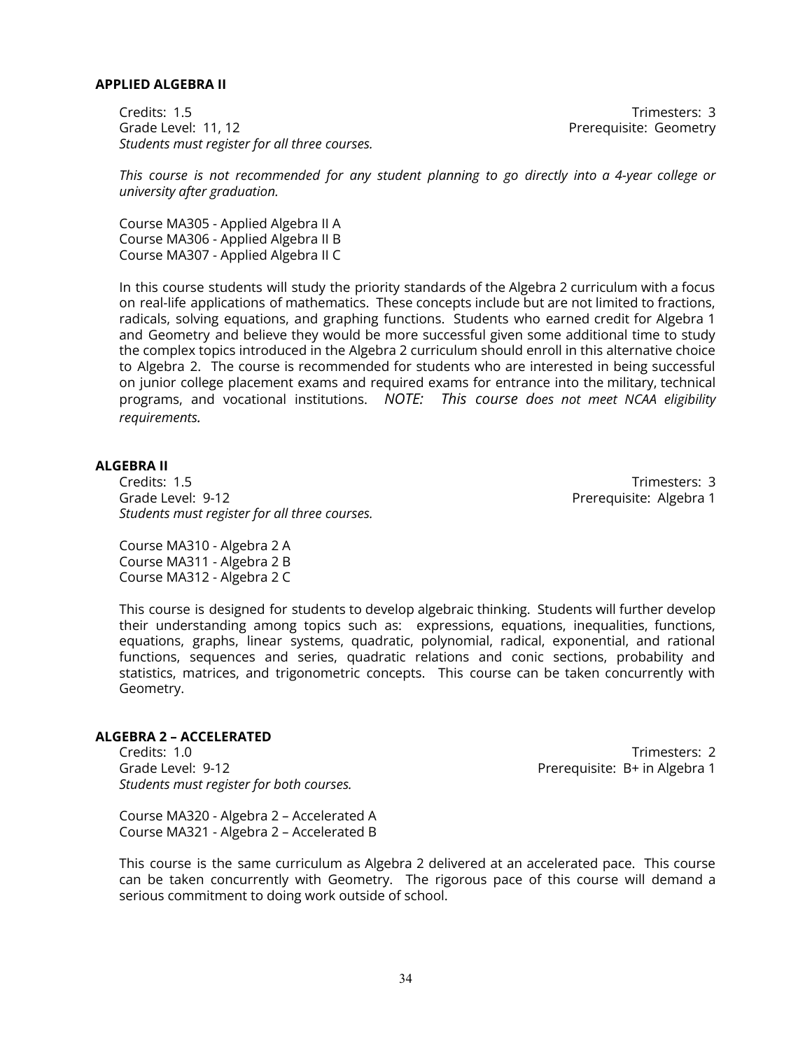**APPLIED ALGEBRA II**

Credits: 1.5  
Trimesters: 3  
Grade Level: 11, 12  
Prerequisite: Geometry  
*Students must register for all three courses.*

*This course is not recommended for any student planning to go directly into a 4-year college or university after graduation.*

Course MA305 - Applied Algebra II A  
Course MA306 - Applied Algebra II B  
Course MA307 - Applied Algebra II C

In this course students will study the priority standards of the Algebra 2 curriculum with a focus on real-life applications of mathematics. These concepts include but are not limited to fractions, radicals, solving equations, and graphing functions. Students who earned credit for Algebra 1 and Geometry and believe they would be more successful given some additional time to study the complex topics introduced in the Algebra 2 curriculum should enroll in this alternative choice to Algebra 2. The course is recommended for students who are interested in being successful on junior college placement exams and required exams for entrance into the military, technical programs, and vocational institutions. *NOTE: This course does not meet NCAA eligibility requirements.*

**ALGEBRA II**

Credits: 1.5  
Trimesters: 3  
Grade Level: 9-12  
Prerequisite: Algebra 1  
*Students must register for all three courses.*

Course MA310 - Algebra 2 A  
Course MA311 - Algebra 2 B  
Course MA312 - Algebra 2 C

This course is designed for students to develop algebraic thinking. Students will further develop their understanding among topics such as: expressions, equations, inequalities, functions, equations, graphs, linear systems, quadratic, polynomial, radical, exponential, and rational functions, sequences and series, quadratic relations and conic sections, probability and statistics, matrices, and trigonometric concepts. This course can be taken concurrently with Geometry.

**ALGEBRA 2 – ACCELERATED**

Credits: 1.0  
Trimesters: 2  
Grade Level: 9-12  
Prerequisite: B+ in Algebra 1  
*Students must register for both courses.*

Course MA320 - Algebra 2 – Accelerated A  
Course MA321 - Algebra 2 – Accelerated B

This course is the same curriculum as Algebra 2 delivered at an accelerated pace. This course can be taken concurrently with Geometry. The rigorous pace of this course will demand a serious commitment to doing work outside of school.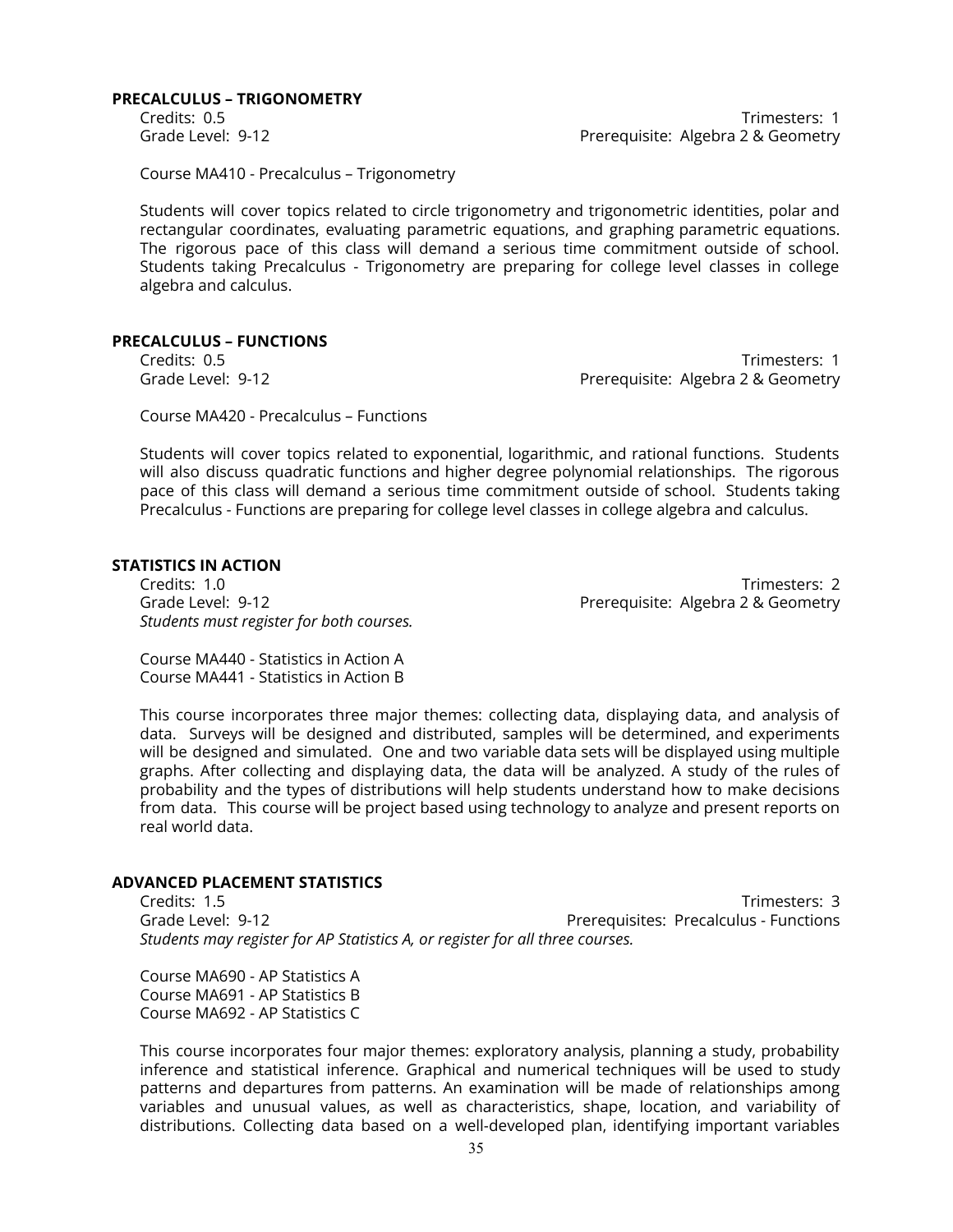## PRECALCULUS – TRIGONOMETRY

Credits: 0.5 Trimesters: 1
Grade Level: 9-12 Prerequisite: Algebra 2 & Geometry

Course MA410 - Precalculus – Trigonometry

Students will cover topics related to circle trigonometry and trigonometric identities, polar and rectangular coordinates, evaluating parametric equations, and graphing parametric equations. The rigorous pace of this class will demand a serious time commitment outside of school. Students taking Precalculus - Trigonometry are preparing for college level classes in college algebra and calculus.

## PRECALCULUS – FUNCTIONS

Credits: 0.5 Trimesters: 1
Grade Level: 9-12 Prerequisite: Algebra 2 & Geometry

Course MA420 - Precalculus – Functions

Students will cover topics related to exponential, logarithmic, and rational functions. Students will also discuss quadratic functions and higher degree polynomial relationships. The rigorous pace of this class will demand a serious time commitment outside of school. Students taking Precalculus - Functions are preparing for college level classes in college algebra and calculus.

## STATISTICS IN ACTION

Credits: 1.0 Trimesters: 2
Grade Level: 9-12 Prerequisite: Algebra 2 & Geometry
*Students must register for both courses.*

Course MA440 - Statistics in Action A
Course MA441 - Statistics in Action B

This course incorporates three major themes: collecting data, displaying data, and analysis of data. Surveys will be designed and distributed, samples will be determined, and experiments will be designed and simulated. One and two variable data sets will be displayed using multiple graphs. After collecting and displaying data, the data will be analyzed. A study of the rules of probability and the types of distributions will help students understand how to make decisions from data. This course will be project based using technology to analyze and present reports on real world data.

## ADVANCED PLACEMENT STATISTICS

Credits: 1.5 Trimesters: 3
Grade Level: 9-12 Prerequisites: Precalculus - Functions
*Students may register for AP Statistics A, or register for all three courses.*

Course MA690 - AP Statistics A
Course MA691 - AP Statistics B
Course MA692 - AP Statistics C

This course incorporates four major themes: exploratory analysis, planning a study, probability inference and statistical inference. Graphical and numerical techniques will be used to study patterns and departures from patterns. An examination will be made of relationships among variables and unusual values, as well as characteristics, shape, location, and variability of distributions. Collecting data based on a well-developed plan, identifying important variables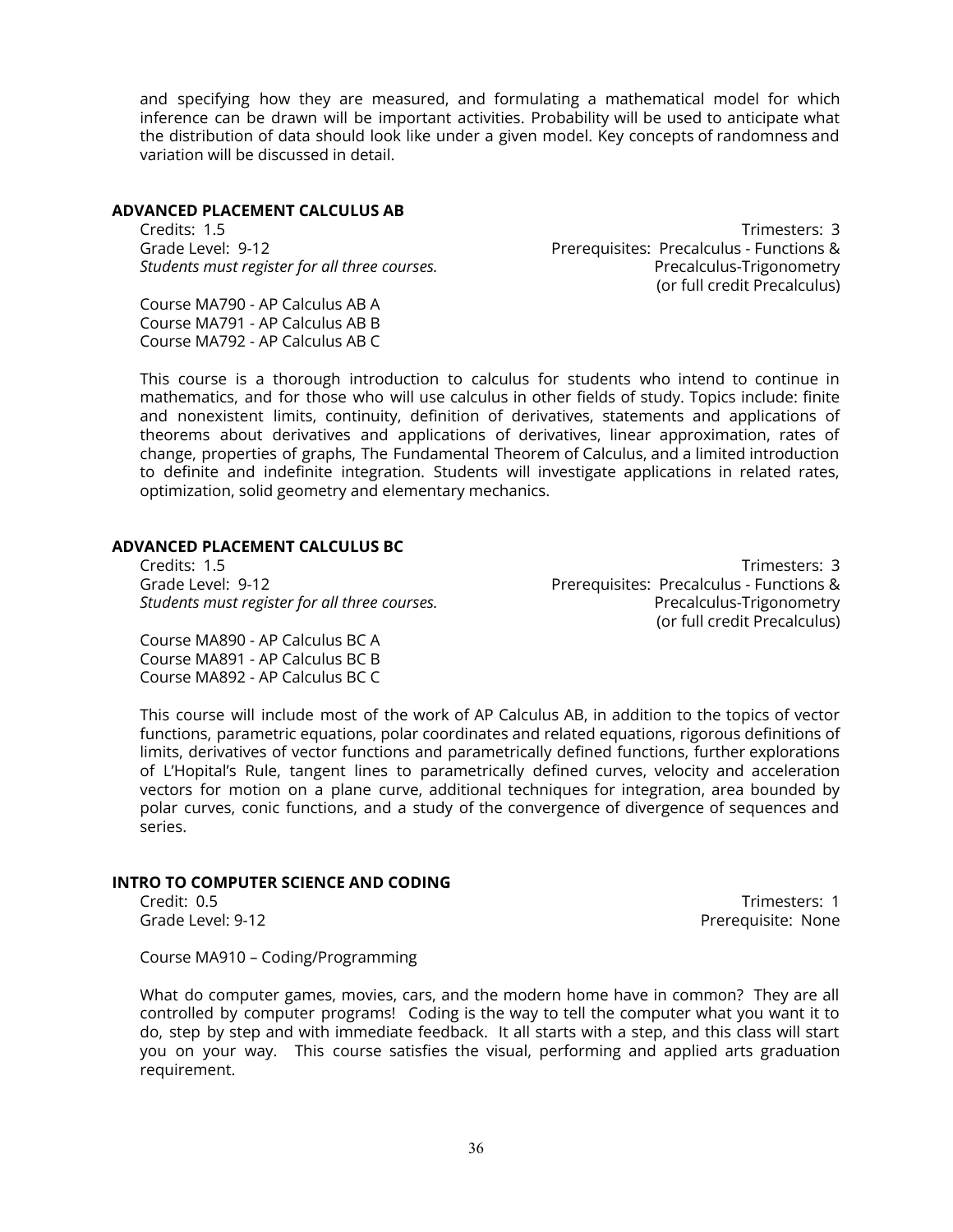and specifying how they are measured, and formulating a mathematical model for which inference can be drawn will be important activities. Probability will be used to anticipate what the distribution of data should look like under a given model. Key concepts of randomness and variation will be discussed in detail.

### ADVANCED PLACEMENT CALCULUS AB

Credits: 1.5
Grade Level: 9-12
*Students must register for all three courses.*

Trimesters: 3
Prerequisites: Precalculus - Functions & Precalculus-Trigonometry (or full credit Precalculus)

Course MA790 - AP Calculus AB A
Course MA791 - AP Calculus AB B
Course MA792 - AP Calculus AB C

This course is a thorough introduction to calculus for students who intend to continue in mathematics, and for those who will use calculus in other fields of study. Topics include: finite and nonexistent limits, continuity, definition of derivatives, statements and applications of theorems about derivatives and applications of derivatives, linear approximation, rates of change, properties of graphs, The Fundamental Theorem of Calculus, and a limited introduction to definite and indefinite integration. Students will investigate applications in related rates, optimization, solid geometry and elementary mechanics.

### ADVANCED PLACEMENT CALCULUS BC

Credits: 1.5
Grade Level: 9-12
*Students must register for all three courses.*

Trimesters: 3
Prerequisites: Precalculus - Functions & Precalculus-Trigonometry (or full credit Precalculus)

Course MA890 - AP Calculus BC A
Course MA891 - AP Calculus BC B
Course MA892 - AP Calculus BC C

This course will include most of the work of AP Calculus AB, in addition to the topics of vector functions, parametric equations, polar coordinates and related equations, rigorous definitions of limits, derivatives of vector functions and parametrically defined functions, further explorations of L'Hopital's Rule, tangent lines to parametrically defined curves, velocity and acceleration vectors for motion on a plane curve, additional techniques for integration, area bounded by polar curves, conic functions, and a study of the convergence of divergence of sequences and series.

### INTRO TO COMPUTER SCIENCE AND CODING

Credit: 0.5
Grade Level: 9-12

Trimesters: 1
Prerequisite: None

Course MA910 – Coding/Programming

What do computer games, movies, cars, and the modern home have in common? They are all controlled by computer programs! Coding is the way to tell the computer what you want it to do, step by step and with immediate feedback. It all starts with a step, and this class will start you on your way. This course satisfies the visual, performing and applied arts graduation requirement.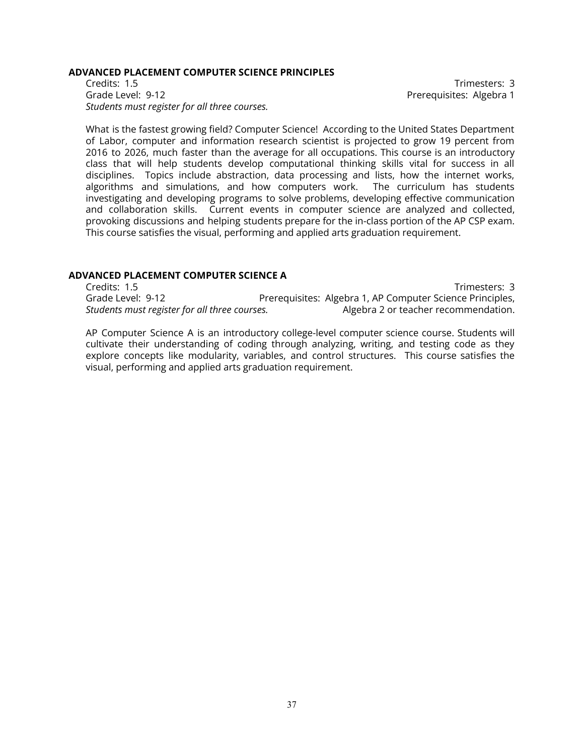## ADVANCED PLACEMENT COMPUTER SCIENCE PRINCIPLES

Credits: 1.5
Trimesters: 3
Grade Level: 9-12
Prerequisites: Algebra 1
*Students must register for all three courses.*

What is the fastest growing field? Computer Science! According to the United States Department of Labor, computer and information research scientist is projected to grow 19 percent from 2016 to 2026, much faster than the average for all occupations. This course is an introductory class that will help students develop computational thinking skills vital for success in all disciplines. Topics include abstraction, data processing and lists, how the internet works, algorithms and simulations, and how computers work. The curriculum has students investigating and developing programs to solve problems, developing effective communication and collaboration skills. Current events in computer science are analyzed and collected, provoking discussions and helping students prepare for the in-class portion of the AP CSP exam. This course satisfies the visual, performing and applied arts graduation requirement.

## ADVANCED PLACEMENT COMPUTER SCIENCE A

Credits: 1.5
Trimesters: 3
Grade Level: 9-12
Prerequisites: Algebra 1, AP Computer Science Principles, Algebra 2 or teacher recommendation.
*Students must register for all three courses.*

AP Computer Science A is an introductory college-level computer science course. Students will cultivate their understanding of coding through analyzing, writing, and testing code as they explore concepts like modularity, variables, and control structures. This course satisfies the visual, performing and applied arts graduation requirement.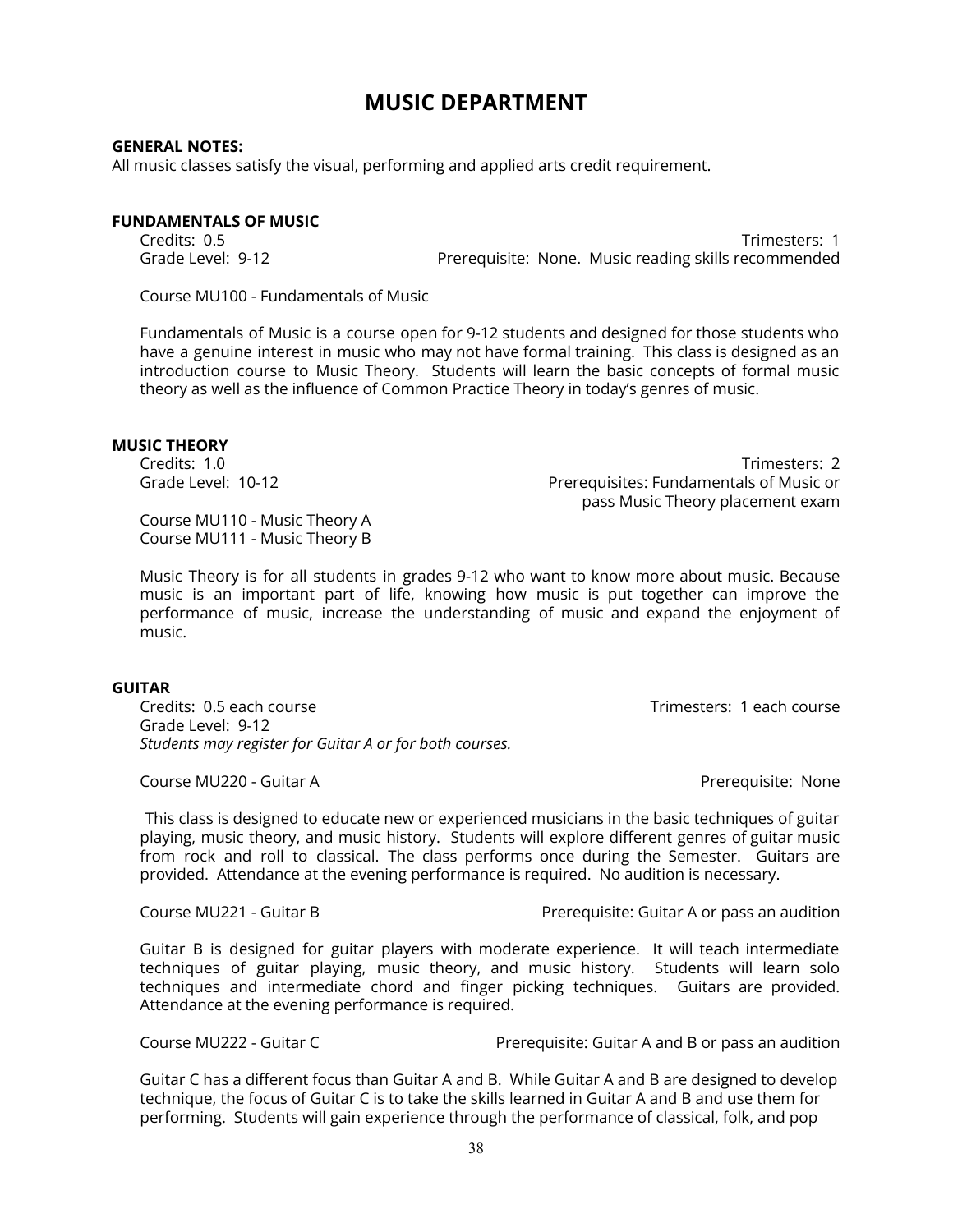# MUSIC DEPARTMENT

**GENERAL NOTES:**
All music classes satisfy the visual, performing and applied arts credit requirement.

**FUNDAMENTALS OF MUSIC**

Credits: 0.5
Trimesters: 1
Grade Level: 9-12
Prerequisite: None. Music reading skills recommended

Course MU100 - Fundamentals of Music

Fundamentals of Music is a course open for 9-12 students and designed for those students who have a genuine interest in music who may not have formal training. This class is designed as an introduction course to Music Theory. Students will learn the basic concepts of formal music theory as well as the influence of Common Practice Theory in today's genres of music.

**MUSIC THEORY**

Credits: 1.0
Trimesters: 2
Grade Level: 10-12
Prerequisites: Fundamentals of Music or pass Music Theory placement exam

Course MU110 - Music Theory A
Course MU111 - Music Theory B

Music Theory is for all students in grades 9-12 who want to know more about music. Because music is an important part of life, knowing how music is put together can improve the performance of music, increase the understanding of music and expand the enjoyment of music.

**GUITAR**

Credits: 0.5 each course
Trimesters: 1 each course
Grade Level: 9-12
*Students may register for Guitar A or for both courses.*

Course MU220 - Guitar A
Prerequisite: None

This class is designed to educate new or experienced musicians in the basic techniques of guitar playing, music theory, and music history. Students will explore different genres of guitar music from rock and roll to classical. The class performs once during the Semester. Guitars are provided. Attendance at the evening performance is required. No audition is necessary.

Course MU221 - Guitar B
Prerequisite: Guitar A or pass an audition

Guitar B is designed for guitar players with moderate experience. It will teach intermediate techniques of guitar playing, music theory, and music history. Students will learn solo techniques and intermediate chord and finger picking techniques. Guitars are provided. Attendance at the evening performance is required.

Course MU222 - Guitar C
Prerequisite: Guitar A and B or pass an audition

Guitar C has a different focus than Guitar A and B. While Guitar A and B are designed to develop technique, the focus of Guitar C is to take the skills learned in Guitar A and B and use them for performing. Students will gain experience through the performance of classical, folk, and pop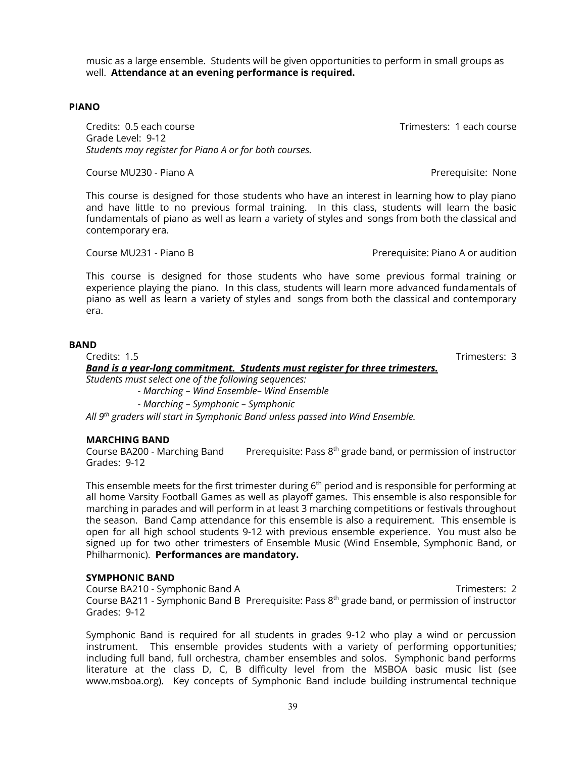music as a large ensemble. Students will be given opportunities to perform in small groups as well. **Attendance at an evening performance is required.**

## PIANO

Credits: 0.5 each course — Trimesters: 1 each course
Grade Level: 9-12
*Students may register for Piano A or for both courses.*

Course MU230 - Piano A — Prerequisite: None

This course is designed for those students who have an interest in learning how to play piano and have little to no previous formal training. In this class, students will learn the basic fundamentals of piano as well as learn a variety of styles and songs from both the classical and contemporary era.

Course MU231 - Piano B — Prerequisite: Piano A or audition

This course is designed for those students who have some previous formal training or experience playing the piano. In this class, students will learn more advanced fundamentals of piano as well as learn a variety of styles and songs from both the classical and contemporary era.

## BAND

Credits: 1.5 — Trimesters: 3

***Band is a year-long commitment. Students must register for three trimesters.***

*Students must select one of the following sequences:*

- *Marching – Wind Ensemble– Wind Ensemble*
- *Marching – Symphonic – Symphonic*

*All 9th graders will start in Symphonic Band unless passed into Wind Ensemble.*

### MARCHING BAND

Course BA200 - Marching Band — Prerequisite: Pass 8th grade band, or permission of instructor
Grades: 9-12

This ensemble meets for the first trimester during 6th period and is responsible for performing at all home Varsity Football Games as well as playoff games. This ensemble is also responsible for marching in parades and will perform in at least 3 marching competitions or festivals throughout the season. Band Camp attendance for this ensemble is also a requirement. This ensemble is open for all high school students 9-12 with previous ensemble experience. You must also be signed up for two other trimesters of Ensemble Music (Wind Ensemble, Symphonic Band, or Philharmonic). **Performances are mandatory.**

### SYMPHONIC BAND

Course BA210 - Symphonic Band A — Trimesters: 2
Course BA211 - Symphonic Band B — Prerequisite: Pass 8th grade band, or permission of instructor
Grades: 9-12

Symphonic Band is required for all students in grades 9-12 who play a wind or percussion instrument. This ensemble provides students with a variety of performing opportunities; including full band, full orchestra, chamber ensembles and solos. Symphonic band performs literature at the class D, C, B difficulty level from the MSBOA basic music list (see www.msboa.org). Key concepts of Symphonic Band include building instrumental technique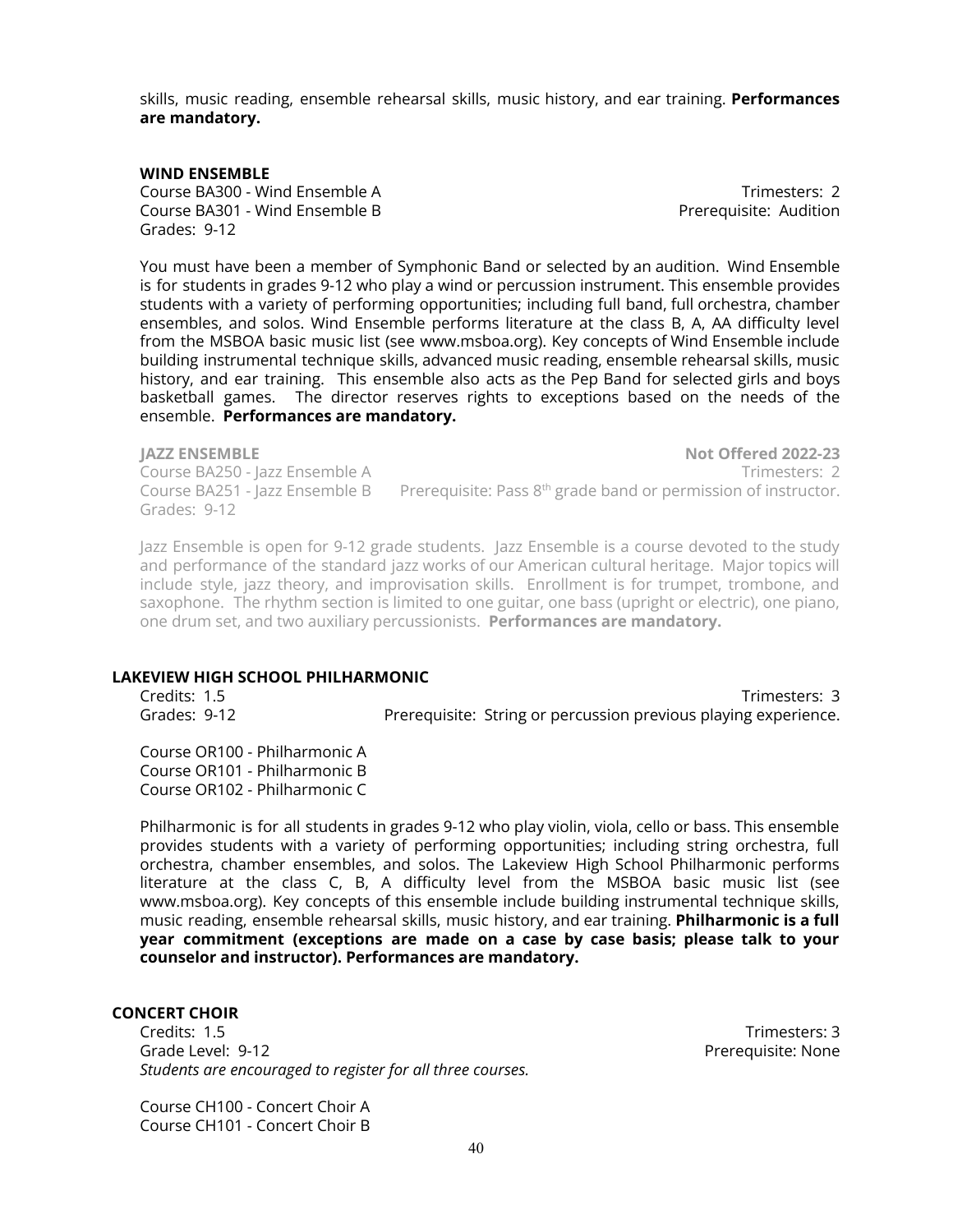skills, music reading, ensemble rehearsal skills, music history, and ear training. **Performances are mandatory.**

### WIND ENSEMBLE

Course BA300 - Wind Ensemble A — Trimesters: 2
Course BA301 - Wind Ensemble B — Prerequisite: Audition
Grades: 9-12

You must have been a member of Symphonic Band or selected by an audition. Wind Ensemble is for students in grades 9-12 who play a wind or percussion instrument. This ensemble provides students with a variety of performing opportunities; including full band, full orchestra, chamber ensembles, and solos. Wind Ensemble performs literature at the class B, A, AA difficulty level from the MSBOA basic music list (see www.msboa.org). Key concepts of Wind Ensemble include building instrumental technique skills, advanced music reading, ensemble rehearsal skills, music history, and ear training. This ensemble also acts as the Pep Band for selected girls and boys basketball games. The director reserves rights to exceptions based on the needs of the ensemble. **Performances are mandatory.**

### JAZZ ENSEMBLE — Not Offered 2022-23

Course BA250 - Jazz Ensemble A — Trimesters: 2
Course BA251 - Jazz Ensemble B — Prerequisite: Pass 8th grade band or permission of instructor.
Grades: 9-12

Jazz Ensemble is open for 9-12 grade students. Jazz Ensemble is a course devoted to the study and performance of the standard jazz works of our American cultural heritage. Major topics will include style, jazz theory, and improvisation skills. Enrollment is for trumpet, trombone, and saxophone. The rhythm section is limited to one guitar, one bass (upright or electric), one piano, one drum set, and two auxiliary percussionists. **Performances are mandatory.**

## LAKEVIEW HIGH SCHOOL PHILHARMONIC

Credits: 1.5 — Trimesters: 3
Grades: 9-12 — Prerequisite: String or percussion previous playing experience.

Course OR100 - Philharmonic A
Course OR101 - Philharmonic B
Course OR102 - Philharmonic C

Philharmonic is for all students in grades 9-12 who play violin, viola, cello or bass. This ensemble provides students with a variety of performing opportunities; including string orchestra, full orchestra, chamber ensembles, and solos. The Lakeview High School Philharmonic performs literature at the class C, B, A difficulty level from the MSBOA basic music list (see www.msboa.org). Key concepts of this ensemble include building instrumental technique skills, music reading, ensemble rehearsal skills, music history, and ear training. **Philharmonic is a full year commitment (exceptions are made on a case by case basis; please talk to your counselor and instructor). Performances are mandatory.**

## CONCERT CHOIR

Credits: 1.5 — Trimesters: 3
Grade Level: 9-12 — Prerequisite: None
*Students are encouraged to register for all three courses.*

Course CH100 - Concert Choir A
Course CH101 - Concert Choir B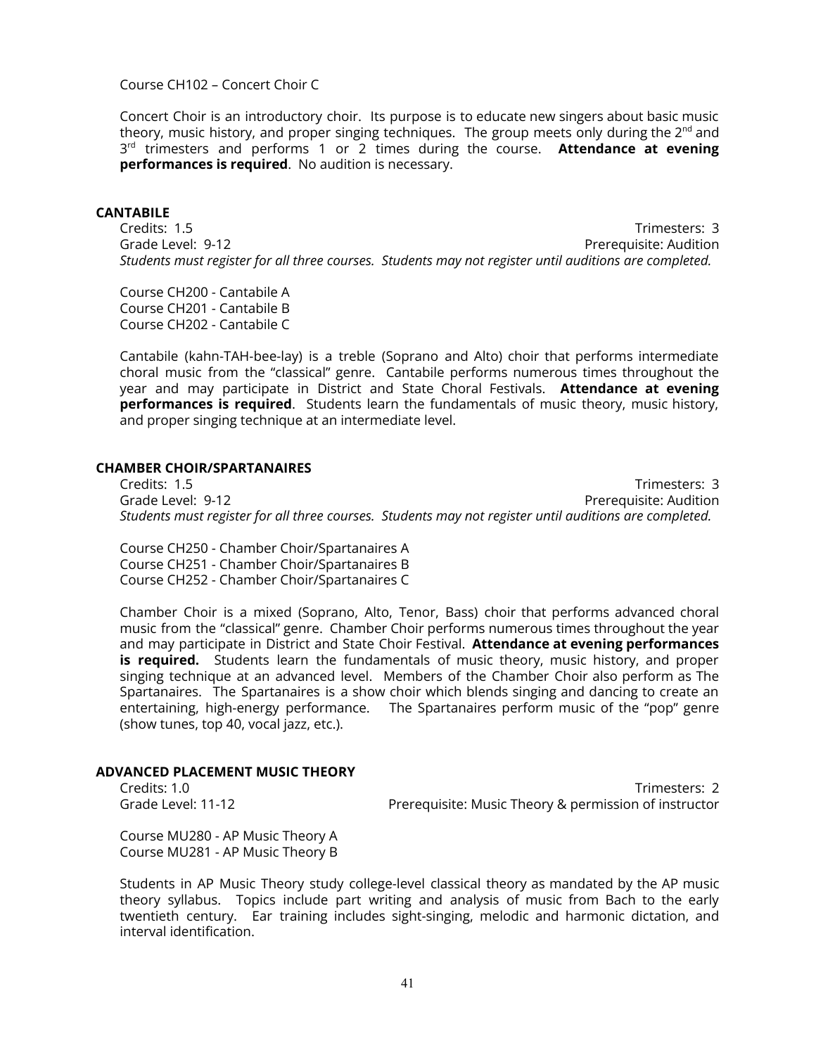Course CH102 – Concert Choir C

Concert Choir is an introductory choir. Its purpose is to educate new singers about basic music theory, music history, and proper singing techniques. The group meets only during the 2nd and 3rd trimesters and performs 1 or 2 times during the course. **Attendance at evening performances is required**. No audition is necessary.

## CANTABILE

Credits: 1.5 — Trimesters: 3
Grade Level: 9-12 — Prerequisite: Audition
*Students must register for all three courses. Students may not register until auditions are completed.*

Course CH200 - Cantabile A
Course CH201 - Cantabile B
Course CH202 - Cantabile C

Cantabile (kahn-TAH-bee-lay) is a treble (Soprano and Alto) choir that performs intermediate choral music from the "classical" genre. Cantabile performs numerous times throughout the year and may participate in District and State Choral Festivals. **Attendance at evening performances is required**. Students learn the fundamentals of music theory, music history, and proper singing technique at an intermediate level.

## CHAMBER CHOIR/SPARTANAIRES

Credits: 1.5 — Trimesters: 3
Grade Level: 9-12 — Prerequisite: Audition
*Students must register for all three courses. Students may not register until auditions are completed.*

Course CH250 - Chamber Choir/Spartanaires A
Course CH251 - Chamber Choir/Spartanaires B
Course CH252 - Chamber Choir/Spartanaires C

Chamber Choir is a mixed (Soprano, Alto, Tenor, Bass) choir that performs advanced choral music from the "classical" genre. Chamber Choir performs numerous times throughout the year and may participate in District and State Choir Festival. **Attendance at evening performances is required.** Students learn the fundamentals of music theory, music history, and proper singing technique at an advanced level. Members of the Chamber Choir also perform as The Spartanaires. The Spartanaires is a show choir which blends singing and dancing to create an entertaining, high-energy performance. The Spartanaires perform music of the "pop" genre (show tunes, top 40, vocal jazz, etc.).

## ADVANCED PLACEMENT MUSIC THEORY

Credits: 1.0 — Trimesters: 2
Grade Level: 11-12 — Prerequisite: Music Theory & permission of instructor

Course MU280 - AP Music Theory A
Course MU281 - AP Music Theory B

Students in AP Music Theory study college-level classical theory as mandated by the AP music theory syllabus. Topics include part writing and analysis of music from Bach to the early twentieth century. Ear training includes sight-singing, melodic and harmonic dictation, and interval identification.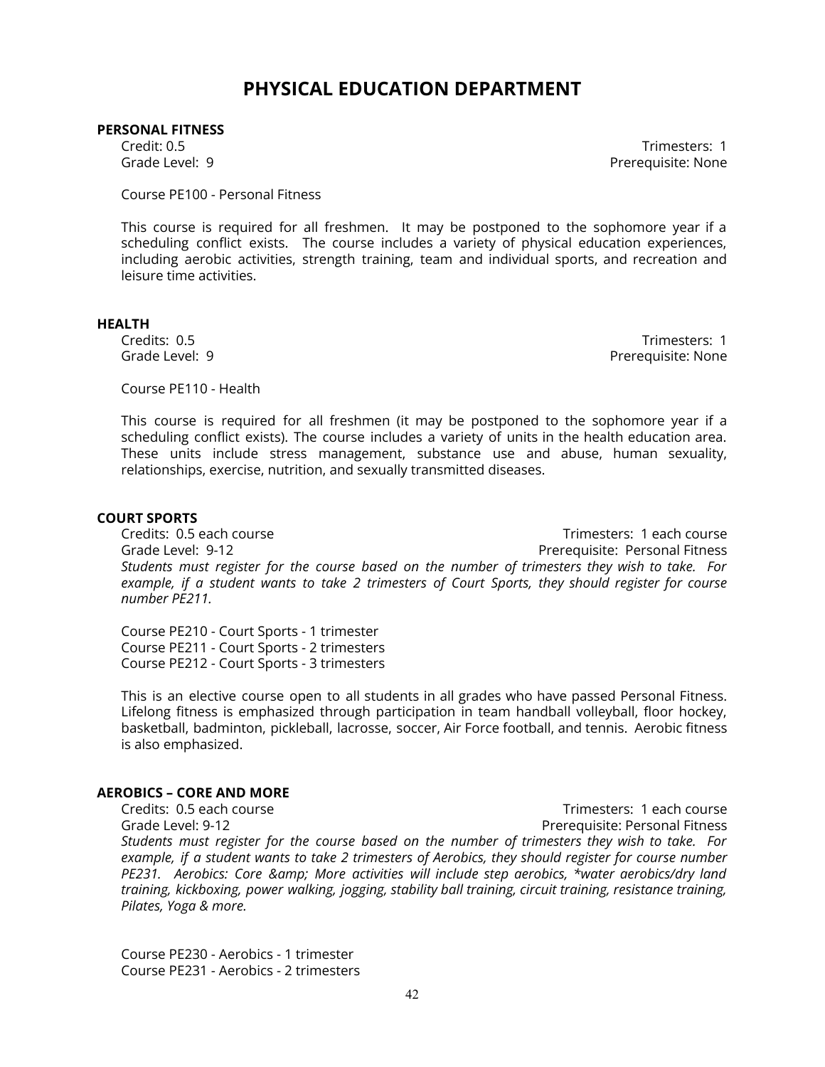# PHYSICAL EDUCATION DEPARTMENT

**PERSONAL FITNESS**

Credit: 0.5 Trimesters: 1
Grade Level: 9 Prerequisite: None

Course PE100 - Personal Fitness

This course is required for all freshmen. It may be postponed to the sophomore year if a scheduling conflict exists. The course includes a variety of physical education experiences, including aerobic activities, strength training, team and individual sports, and recreation and leisure time activities.

**HEALTH**

Credits: 0.5 Trimesters: 1
Grade Level: 9 Prerequisite: None

Course PE110 - Health

This course is required for all freshmen (it may be postponed to the sophomore year if a scheduling conflict exists). The course includes a variety of units in the health education area. These units include stress management, substance use and abuse, human sexuality, relationships, exercise, nutrition, and sexually transmitted diseases.

**COURT SPORTS**

Credits: 0.5 each course Trimesters: 1 each course
Grade Level: 9-12 Prerequisite: Personal Fitness

*Students must register for the course based on the number of trimesters they wish to take. For example, if a student wants to take 2 trimesters of Court Sports, they should register for course number PE211.*

Course PE210 - Court Sports - 1 trimester
Course PE211 - Court Sports - 2 trimesters
Course PE212 - Court Sports - 3 trimesters

This is an elective course open to all students in all grades who have passed Personal Fitness. Lifelong fitness is emphasized through participation in team handball volleyball, floor hockey, basketball, badminton, pickleball, lacrosse, soccer, Air Force football, and tennis. Aerobic fitness is also emphasized.

**AEROBICS – CORE AND MORE**

Credits: 0.5 each course Trimesters: 1 each course
Grade Level: 9-12 Prerequisite: Personal Fitness

*Students must register for the course based on the number of trimesters they wish to take. For example, if a student wants to take 2 trimesters of Aerobics, they should register for course number PE231. Aerobics: Core &amp; More activities will include step aerobics, *water aerobics/dry land training, kickboxing, power walking, jogging, stability ball training, circuit training, resistance training, Pilates, Yoga & more.*

Course PE230 - Aerobics - 1 trimester
Course PE231 - Aerobics - 2 trimesters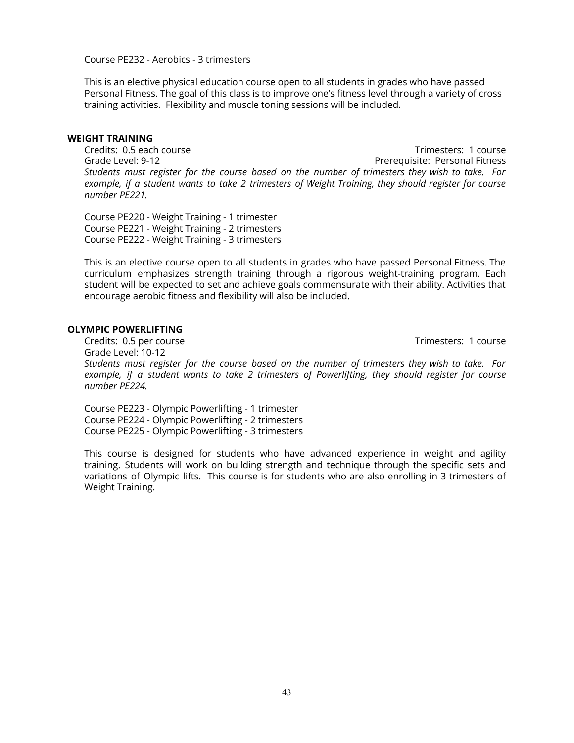Course PE232 - Aerobics - 3 trimesters

This is an elective physical education course open to all students in grades who have passed Personal Fitness. The goal of this class is to improve one's fitness level through a variety of cross training activities. Flexibility and muscle toning sessions will be included.

### WEIGHT TRAINING

Credits: 0.5 each course — Trimesters: 1 course

Grade Level: 9-12 — Prerequisite: Personal Fitness

*Students must register for the course based on the number of trimesters they wish to take. For example, if a student wants to take 2 trimesters of Weight Training, they should register for course number PE221.*

Course PE220 - Weight Training - 1 trimester
Course PE221 - Weight Training - 2 trimesters
Course PE222 - Weight Training - 3 trimesters

This is an elective course open to all students in grades who have passed Personal Fitness. The curriculum emphasizes strength training through a rigorous weight-training program. Each student will be expected to set and achieve goals commensurate with their ability. Activities that encourage aerobic fitness and flexibility will also be included.

### OLYMPIC POWERLIFTING

Credits: 0.5 per course — Trimesters: 1 course

Grade Level: 10-12

*Students must register for the course based on the number of trimesters they wish to take. For example, if a student wants to take 2 trimesters of Powerlifting, they should register for course number PE224.*

Course PE223 - Olympic Powerlifting - 1 trimester
Course PE224 - Olympic Powerlifting - 2 trimesters
Course PE225 - Olympic Powerlifting - 3 trimesters

This course is designed for students who have advanced experience in weight and agility training. Students will work on building strength and technique through the specific sets and variations of Olympic lifts. This course is for students who are also enrolling in 3 trimesters of Weight Training.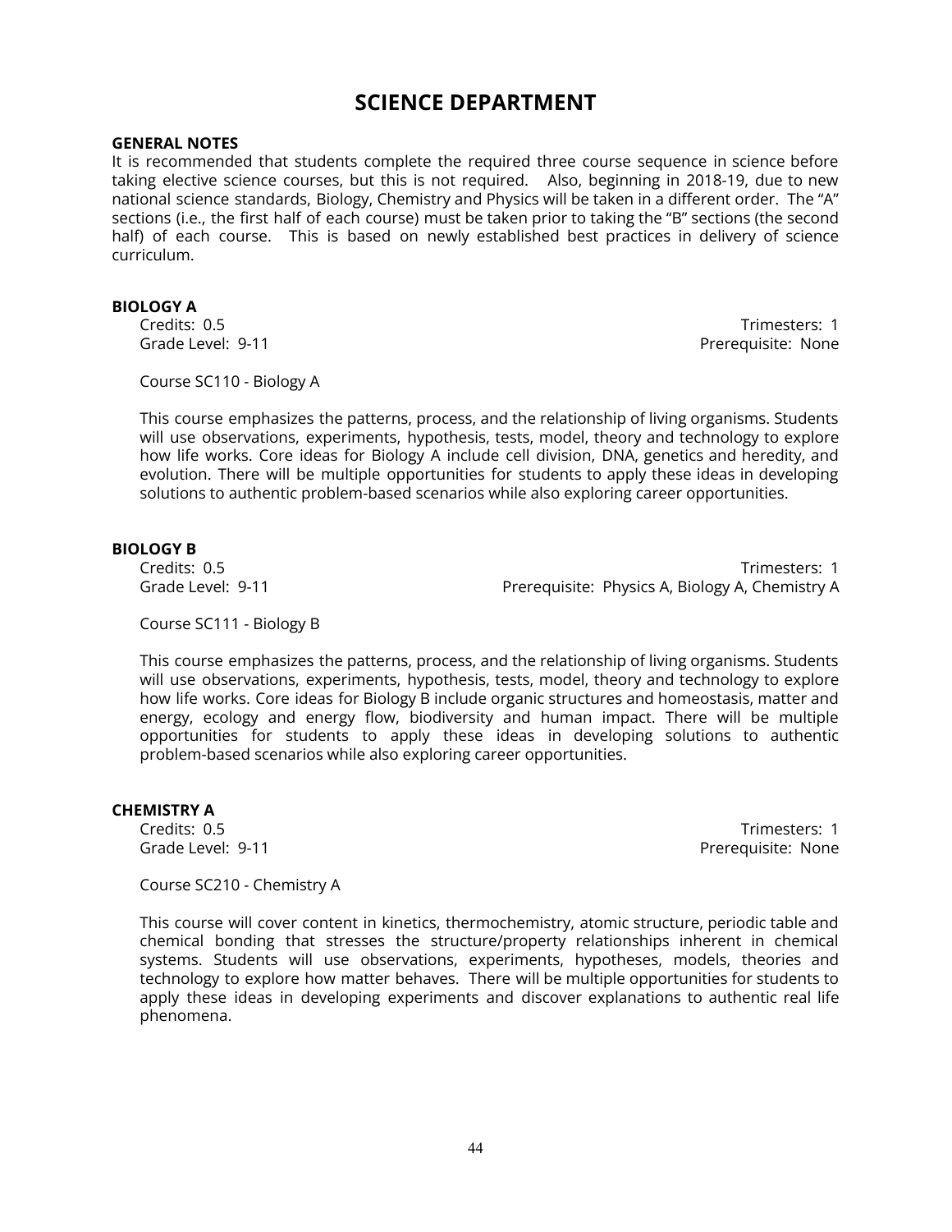# SCIENCE DEPARTMENT

**GENERAL NOTES**

It is recommended that students complete the required three course sequence in science before taking elective science courses, but this is not required. Also, beginning in 2018-19, due to new national science standards, Biology, Chemistry and Physics will be taken in a different order. The "A" sections (i.e., the first half of each course) must be taken prior to taking the "B" sections (the second half) of each course. This is based on newly established best practices in delivery of science curriculum.

**BIOLOGY A**

Credits: 0.5 | Trimesters: 1

Grade Level: 9-11 | Prerequisite: None

Course SC110 - Biology A

This course emphasizes the patterns, process, and the relationship of living organisms. Students will use observations, experiments, hypothesis, tests, model, theory and technology to explore how life works. Core ideas for Biology A include cell division, DNA, genetics and heredity, and evolution. There will be multiple opportunities for students to apply these ideas in developing solutions to authentic problem-based scenarios while also exploring career opportunities.

**BIOLOGY B**

Credits: 0.5 | Trimesters: 1

Grade Level: 9-11 | Prerequisite: Physics A, Biology A, Chemistry A

Course SC111 - Biology B

This course emphasizes the patterns, process, and the relationship of living organisms. Students will use observations, experiments, hypothesis, tests, model, theory and technology to explore how life works. Core ideas for Biology B include organic structures and homeostasis, matter and energy, ecology and energy flow, biodiversity and human impact. There will be multiple opportunities for students to apply these ideas in developing solutions to authentic problem-based scenarios while also exploring career opportunities.

**CHEMISTRY A**

Credits: 0.5 | Trimesters: 1

Grade Level: 9-11 | Prerequisite: None

Course SC210 - Chemistry A

This course will cover content in kinetics, thermochemistry, atomic structure, periodic table and chemical bonding that stresses the structure/property relationships inherent in chemical systems. Students will use observations, experiments, hypotheses, models, theories and technology to explore how matter behaves. There will be multiple opportunities for students to apply these ideas in developing experiments and discover explanations to authentic real life phenomena.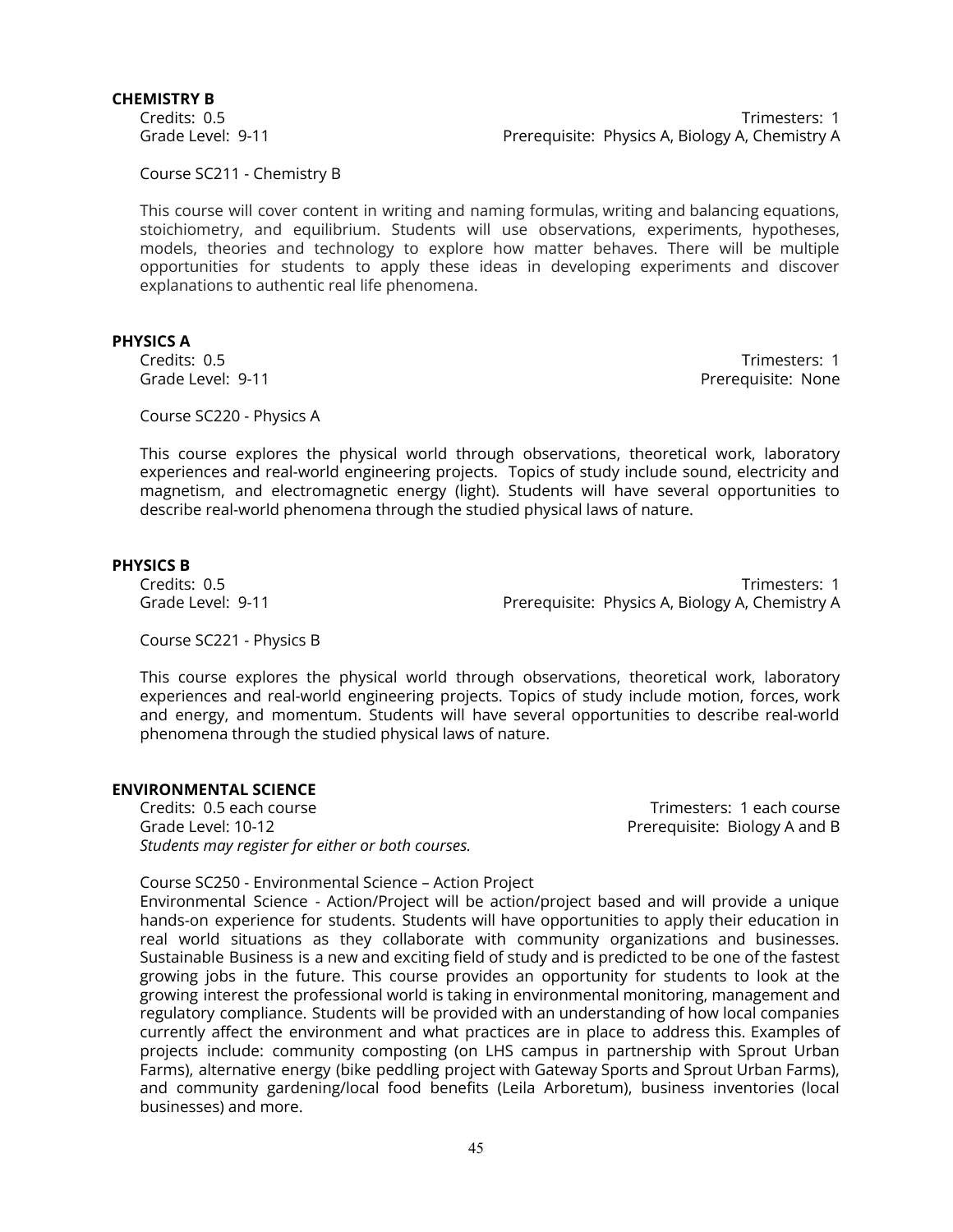### CHEMISTRY B

Credits: 0.5 Trimesters: 1
Grade Level: 9-11 Prerequisite: Physics A, Biology A, Chemistry A

Course SC211 - Chemistry B

This course will cover content in writing and naming formulas, writing and balancing equations, stoichiometry, and equilibrium. Students will use observations, experiments, hypotheses, models, theories and technology to explore how matter behaves. There will be multiple opportunities for students to apply these ideas in developing experiments and discover explanations to authentic real life phenomena.

### PHYSICS A

Credits: 0.5 Trimesters: 1
Grade Level: 9-11 Prerequisite: None

Course SC220 - Physics A

This course explores the physical world through observations, theoretical work, laboratory experiences and real-world engineering projects. Topics of study include sound, electricity and magnetism, and electromagnetic energy (light). Students will have several opportunities to describe real-world phenomena through the studied physical laws of nature.

### PHYSICS B

Credits: 0.5 Trimesters: 1
Grade Level: 9-11 Prerequisite: Physics A, Biology A, Chemistry A

Course SC221 - Physics B

This course explores the physical world through observations, theoretical work, laboratory experiences and real-world engineering projects. Topics of study include motion, forces, work and energy, and momentum. Students will have several opportunities to describe real-world phenomena through the studied physical laws of nature.

### ENVIRONMENTAL SCIENCE

Credits: 0.5 each course Trimesters: 1 each course
Grade Level: 10-12 Prerequisite: Biology A and B
*Students may register for either or both courses.*

Course SC250 - Environmental Science – Action Project
Environmental Science - Action/Project will be action/project based and will provide a unique hands-on experience for students. Students will have opportunities to apply their education in real world situations as they collaborate with community organizations and businesses. Sustainable Business is a new and exciting field of study and is predicted to be one of the fastest growing jobs in the future. This course provides an opportunity for students to look at the growing interest the professional world is taking in environmental monitoring, management and regulatory compliance. Students will be provided with an understanding of how local companies currently affect the environment and what practices are in place to address this. Examples of projects include: community composting (on LHS campus in partnership with Sprout Urban Farms), alternative energy (bike peddling project with Gateway Sports and Sprout Urban Farms), and community gardening/local food benefits (Leila Arboretum), business inventories (local businesses) and more.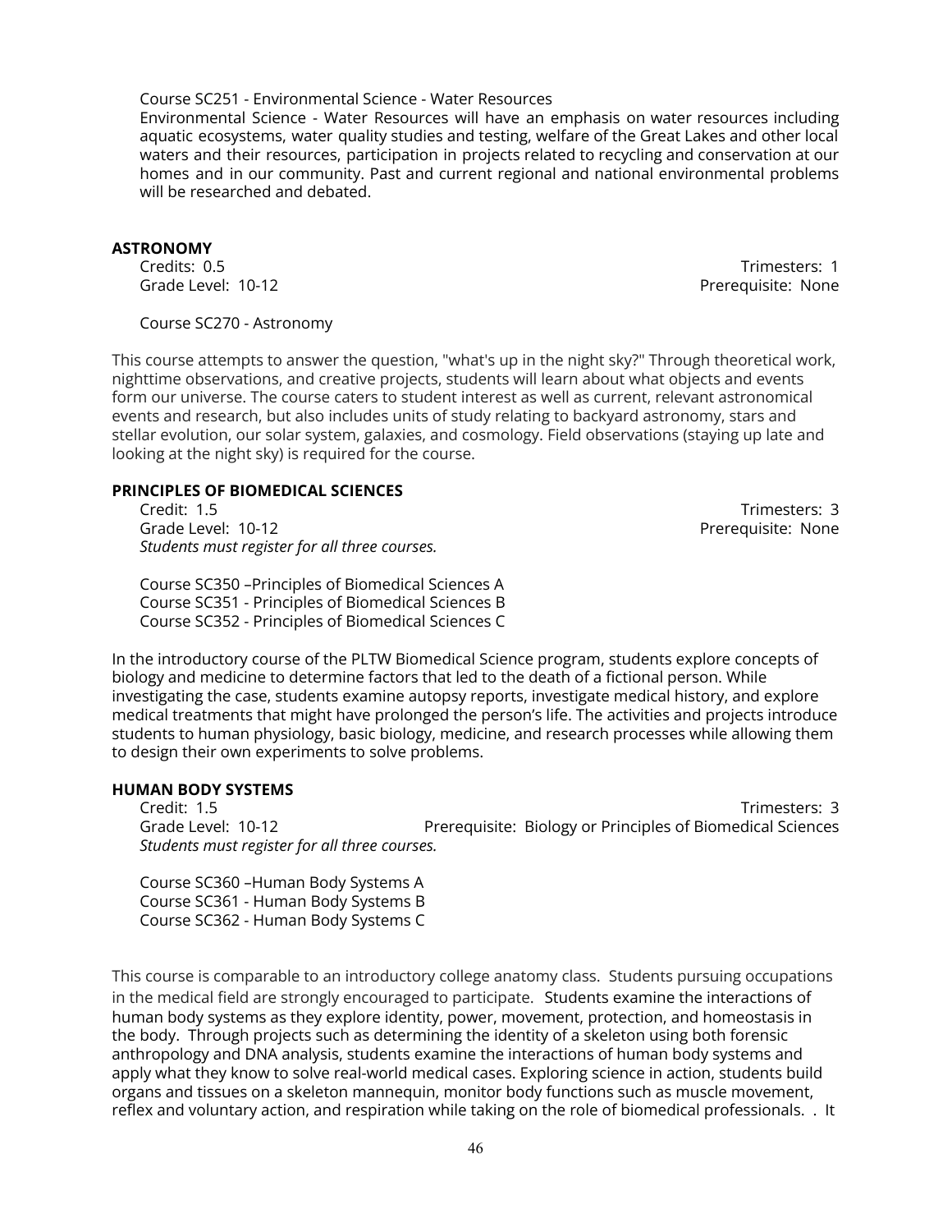Course SC251 - Environmental Science - Water Resources

Environmental Science - Water Resources will have an emphasis on water resources including aquatic ecosystems, water quality studies and testing, welfare of the Great Lakes and other local waters and their resources, participation in projects related to recycling and conservation at our homes and in our community. Past and current regional and national environmental problems will be researched and debated.

**ASTRONOMY**

Credits: 0.5 | Trimesters: 1
Grade Level: 10-12 | Prerequisite: None

Course SC270 - Astronomy

This course attempts to answer the question, "what's up in the night sky?" Through theoretical work, nighttime observations, and creative projects, students will learn about what objects and events form our universe. The course caters to student interest as well as current, relevant astronomical events and research, but also includes units of study relating to backyard astronomy, stars and stellar evolution, our solar system, galaxies, and cosmology. Field observations (staying up late and looking at the night sky) is required for the course.

**PRINCIPLES OF BIOMEDICAL SCIENCES**

Credit: 1.5 | Trimesters: 3
Grade Level: 10-12 | Prerequisite: None
*Students must register for all three courses.*

Course SC350 –Principles of Biomedical Sciences A
Course SC351 - Principles of Biomedical Sciences B
Course SC352 - Principles of Biomedical Sciences C

In the introductory course of the PLTW Biomedical Science program, students explore concepts of biology and medicine to determine factors that led to the death of a fictional person. While investigating the case, students examine autopsy reports, investigate medical history, and explore medical treatments that might have prolonged the person's life. The activities and projects introduce students to human physiology, basic biology, medicine, and research processes while allowing them to design their own experiments to solve problems.

**HUMAN BODY SYSTEMS**

Credit: 1.5 | Trimesters: 3
Grade Level: 10-12 | Prerequisite: Biology or Principles of Biomedical Sciences
*Students must register for all three courses.*

Course SC360 –Human Body Systems A
Course SC361 - Human Body Systems B
Course SC362 - Human Body Systems C

This course is comparable to an introductory college anatomy class. Students pursuing occupations in the medical field are strongly encouraged to participate. Students examine the interactions of human body systems as they explore identity, power, movement, protection, and homeostasis in the body. Through projects such as determining the identity of a skeleton using both forensic anthropology and DNA analysis, students examine the interactions of human body systems and apply what they know to solve real-world medical cases. Exploring science in action, students build organs and tissues on a skeleton mannequin, monitor body functions such as muscle movement, reflex and voluntary action, and respiration while taking on the role of biomedical professionals. . It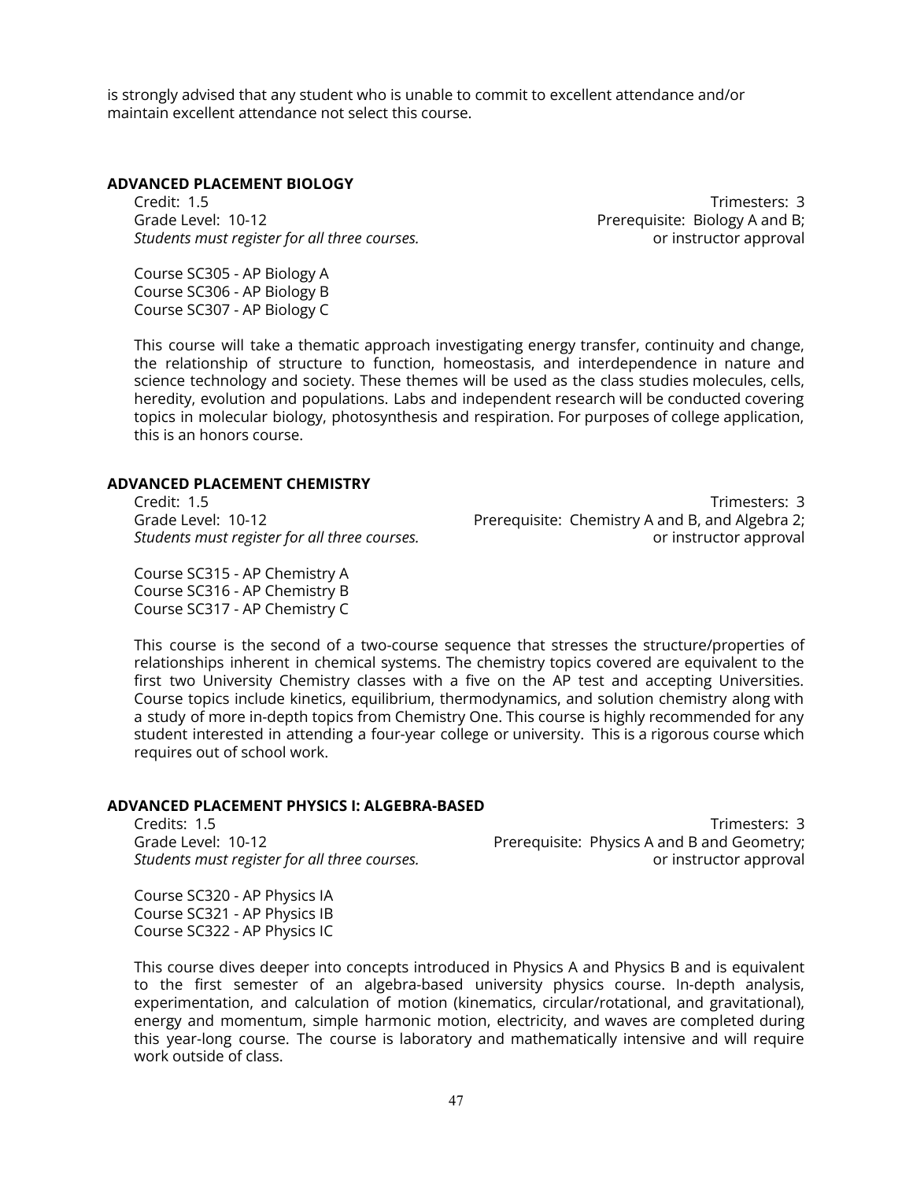is strongly advised that any student who is unable to commit to excellent attendance and/or maintain excellent attendance not select this course.

## ADVANCED PLACEMENT BIOLOGY

Credit: 1.5
Trimesters: 3
Grade Level: 10-12
Prerequisite: Biology A and B; or instructor approval
*Students must register for all three courses.*

Course SC305 - AP Biology A
Course SC306 - AP Biology B
Course SC307 - AP Biology C

This course will take a thematic approach investigating energy transfer, continuity and change, the relationship of structure to function, homeostasis, and interdependence in nature and science technology and society. These themes will be used as the class studies molecules, cells, heredity, evolution and populations. Labs and independent research will be conducted covering topics in molecular biology, photosynthesis and respiration. For purposes of college application, this is an honors course.

## ADVANCED PLACEMENT CHEMISTRY

Credit: 1.5
Trimesters: 3
Grade Level: 10-12
Prerequisite: Chemistry A and B, and Algebra 2; or instructor approval
*Students must register for all three courses.*

Course SC315 - AP Chemistry A
Course SC316 - AP Chemistry B
Course SC317 - AP Chemistry C

This course is the second of a two-course sequence that stresses the structure/properties of relationships inherent in chemical systems. The chemistry topics covered are equivalent to the first two University Chemistry classes with a five on the AP test and accepting Universities. Course topics include kinetics, equilibrium, thermodynamics, and solution chemistry along with a study of more in-depth topics from Chemistry One. This course is highly recommended for any student interested in attending a four-year college or university. This is a rigorous course which requires out of school work.

## ADVANCED PLACEMENT PHYSICS I: ALGEBRA-BASED

Credits: 1.5
Trimesters: 3
Grade Level: 10-12
Prerequisite: Physics A and B and Geometry; or instructor approval
*Students must register for all three courses.*

Course SC320 - AP Physics IA
Course SC321 - AP Physics IB
Course SC322 - AP Physics IC

This course dives deeper into concepts introduced in Physics A and Physics B and is equivalent to the first semester of an algebra-based university physics course. In-depth analysis, experimentation, and calculation of motion (kinematics, circular/rotational, and gravitational), energy and momentum, simple harmonic motion, electricity, and waves are completed during this year-long course. The course is laboratory and mathematically intensive and will require work outside of class.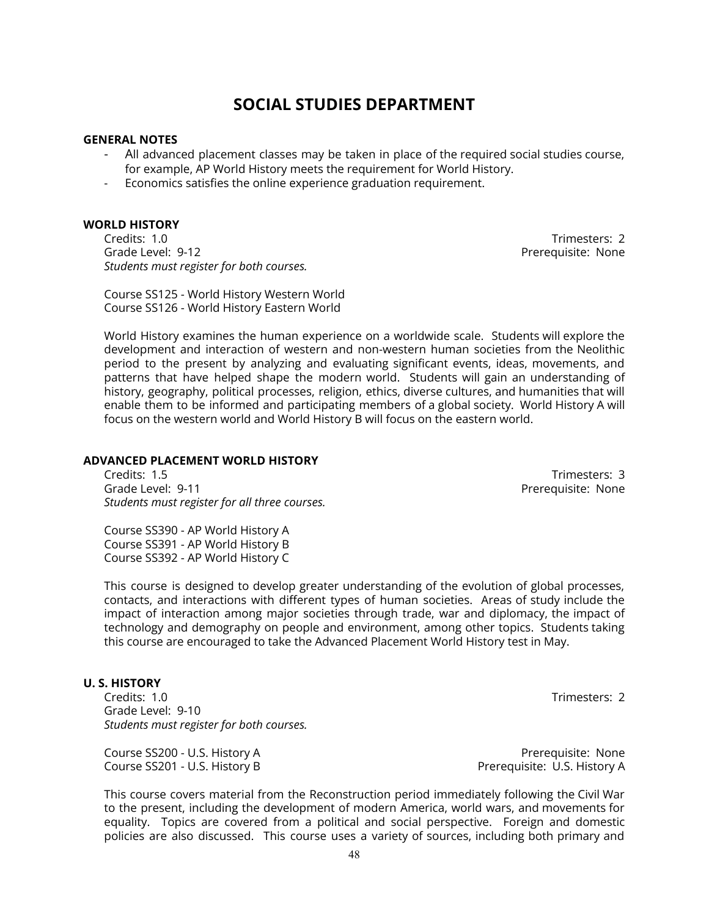# SOCIAL STUDIES DEPARTMENT

**GENERAL NOTES**

- All advanced placement classes may be taken in place of the required social studies course, for example, AP World History meets the requirement for World History.
- Economics satisfies the online experience graduation requirement.

**WORLD HISTORY**

Credits: 1.0 | Trimesters: 2
Grade Level: 9-12 | Prerequisite: None
*Students must register for both courses.*

Course SS125 - World History Western World
Course SS126 - World History Eastern World

World History examines the human experience on a worldwide scale. Students will explore the development and interaction of western and non-western human societies from the Neolithic period to the present by analyzing and evaluating significant events, ideas, movements, and patterns that have helped shape the modern world. Students will gain an understanding of history, geography, political processes, religion, ethics, diverse cultures, and humanities that will enable them to be informed and participating members of a global society. World History A will focus on the western world and World History B will focus on the eastern world.

**ADVANCED PLACEMENT WORLD HISTORY**

Credits: 1.5 | Trimesters: 3
Grade Level: 9-11 | Prerequisite: None
*Students must register for all three courses.*

Course SS390 - AP World History A
Course SS391 - AP World History B
Course SS392 - AP World History C

This course is designed to develop greater understanding of the evolution of global processes, contacts, and interactions with different types of human societies. Areas of study include the impact of interaction among major societies through trade, war and diplomacy, the impact of technology and demography on people and environment, among other topics. Students taking this course are encouraged to take the Advanced Placement World History test in May.

**U. S. HISTORY**

Credits: 1.0 | Trimesters: 2
Grade Level: 9-10
*Students must register for both courses.*

Course SS200 - U.S. History A | Prerequisite: None
Course SS201 - U.S. History B | Prerequisite: U.S. History A

This course covers material from the Reconstruction period immediately following the Civil War to the present, including the development of modern America, world wars, and movements for equality. Topics are covered from a political and social perspective. Foreign and domestic policies are also discussed. This course uses a variety of sources, including both primary and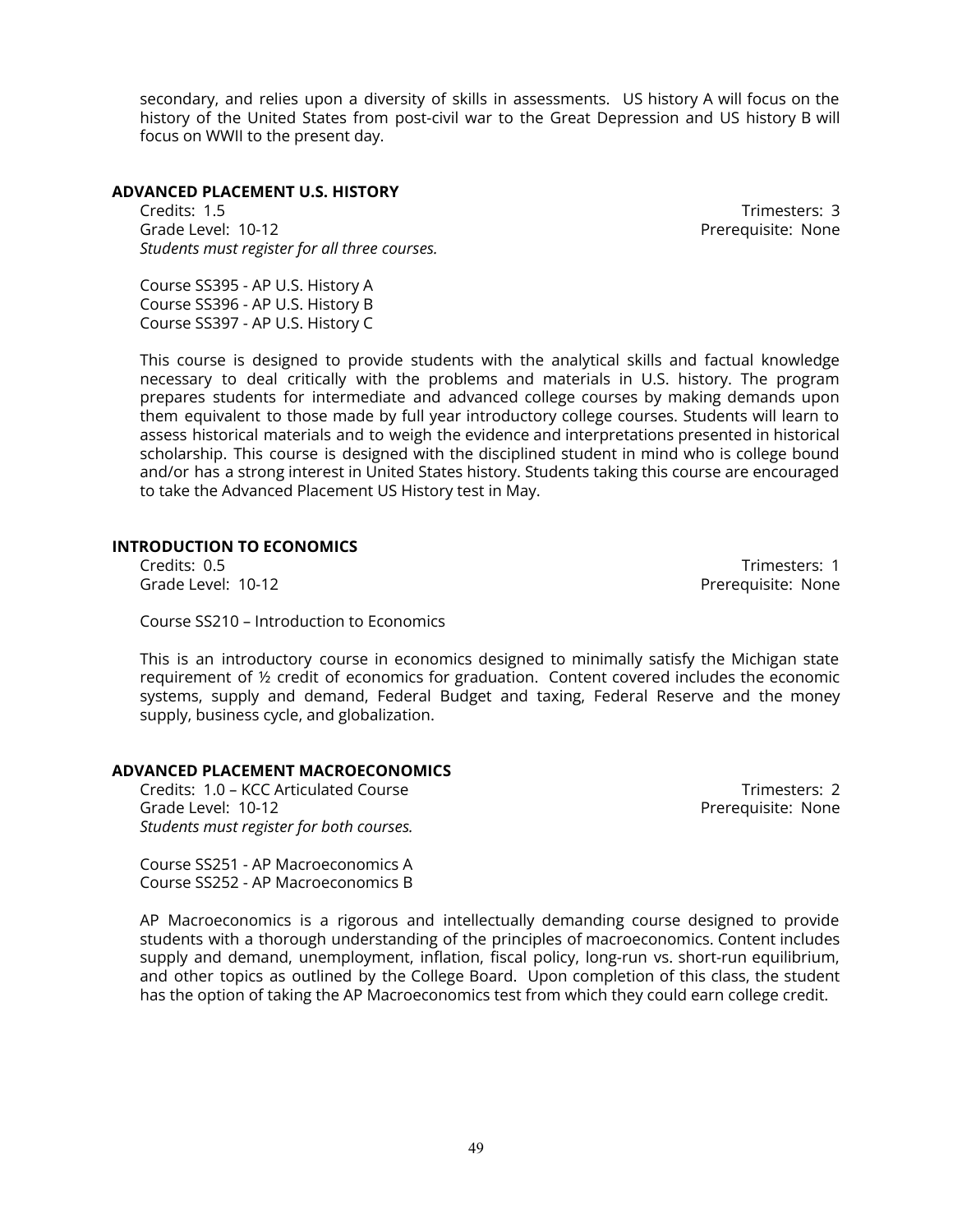secondary, and relies upon a diversity of skills in assessments. US history A will focus on the history of the United States from post-civil war to the Great Depression and US history B will focus on WWII to the present day.

## ADVANCED PLACEMENT U.S. HISTORY

Credits: 1.5 Trimesters: 3
Grade Level: 10-12 Prerequisite: None
*Students must register for all three courses.*

Course SS395 - AP U.S. History A
Course SS396 - AP U.S. History B
Course SS397 - AP U.S. History C

This course is designed to provide students with the analytical skills and factual knowledge necessary to deal critically with the problems and materials in U.S. history. The program prepares students for intermediate and advanced college courses by making demands upon them equivalent to those made by full year introductory college courses. Students will learn to assess historical materials and to weigh the evidence and interpretations presented in historical scholarship. This course is designed with the disciplined student in mind who is college bound and/or has a strong interest in United States history. Students taking this course are encouraged to take the Advanced Placement US History test in May.

## INTRODUCTION TO ECONOMICS

Credits: 0.5 Trimesters: 1
Grade Level: 10-12 Prerequisite: None

Course SS210 – Introduction to Economics

This is an introductory course in economics designed to minimally satisfy the Michigan state requirement of ½ credit of economics for graduation. Content covered includes the economic systems, supply and demand, Federal Budget and taxing, Federal Reserve and the money supply, business cycle, and globalization.

## ADVANCED PLACEMENT MACROECONOMICS

Credits: 1.0 – KCC Articulated Course Trimesters: 2
Grade Level: 10-12 Prerequisite: None
*Students must register for both courses.*

Course SS251 - AP Macroeconomics A
Course SS252 - AP Macroeconomics B

AP Macroeconomics is a rigorous and intellectually demanding course designed to provide students with a thorough understanding of the principles of macroeconomics. Content includes supply and demand, unemployment, inflation, fiscal policy, long-run vs. short-run equilibrium, and other topics as outlined by the College Board. Upon completion of this class, the student has the option of taking the AP Macroeconomics test from which they could earn college credit.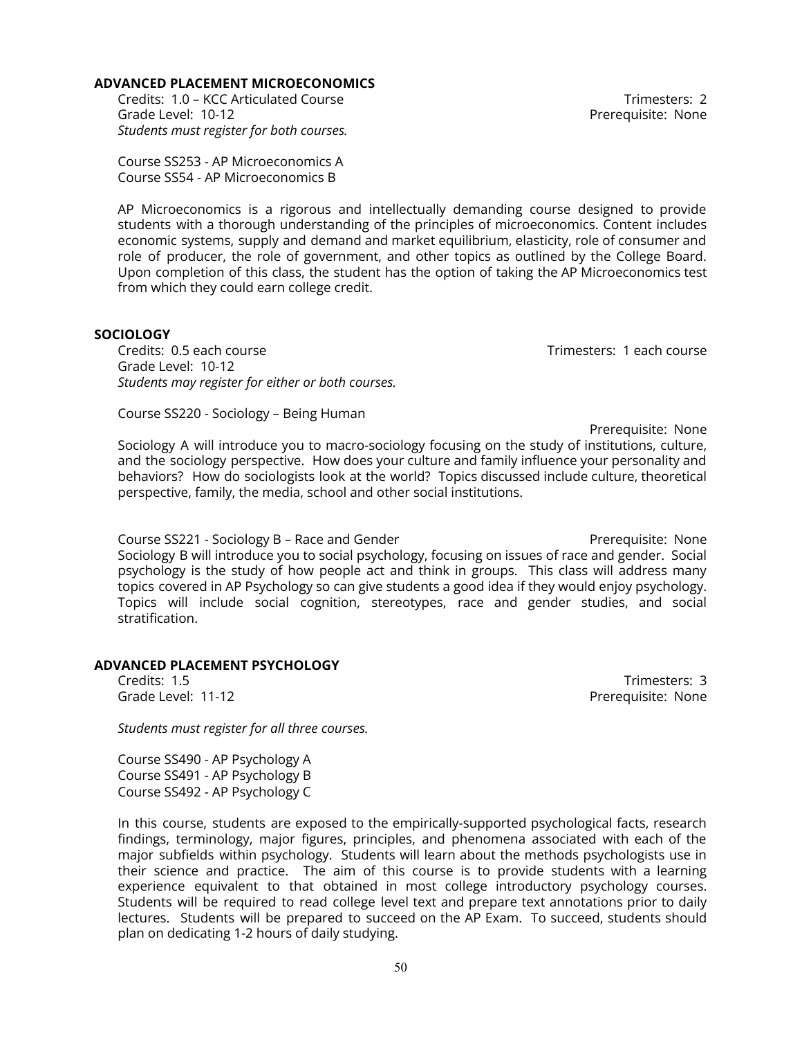## ADVANCED PLACEMENT MICROECONOMICS

Credits: 1.0 – KCC Articulated Course  
Trimesters: 2  
Grade Level: 10-12  
Prerequisite: None  
*Students must register for both courses.*

Course SS253 - AP Microeconomics A  
Course SS54 - AP Microeconomics B

AP Microeconomics is a rigorous and intellectually demanding course designed to provide students with a thorough understanding of the principles of microeconomics. Content includes economic systems, supply and demand and market equilibrium, elasticity, role of consumer and role of producer, the role of government, and other topics as outlined by the College Board. Upon completion of this class, the student has the option of taking the AP Microeconomics test from which they could earn college credit.

## SOCIOLOGY

Credits: 0.5 each course  
Trimesters: 1 each course  
Grade Level: 10-12  
*Students may register for either or both courses.*

Course SS220 - Sociology – Being Human  
Prerequisite: None

Sociology A will introduce you to macro-sociology focusing on the study of institutions, culture, and the sociology perspective. How does your culture and family influence your personality and behaviors? How do sociologists look at the world? Topics discussed include culture, theoretical perspective, family, the media, school and other social institutions.

Course SS221 - Sociology B – Race and Gender  
Prerequisite: None

Sociology B will introduce you to social psychology, focusing on issues of race and gender. Social psychology is the study of how people act and think in groups. This class will address many topics covered in AP Psychology so can give students a good idea if they would enjoy psychology. Topics will include social cognition, stereotypes, race and gender studies, and social stratification.

## ADVANCED PLACEMENT PSYCHOLOGY

Credits: 1.5  
Trimesters: 3  
Grade Level: 11-12  
Prerequisite: None

*Students must register for all three courses.*

Course SS490 - AP Psychology A  
Course SS491 - AP Psychology B  
Course SS492 - AP Psychology C

In this course, students are exposed to the empirically-supported psychological facts, research findings, terminology, major figures, principles, and phenomena associated with each of the major subfields within psychology. Students will learn about the methods psychologists use in their science and practice. The aim of this course is to provide students with a learning experience equivalent to that obtained in most college introductory psychology courses. Students will be required to read college level text and prepare text annotations prior to daily lectures. Students will be prepared to succeed on the AP Exam. To succeed, students should plan on dedicating 1-2 hours of daily studying.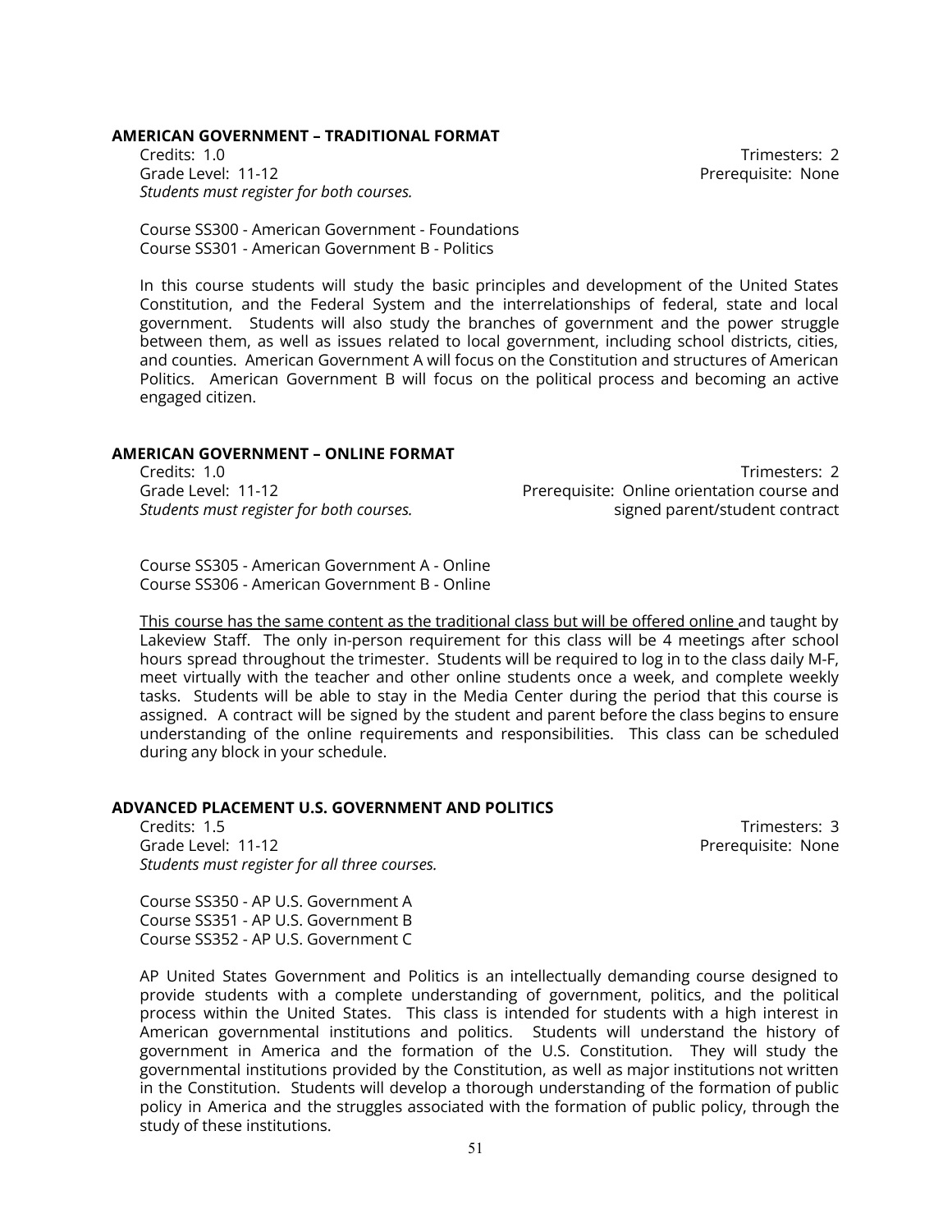### AMERICAN GOVERNMENT – TRADITIONAL FORMAT

Credits: 1.0 
Trimesters: 2 
Grade Level: 11-12 
Prerequisite: None 
*Students must register for both courses.*

Course SS300 - American Government - Foundations 
Course SS301 - American Government B - Politics

In this course students will study the basic principles and development of the United States Constitution, and the Federal System and the interrelationships of federal, state and local government. Students will also study the branches of government and the power struggle between them, as well as issues related to local government, including school districts, cities, and counties. American Government A will focus on the Constitution and structures of American Politics. American Government B will focus on the political process and becoming an active engaged citizen.

### AMERICAN GOVERNMENT – ONLINE FORMAT

Credits: 1.0 
Trimesters: 2 
Grade Level: 11-12 
Prerequisite: Online orientation course and signed parent/student contract 
*Students must register for both courses.*

Course SS305 - American Government A - Online 
Course SS306 - American Government B - Online

<u>This course has the same content as the traditional class but will be offered online</u> and taught by Lakeview Staff. The only in-person requirement for this class will be 4 meetings after school hours spread throughout the trimester. Students will be required to log in to the class daily M-F, meet virtually with the teacher and other online students once a week, and complete weekly tasks. Students will be able to stay in the Media Center during the period that this course is assigned. A contract will be signed by the student and parent before the class begins to ensure understanding of the online requirements and responsibilities. This class can be scheduled during any block in your schedule.

### ADVANCED PLACEMENT U.S. GOVERNMENT AND POLITICS

Credits: 1.5 
Trimesters: 3 
Grade Level: 11-12 
Prerequisite: None 
*Students must register for all three courses.*

Course SS350 - AP U.S. Government A 
Course SS351 - AP U.S. Government B 
Course SS352 - AP U.S. Government C

AP United States Government and Politics is an intellectually demanding course designed to provide students with a complete understanding of government, politics, and the political process within the United States. This class is intended for students with a high interest in American governmental institutions and politics. Students will understand the history of government in America and the formation of the U.S. Constitution. They will study the governmental institutions provided by the Constitution, as well as major institutions not written in the Constitution. Students will develop a thorough understanding of the formation of public policy in America and the struggles associated with the formation of public policy, through the study of these institutions.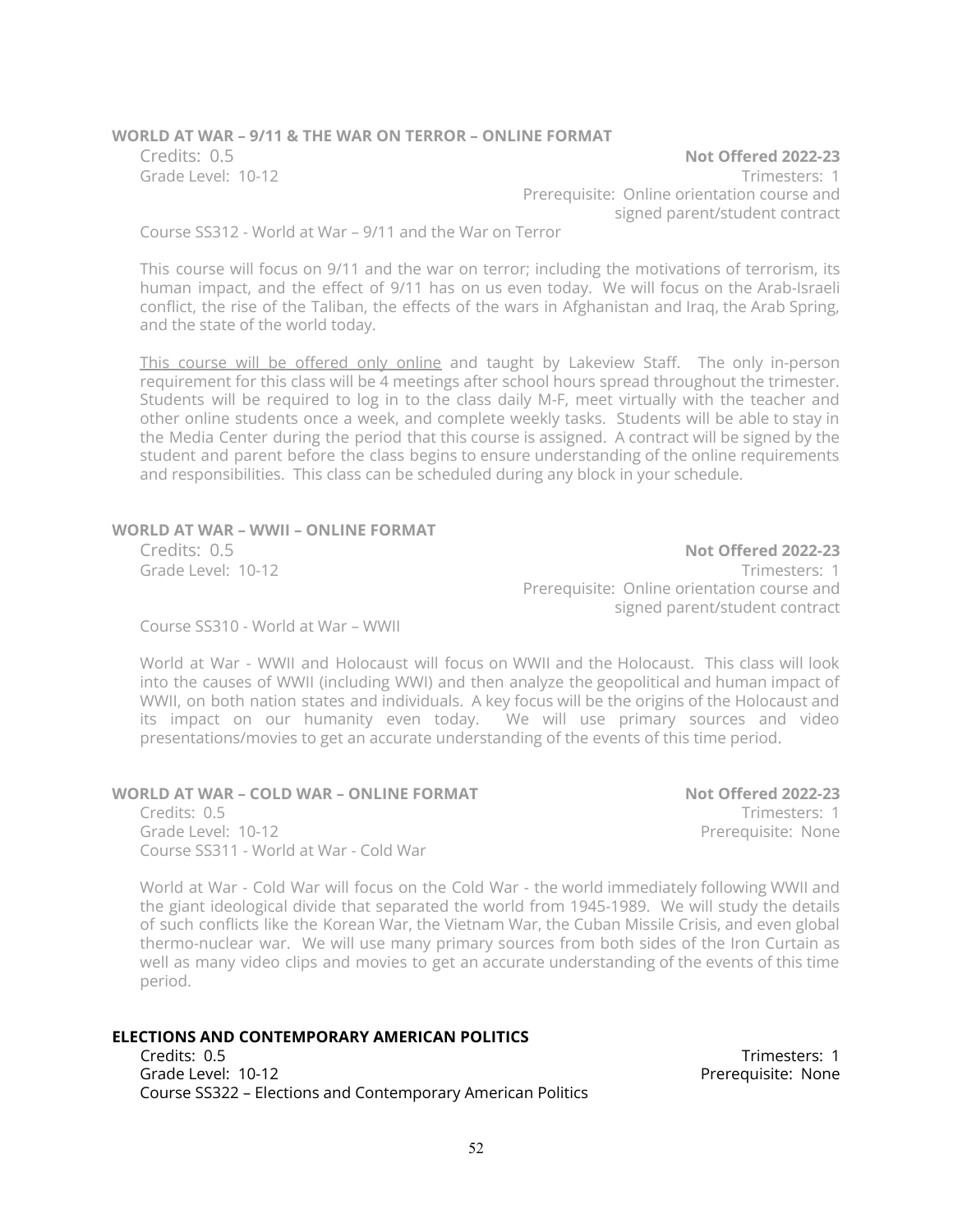### WORLD AT WAR – 9/11 & THE WAR ON TERROR – ONLINE FORMAT

Credits: 0.5 **Not Offered 2022-23**
Grade Level: 10-12 Trimesters: 1
Prerequisite: Online orientation course and signed parent/student contract
Course SS312 - World at War – 9/11 and the War on Terror

This course will focus on 9/11 and the war on terror; including the motivations of terrorism, its human impact, and the effect of 9/11 has on us even today. We will focus on the Arab-Israeli conflict, the rise of the Taliban, the effects of the wars in Afghanistan and Iraq, the Arab Spring, and the state of the world today.

<u>This course will be offered only online</u> and taught by Lakeview Staff. The only in-person requirement for this class will be 4 meetings after school hours spread throughout the trimester. Students will be required to log in to the class daily M-F, meet virtually with the teacher and other online students once a week, and complete weekly tasks. Students will be able to stay in the Media Center during the period that this course is assigned. A contract will be signed by the student and parent before the class begins to ensure understanding of the online requirements and responsibilities. This class can be scheduled during any block in your schedule.

### WORLD AT WAR – WWII – ONLINE FORMAT

Credits: 0.5 **Not Offered 2022-23**
Grade Level: 10-12 Trimesters: 1
Prerequisite: Online orientation course and signed parent/student contract
Course SS310 - World at War – WWII

World at War - WWII and Holocaust will focus on WWII and the Holocaust. This class will look into the causes of WWII (including WWI) and then analyze the geopolitical and human impact of WWII, on both nation states and individuals. A key focus will be the origins of the Holocaust and its impact on our humanity even today. We will use primary sources and video presentations/movies to get an accurate understanding of the events of this time period.

### WORLD AT WAR – COLD WAR – ONLINE FORMAT

**Not Offered 2022-23**
Credits: 0.5 Trimesters: 1
Grade Level: 10-12 Prerequisite: None
Course SS311 - World at War - Cold War

World at War - Cold War will focus on the Cold War - the world immediately following WWII and the giant ideological divide that separated the world from 1945-1989. We will study the details of such conflicts like the Korean War, the Vietnam War, the Cuban Missile Crisis, and even global thermo-nuclear war. We will use many primary sources from both sides of the Iron Curtain as well as many video clips and movies to get an accurate understanding of the events of this time period.

### ELECTIONS AND CONTEMPORARY AMERICAN POLITICS

Credits: 0.5 Trimesters: 1
Grade Level: 10-12 Prerequisite: None
Course SS322 – Elections and Contemporary American Politics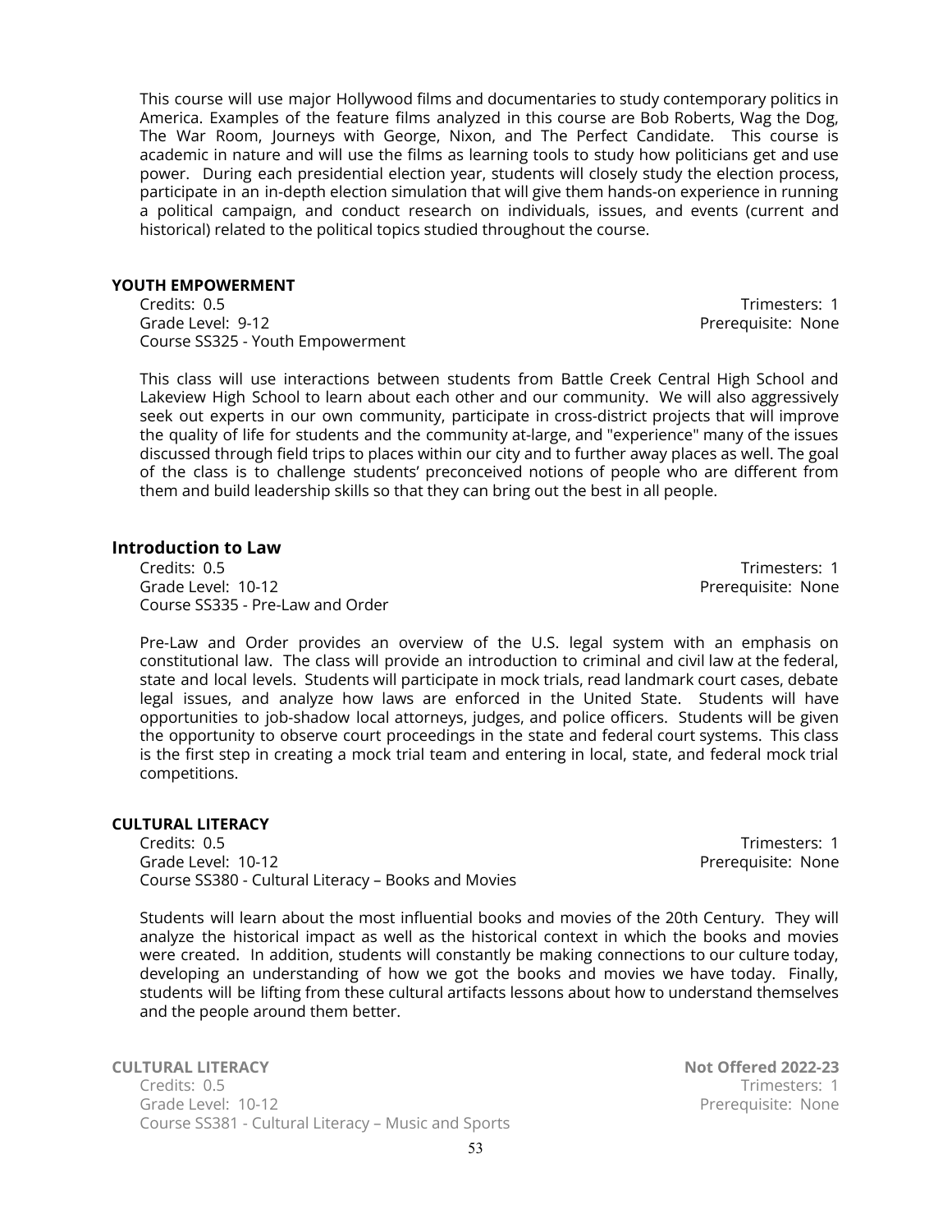This course will use major Hollywood films and documentaries to study contemporary politics in America. Examples of the feature films analyzed in this course are Bob Roberts, Wag the Dog, The War Room, Journeys with George, Nixon, and The Perfect Candidate. This course is academic in nature and will use the films as learning tools to study how politicians get and use power. During each presidential election year, students will closely study the election process, participate in an in-depth election simulation that will give them hands-on experience in running a political campaign, and conduct research on individuals, issues, and events (current and historical) related to the political topics studied throughout the course.

**YOUTH EMPOWERMENT**

Credits: 0.5 — Trimesters: 1
Grade Level: 9-12 — Prerequisite: None
Course SS325 - Youth Empowerment

This class will use interactions between students from Battle Creek Central High School and Lakeview High School to learn about each other and our community. We will also aggressively seek out experts in our own community, participate in cross-district projects that will improve the quality of life for students and the community at-large, and "experience" many of the issues discussed through field trips to places within our city and to further away places as well. The goal of the class is to challenge students' preconceived notions of people who are different from them and build leadership skills so that they can bring out the best in all people.

## Introduction to Law

Credits: 0.5 — Trimesters: 1
Grade Level: 10-12 — Prerequisite: None
Course SS335 - Pre-Law and Order

Pre-Law and Order provides an overview of the U.S. legal system with an emphasis on constitutional law. The class will provide an introduction to criminal and civil law at the federal, state and local levels. Students will participate in mock trials, read landmark court cases, debate legal issues, and analyze how laws are enforced in the United State. Students will have opportunities to job-shadow local attorneys, judges, and police officers. Students will be given the opportunity to observe court proceedings in the state and federal court systems. This class is the first step in creating a mock trial team and entering in local, state, and federal mock trial competitions.

**CULTURAL LITERACY**

Credits: 0.5 — Trimesters: 1
Grade Level: 10-12 — Prerequisite: None
Course SS380 - Cultural Literacy – Books and Movies

Students will learn about the most influential books and movies of the 20th Century. They will analyze the historical impact as well as the historical context in which the books and movies were created. In addition, students will constantly be making connections to our culture today, developing an understanding of how we got the books and movies we have today. Finally, students will be lifting from these cultural artifacts lessons about how to understand themselves and the people around them better.

**CULTURAL LITERACY** — **Not Offered 2022-23**

Credits: 0.5 — Trimesters: 1
Grade Level: 10-12 — Prerequisite: None
Course SS381 - Cultural Literacy – Music and Sports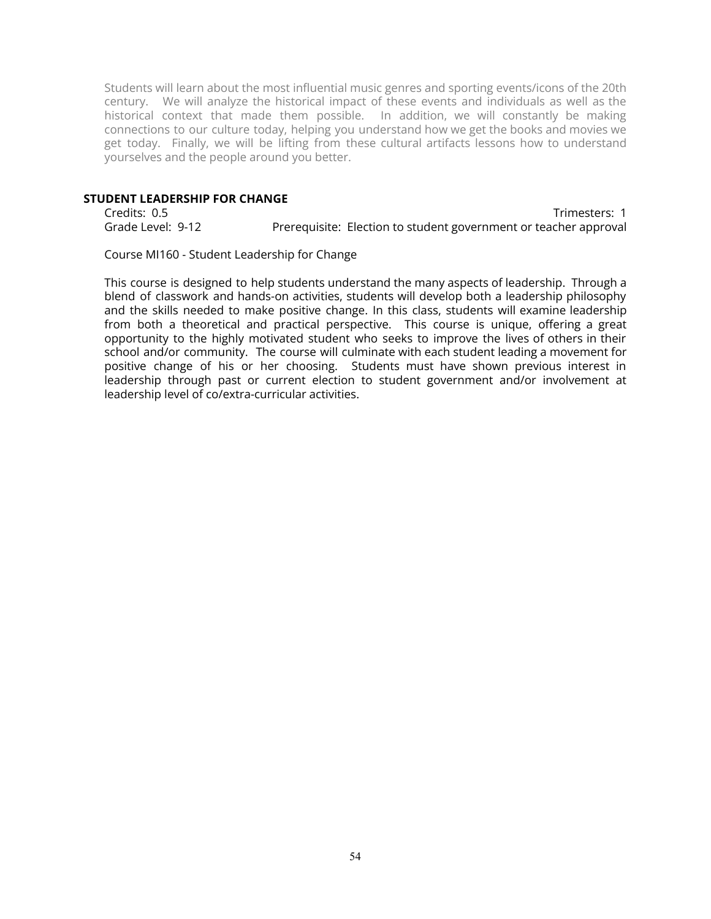Students will learn about the most influential music genres and sporting events/icons of the 20th century. We will analyze the historical impact of these events and individuals as well as the historical context that made them possible. In addition, we will constantly be making connections to our culture today, helping you understand how we get the books and movies we get today. Finally, we will be lifting from these cultural artifacts lessons how to understand yourselves and the people around you better.

### STUDENT LEADERSHIP FOR CHANGE

Credits: 0.5 Trimesters: 1
Grade Level: 9-12 Prerequisite: Election to student government or teacher approval

Course MI160 - Student Leadership for Change

This course is designed to help students understand the many aspects of leadership. Through a blend of classwork and hands-on activities, students will develop both a leadership philosophy and the skills needed to make positive change. In this class, students will examine leadership from both a theoretical and practical perspective. This course is unique, offering a great opportunity to the highly motivated student who seeks to improve the lives of others in their school and/or community. The course will culminate with each student leading a movement for positive change of his or her choosing. Students must have shown previous interest in leadership through past or current election to student government and/or involvement at leadership level of co/extra-curricular activities.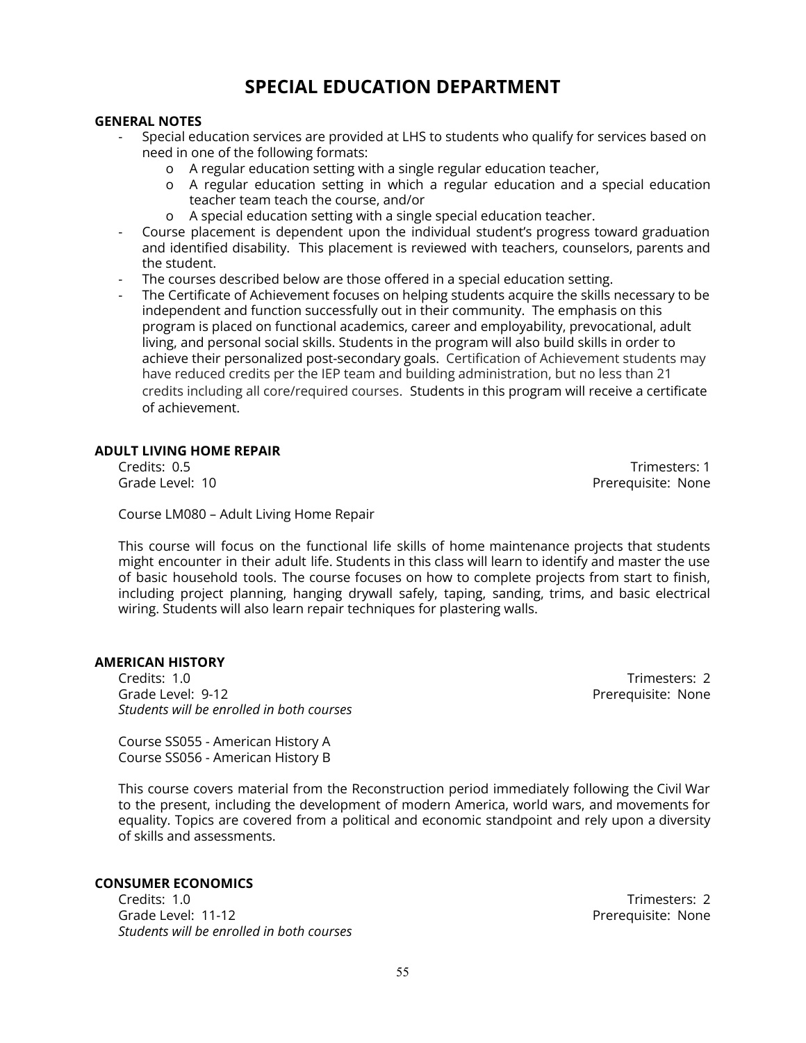# SPECIAL EDUCATION DEPARTMENT

**GENERAL NOTES**

- Special education services are provided at LHS to students who qualify for services based on need in one of the following formats:
  - A regular education setting with a single regular education teacher,
  - A regular education setting in which a regular education and a special education teacher team teach the course, and/or
  - A special education setting with a single special education teacher.
- Course placement is dependent upon the individual student's progress toward graduation and identified disability. This placement is reviewed with teachers, counselors, parents and the student.
- The courses described below are those offered in a special education setting.
- The Certificate of Achievement focuses on helping students acquire the skills necessary to be independent and function successfully out in their community. The emphasis on this program is placed on functional academics, career and employability, prevocational, adult living, and personal social skills. Students in the program will also build skills in order to achieve their personalized post-secondary goals. Certification of Achievement students may have reduced credits per the IEP team and building administration, but no less than 21 credits including all core/required courses. Students in this program will receive a certificate of achievement.

**ADULT LIVING HOME REPAIR**

Credits: 0.5 | Trimesters: 1
Grade Level: 10 | Prerequisite: None

Course LM080 – Adult Living Home Repair

This course will focus on the functional life skills of home maintenance projects that students might encounter in their adult life. Students in this class will learn to identify and master the use of basic household tools. The course focuses on how to complete projects from start to finish, including project planning, hanging drywall safely, taping, sanding, trims, and basic electrical wiring. Students will also learn repair techniques for plastering walls.

**AMERICAN HISTORY**

Credits: 1.0 | Trimesters: 2
Grade Level: 9-12 | Prerequisite: None
*Students will be enrolled in both courses*

Course SS055 - American History A
Course SS056 - American History B

This course covers material from the Reconstruction period immediately following the Civil War to the present, including the development of modern America, world wars, and movements for equality. Topics are covered from a political and economic standpoint and rely upon a diversity of skills and assessments.

**CONSUMER ECONOMICS**

Credits: 1.0 | Trimesters: 2
Grade Level: 11-12 | Prerequisite: None
*Students will be enrolled in both courses*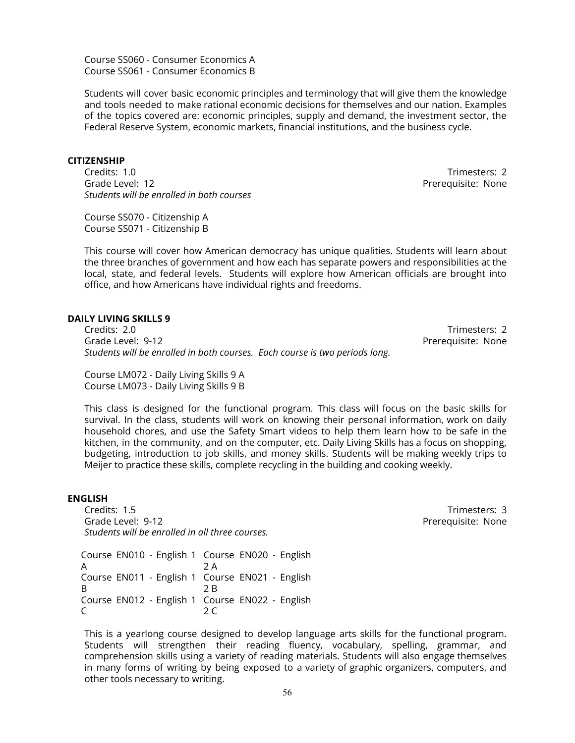Course SS060 - Consumer Economics A
Course SS061 - Consumer Economics B

Students will cover basic economic principles and terminology that will give them the knowledge and tools needed to make rational economic decisions for themselves and our nation. Examples of the topics covered are: economic principles, supply and demand, the investment sector, the Federal Reserve System, economic markets, financial institutions, and the business cycle.

**CITIZENSHIP**

Credits: 1.0 Trimesters: 2
Grade Level: 12 Prerequisite: None
*Students will be enrolled in both courses*

Course SS070 - Citizenship A
Course SS071 - Citizenship B

This course will cover how American democracy has unique qualities. Students will learn about the three branches of government and how each has separate powers and responsibilities at the local, state, and federal levels. Students will explore how American officials are brought into office, and how Americans have individual rights and freedoms.

**DAILY LIVING SKILLS 9**

Credits: 2.0 Trimesters: 2
Grade Level: 9-12 Prerequisite: None
*Students will be enrolled in both courses. Each course is two periods long.*

Course LM072 - Daily Living Skills 9 A
Course LM073 - Daily Living Skills 9 B

This class is designed for the functional program. This class will focus on the basic skills for survival. In the class, students will work on knowing their personal information, work on daily household chores, and use the Safety Smart videos to help them learn how to be safe in the kitchen, in the community, and on the computer, etc. Daily Living Skills has a focus on shopping, budgeting, introduction to job skills, and money skills. Students will be making weekly trips to Meijer to practice these skills, complete recycling in the building and cooking weekly.

**ENGLISH**

Credits: 1.5 Trimesters: 3
Grade Level: 9-12 Prerequisite: None
*Students will be enrolled in all three courses.*

| | |
|---|---|
| Course EN010 - English 1 A | Course EN020 - English 2 A |
| Course EN011 - English 1 B | Course EN021 - English 2 B |
| Course EN012 - English 1 C | Course EN022 - English 2 C |

This is a yearlong course designed to develop language arts skills for the functional program. Students will strengthen their reading fluency, vocabulary, spelling, grammar, and comprehension skills using a variety of reading materials. Students will also engage themselves in many forms of writing by being exposed to a variety of graphic organizers, computers, and other tools necessary to writing.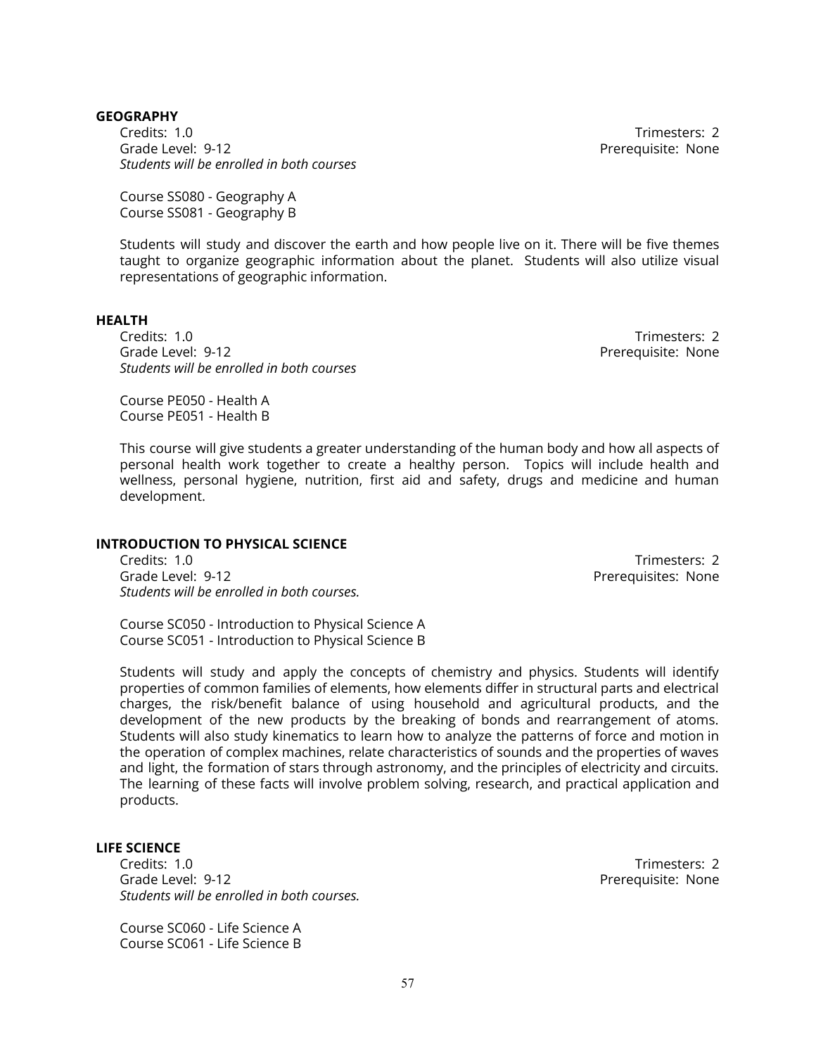### GEOGRAPHY

Credits: 1.0  
Trimesters: 2  
Grade Level: 9-12  
Prerequisite: None  
*Students will be enrolled in both courses*

Course SS080 - Geography A  
Course SS081 - Geography B

Students will study and discover the earth and how people live on it. There will be five themes taught to organize geographic information about the planet. Students will also utilize visual representations of geographic information.

### HEALTH

Credits: 1.0  
Trimesters: 2  
Grade Level: 9-12  
Prerequisite: None  
*Students will be enrolled in both courses*

Course PE050 - Health A  
Course PE051 - Health B

This course will give students a greater understanding of the human body and how all aspects of personal health work together to create a healthy person. Topics will include health and wellness, personal hygiene, nutrition, first aid and safety, drugs and medicine and human development.

### INTRODUCTION TO PHYSICAL SCIENCE

Credits: 1.0  
Trimesters: 2  
Grade Level: 9-12  
Prerequisites: None  
*Students will be enrolled in both courses.*

Course SC050 - Introduction to Physical Science A  
Course SC051 - Introduction to Physical Science B

Students will study and apply the concepts of chemistry and physics. Students will identify properties of common families of elements, how elements differ in structural parts and electrical charges, the risk/benefit balance of using household and agricultural products, and the development of the new products by the breaking of bonds and rearrangement of atoms. Students will also study kinematics to learn how to analyze the patterns of force and motion in the operation of complex machines, relate characteristics of sounds and the properties of waves and light, the formation of stars through astronomy, and the principles of electricity and circuits. The learning of these facts will involve problem solving, research, and practical application and products.

### LIFE SCIENCE

Credits: 1.0  
Trimesters: 2  
Grade Level: 9-12  
Prerequisite: None  
*Students will be enrolled in both courses.*

Course SC060 - Life Science A  
Course SC061 - Life Science B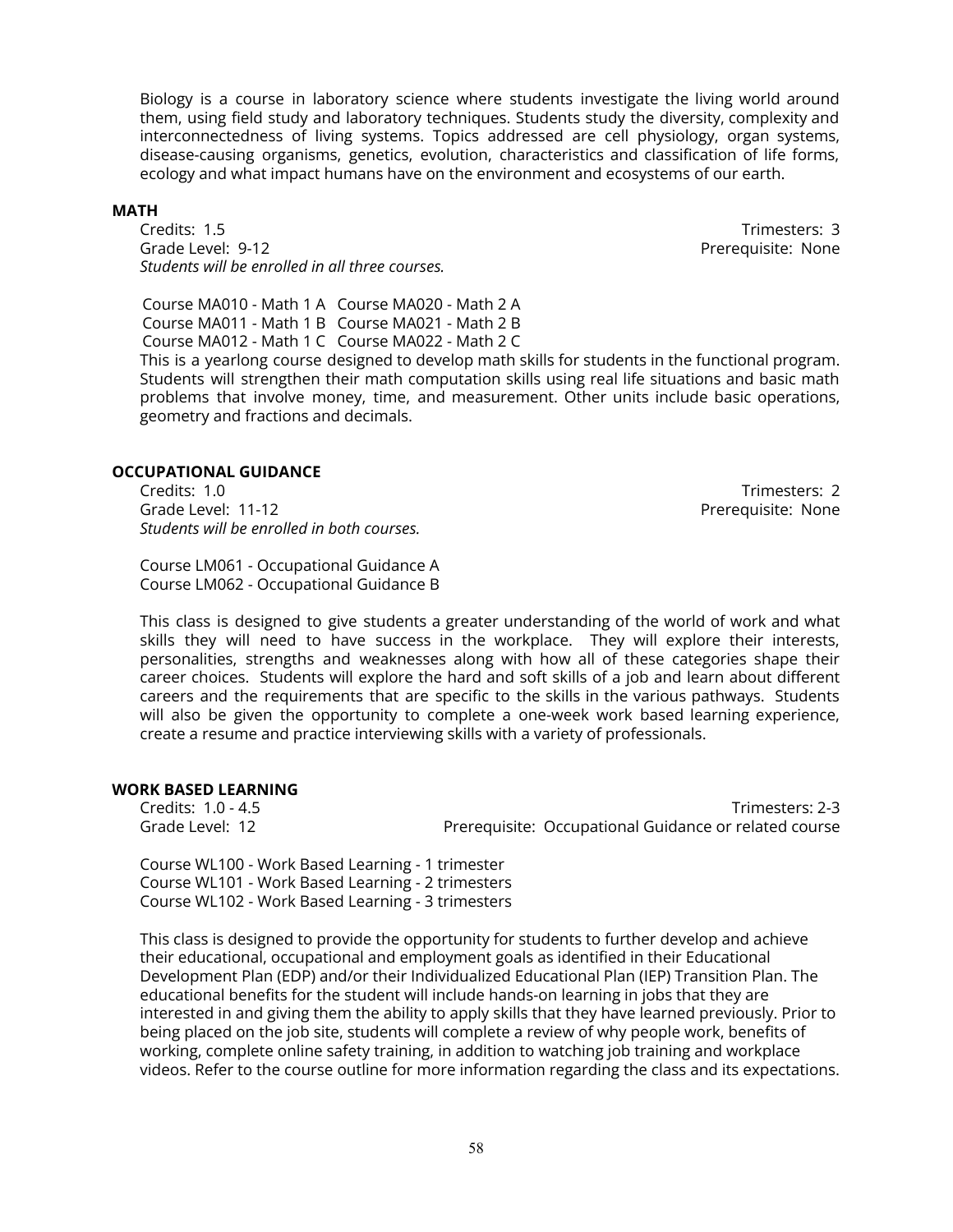Biology is a course in laboratory science where students investigate the living world around them, using field study and laboratory techniques. Students study the diversity, complexity and interconnectedness of living systems. Topics addressed are cell physiology, organ systems, disease-causing organisms, genetics, evolution, characteristics and classification of life forms, ecology and what impact humans have on the environment and ecosystems of our earth.

**MATH**

Credits: 1.5 Trimesters: 3
Grade Level: 9-12 Prerequisite: None
*Students will be enrolled in all three courses.*

Course MA010 - Math 1 A Course MA020 - Math 2 A
Course MA011 - Math 1 B Course MA021 - Math 2 B
Course MA012 - Math 1 C Course MA022 - Math 2 C

This is a yearlong course designed to develop math skills for students in the functional program. Students will strengthen their math computation skills using real life situations and basic math problems that involve money, time, and measurement. Other units include basic operations, geometry and fractions and decimals.

**OCCUPATIONAL GUIDANCE**

Credits: 1.0 Trimesters: 2
Grade Level: 11-12 Prerequisite: None
*Students will be enrolled in both courses.*

Course LM061 - Occupational Guidance A
Course LM062 - Occupational Guidance B

This class is designed to give students a greater understanding of the world of work and what skills they will need to have success in the workplace. They will explore their interests, personalities, strengths and weaknesses along with how all of these categories shape their career choices. Students will explore the hard and soft skills of a job and learn about different careers and the requirements that are specific to the skills in the various pathways. Students will also be given the opportunity to complete a one-week work based learning experience, create a resume and practice interviewing skills with a variety of professionals.

**WORK BASED LEARNING**

Credits: 1.0 - 4.5 Trimesters: 2-3
Grade Level: 12 Prerequisite: Occupational Guidance or related course

Course WL100 - Work Based Learning - 1 trimester
Course WL101 - Work Based Learning - 2 trimesters
Course WL102 - Work Based Learning - 3 trimesters

This class is designed to provide the opportunity for students to further develop and achieve their educational, occupational and employment goals as identified in their Educational Development Plan (EDP) and/or their Individualized Educational Plan (IEP) Transition Plan. The educational benefits for the student will include hands-on learning in jobs that they are interested in and giving them the ability to apply skills that they have learned previously. Prior to being placed on the job site, students will complete a review of why people work, benefits of working, complete online safety training, in addition to watching job training and workplace videos. Refer to the course outline for more information regarding the class and its expectations.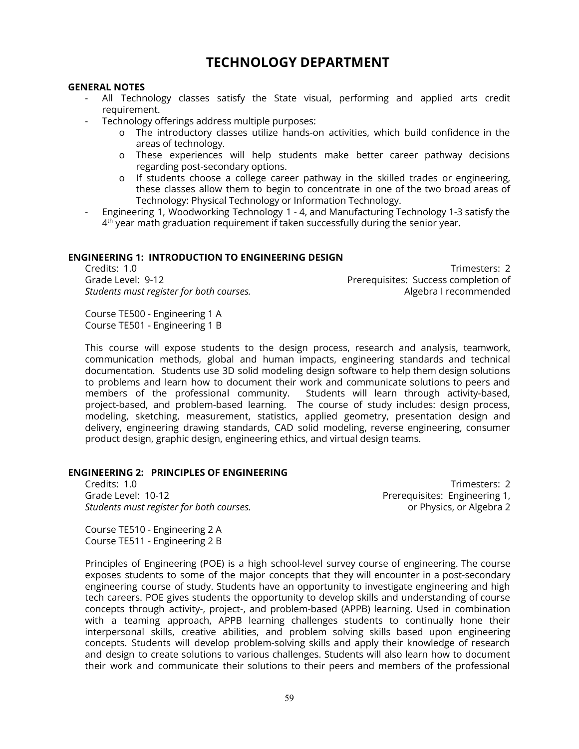# TECHNOLOGY DEPARTMENT

**GENERAL NOTES**

- All Technology classes satisfy the State visual, performing and applied arts credit requirement.
- Technology offerings address multiple purposes:
    - o The introductory classes utilize hands-on activities, which build confidence in the areas of technology.
    - o These experiences will help students make better career pathway decisions regarding post-secondary options.
    - o If students choose a college career pathway in the skilled trades or engineering, these classes allow them to begin to concentrate in one of the two broad areas of Technology: Physical Technology or Information Technology.
- Engineering 1, Woodworking Technology 1 - 4, and Manufacturing Technology 1-3 satisfy the 4th year math graduation requirement if taken successfully during the senior year.

## ENGINEERING 1: INTRODUCTION TO ENGINEERING DESIGN

Credits: 1.0
Trimesters: 2
Grade Level: 9-12
Prerequisites: Success completion of Algebra I recommended
*Students must register for both courses.*

Course TE500 - Engineering 1 A
Course TE501 - Engineering 1 B

This course will expose students to the design process, research and analysis, teamwork, communication methods, global and human impacts, engineering standards and technical documentation. Students use 3D solid modeling design software to help them design solutions to problems and learn how to document their work and communicate solutions to peers and members of the professional community. Students will learn through activity-based, project-based, and problem-based learning. The course of study includes: design process, modeling, sketching, measurement, statistics, applied geometry, presentation design and delivery, engineering drawing standards, CAD solid modeling, reverse engineering, consumer product design, graphic design, engineering ethics, and virtual design teams.

## ENGINEERING 2: PRINCIPLES OF ENGINEERING

Credits: 1.0
Trimesters: 2
Grade Level: 10-12
Prerequisites: Engineering 1, or Physics, or Algebra 2
*Students must register for both courses.*

Course TE510 - Engineering 2 A
Course TE511 - Engineering 2 B

Principles of Engineering (POE) is a high school-level survey course of engineering. The course exposes students to some of the major concepts that they will encounter in a post-secondary engineering course of study. Students have an opportunity to investigate engineering and high tech careers. POE gives students the opportunity to develop skills and understanding of course concepts through activity-, project-, and problem-based (APPB) learning. Used in combination with a teaming approach, APPB learning challenges students to continually hone their interpersonal skills, creative abilities, and problem solving skills based upon engineering concepts. Students will develop problem-solving skills and apply their knowledge of research and design to create solutions to various challenges. Students will also learn how to document their work and communicate their solutions to their peers and members of the professional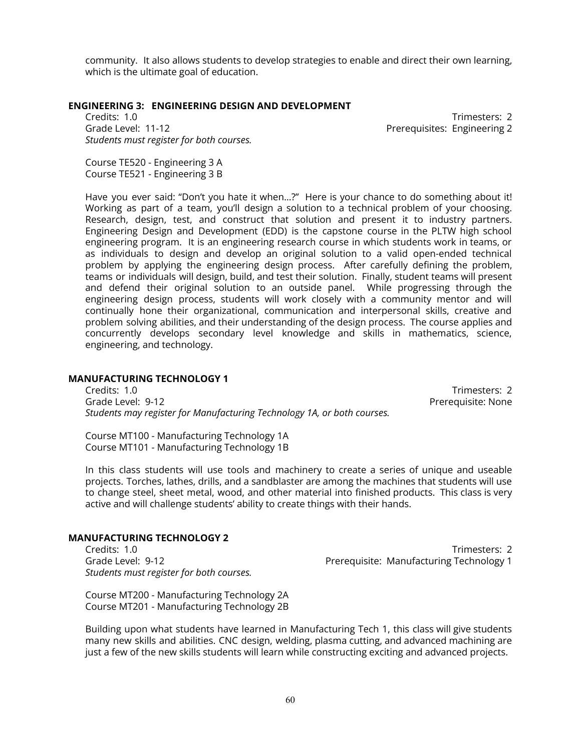community. It also allows students to develop strategies to enable and direct their own learning, which is the ultimate goal of education.

### ENGINEERING 3: ENGINEERING DESIGN AND DEVELOPMENT

Credits: 1.0 | Trimesters: 2
Grade Level: 11-12 | Prerequisites: Engineering 2
*Students must register for both courses.*

Course TE520 - Engineering 3 A
Course TE521 - Engineering 3 B

Have you ever said: "Don't you hate it when…?" Here is your chance to do something about it! Working as part of a team, you'll design a solution to a technical problem of your choosing. Research, design, test, and construct that solution and present it to industry partners. Engineering Design and Development (EDD) is the capstone course in the PLTW high school engineering program. It is an engineering research course in which students work in teams, or as individuals to design and develop an original solution to a valid open-ended technical problem by applying the engineering design process. After carefully defining the problem, teams or individuals will design, build, and test their solution. Finally, student teams will present and defend their original solution to an outside panel. While progressing through the engineering design process, students will work closely with a community mentor and will continually hone their organizational, communication and interpersonal skills, creative and problem solving abilities, and their understanding of the design process. The course applies and concurrently develops secondary level knowledge and skills in mathematics, science, engineering, and technology.

### MANUFACTURING TECHNOLOGY 1

Credits: 1.0 | Trimesters: 2
Grade Level: 9-12 | Prerequisite: None
*Students may register for Manufacturing Technology 1A, or both courses.*

Course MT100 - Manufacturing Technology 1A
Course MT101 - Manufacturing Technology 1B

In this class students will use tools and machinery to create a series of unique and useable projects. Torches, lathes, drills, and a sandblaster are among the machines that students will use to change steel, sheet metal, wood, and other material into finished products. This class is very active and will challenge students' ability to create things with their hands.

### MANUFACTURING TECHNOLOGY 2

Credits: 1.0 | Trimesters: 2
Grade Level: 9-12 | Prerequisite: Manufacturing Technology 1
*Students must register for both courses.*

Course MT200 - Manufacturing Technology 2A
Course MT201 - Manufacturing Technology 2B

Building upon what students have learned in Manufacturing Tech 1, this class will give students many new skills and abilities. CNC design, welding, plasma cutting, and advanced machining are just a few of the new skills students will learn while constructing exciting and advanced projects.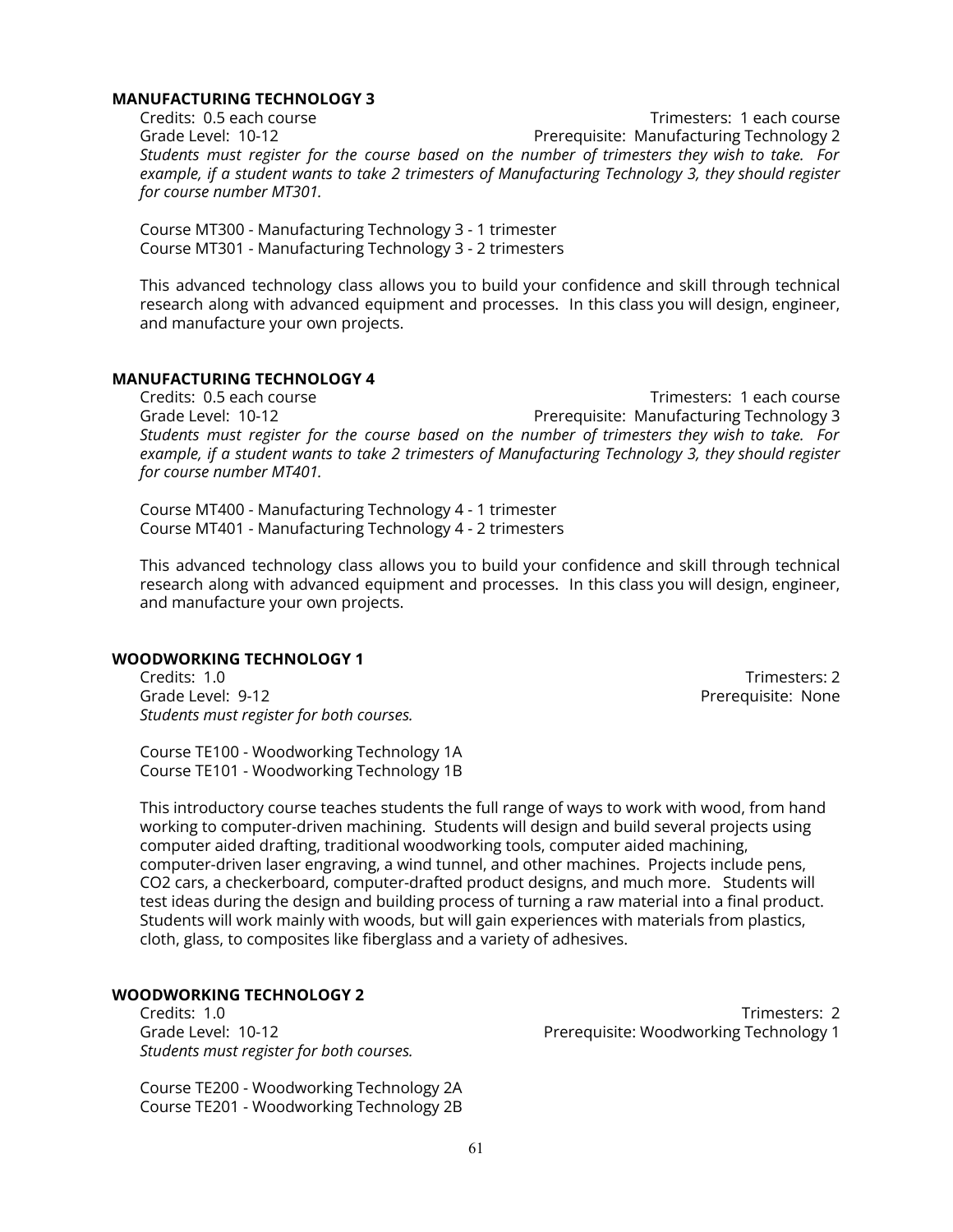**MANUFACTURING TECHNOLOGY 3**

Credits: 0.5 each course | Trimesters: 1 each course
Grade Level: 10-12 | Prerequisite: Manufacturing Technology 2

*Students must register for the course based on the number of trimesters they wish to take. For example, if a student wants to take 2 trimesters of Manufacturing Technology 3, they should register for course number MT301.*

Course MT300 - Manufacturing Technology 3 - 1 trimester
Course MT301 - Manufacturing Technology 3 - 2 trimesters

This advanced technology class allows you to build your confidence and skill through technical research along with advanced equipment and processes. In this class you will design, engineer, and manufacture your own projects.

**MANUFACTURING TECHNOLOGY 4**

Credits: 0.5 each course | Trimesters: 1 each course
Grade Level: 10-12 | Prerequisite: Manufacturing Technology 3

*Students must register for the course based on the number of trimesters they wish to take. For example, if a student wants to take 2 trimesters of Manufacturing Technology 3, they should register for course number MT401.*

Course MT400 - Manufacturing Technology 4 - 1 trimester
Course MT401 - Manufacturing Technology 4 - 2 trimesters

This advanced technology class allows you to build your confidence and skill through technical research along with advanced equipment and processes. In this class you will design, engineer, and manufacture your own projects.

**WOODWORKING TECHNOLOGY 1**

Credits: 1.0 | Trimesters: 2
Grade Level: 9-12 | Prerequisite: None

*Students must register for both courses.*

Course TE100 - Woodworking Technology 1A
Course TE101 - Woodworking Technology 1B

This introductory course teaches students the full range of ways to work with wood, from hand working to computer-driven machining. Students will design and build several projects using computer aided drafting, traditional woodworking tools, computer aided machining, computer-driven laser engraving, a wind tunnel, and other machines. Projects include pens, CO2 cars, a checkerboard, computer-drafted product designs, and much more. Students will test ideas during the design and building process of turning a raw material into a final product. Students will work mainly with woods, but will gain experiences with materials from plastics, cloth, glass, to composites like fiberglass and a variety of adhesives.

**WOODWORKING TECHNOLOGY 2**

Credits: 1.0 | Trimesters: 2
Grade Level: 10-12 | Prerequisite: Woodworking Technology 1

*Students must register for both courses.*

Course TE200 - Woodworking Technology 2A
Course TE201 - Woodworking Technology 2B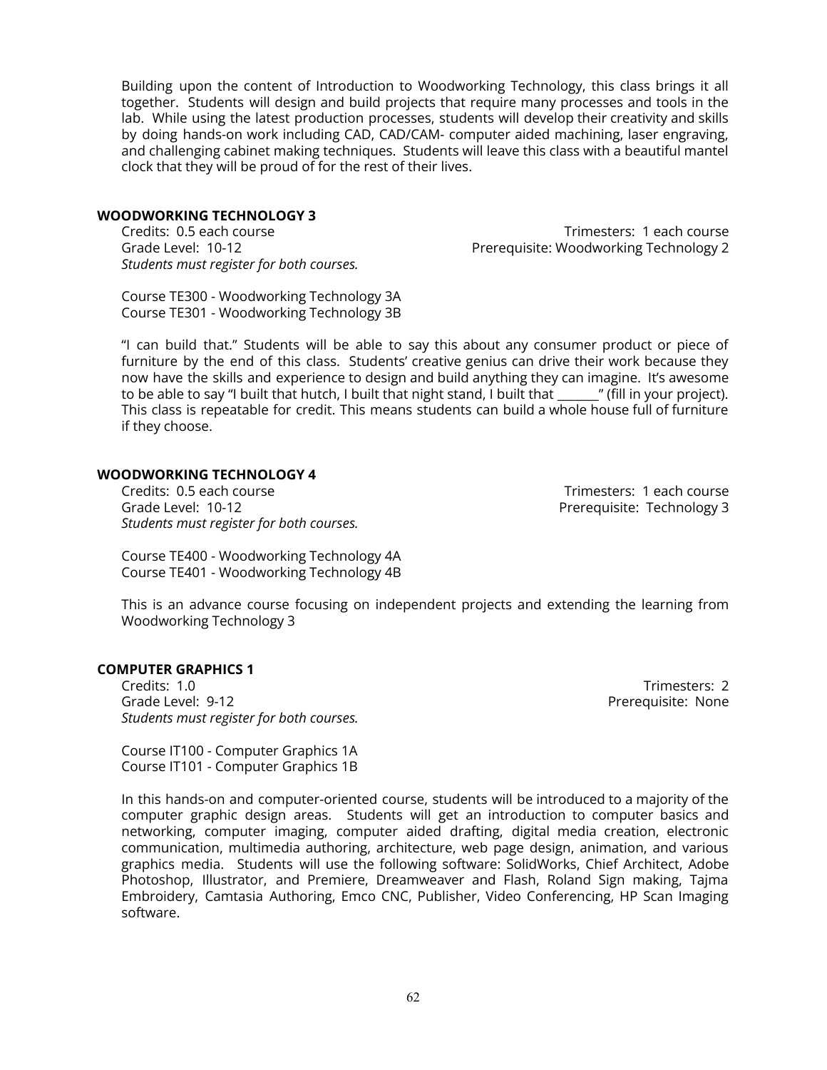Building upon the content of Introduction to Woodworking Technology, this class brings it all together. Students will design and build projects that require many processes and tools in the lab. While using the latest production processes, students will develop their creativity and skills by doing hands-on work including CAD, CAD/CAM- computer aided machining, laser engraving, and challenging cabinet making techniques. Students will leave this class with a beautiful mantel clock that they will be proud of for the rest of their lives.

### WOODWORKING TECHNOLOGY 3

Credits: 0.5 each course
Trimesters: 1 each course
Grade Level: 10-12
Prerequisite: Woodworking Technology 2
*Students must register for both courses.*

Course TE300 - Woodworking Technology 3A
Course TE301 - Woodworking Technology 3B

"I can build that." Students will be able to say this about any consumer product or piece of furniture by the end of this class. Students' creative genius can drive their work because they now have the skills and experience to design and build anything they can imagine. It's awesome to be able to say "I built that hutch, I built that night stand, I built that _______" (fill in your project). This class is repeatable for credit. This means students can build a whole house full of furniture if they choose.

### WOODWORKING TECHNOLOGY 4

Credits: 0.5 each course
Trimesters: 1 each course
Grade Level: 10-12
Prerequisite: Technology 3
*Students must register for both courses.*

Course TE400 - Woodworking Technology 4A
Course TE401 - Woodworking Technology 4B

This is an advance course focusing on independent projects and extending the learning from Woodworking Technology 3

### COMPUTER GRAPHICS 1

Credits: 1.0
Trimesters: 2
Grade Level: 9-12
Prerequisite: None
*Students must register for both courses.*

Course IT100 - Computer Graphics 1A
Course IT101 - Computer Graphics 1B

In this hands-on and computer-oriented course, students will be introduced to a majority of the computer graphic design areas. Students will get an introduction to computer basics and networking, computer imaging, computer aided drafting, digital media creation, electronic communication, multimedia authoring, architecture, web page design, animation, and various graphics media. Students will use the following software: SolidWorks, Chief Architect, Adobe Photoshop, Illustrator, and Premiere, Dreamweaver and Flash, Roland Sign making, Tajma Embroidery, Camtasia Authoring, Emco CNC, Publisher, Video Conferencing, HP Scan Imaging software.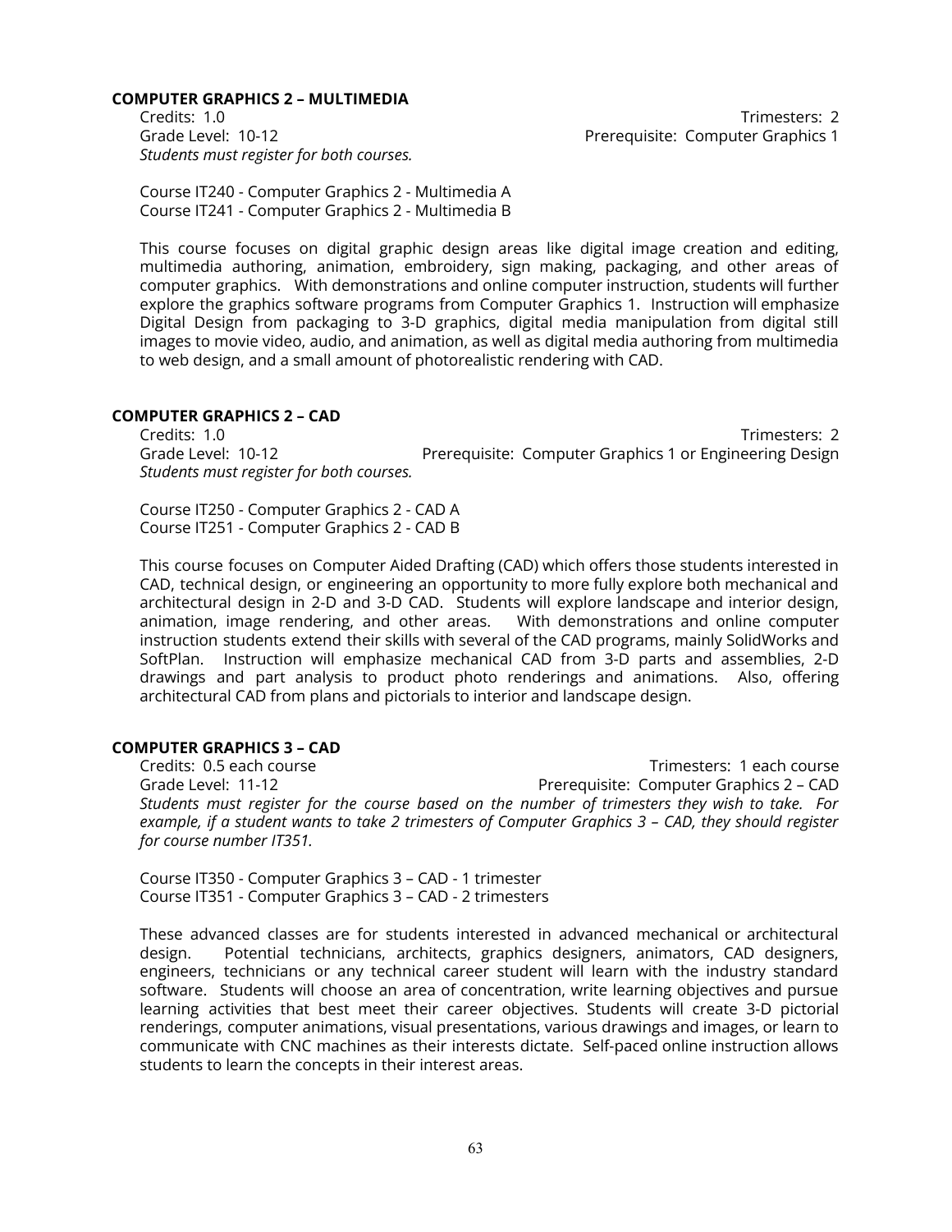**COMPUTER GRAPHICS 2 – MULTIMEDIA**

Credits: 1.0  
Trimesters: 2  
Grade Level: 10-12  
Prerequisite: Computer Graphics 1  
*Students must register for both courses.*

Course IT240 - Computer Graphics 2 - Multimedia A  
Course IT241 - Computer Graphics 2 - Multimedia B

This course focuses on digital graphic design areas like digital image creation and editing, multimedia authoring, animation, embroidery, sign making, packaging, and other areas of computer graphics. With demonstrations and online computer instruction, students will further explore the graphics software programs from Computer Graphics 1. Instruction will emphasize Digital Design from packaging to 3-D graphics, digital media manipulation from digital still images to movie video, audio, and animation, as well as digital media authoring from multimedia to web design, and a small amount of photorealistic rendering with CAD.

**COMPUTER GRAPHICS 2 – CAD**

Credits: 1.0  
Trimesters: 2  
Grade Level: 10-12  
Prerequisite: Computer Graphics 1 or Engineering Design  
*Students must register for both courses.*

Course IT250 - Computer Graphics 2 - CAD A  
Course IT251 - Computer Graphics 2 - CAD B

This course focuses on Computer Aided Drafting (CAD) which offers those students interested in CAD, technical design, or engineering an opportunity to more fully explore both mechanical and architectural design in 2-D and 3-D CAD. Students will explore landscape and interior design, animation, image rendering, and other areas. With demonstrations and online computer instruction students extend their skills with several of the CAD programs, mainly SolidWorks and SoftPlan. Instruction will emphasize mechanical CAD from 3-D parts and assemblies, 2-D drawings and part analysis to product photo renderings and animations. Also, offering architectural CAD from plans and pictorials to interior and landscape design.

**COMPUTER GRAPHICS 3 – CAD**

Credits: 0.5 each course  
Trimesters: 1 each course  
Grade Level: 11-12  
Prerequisite: Computer Graphics 2 – CAD  
*Students must register for the course based on the number of trimesters they wish to take. For example, if a student wants to take 2 trimesters of Computer Graphics 3 – CAD, they should register for course number IT351.*

Course IT350 - Computer Graphics 3 – CAD - 1 trimester  
Course IT351 - Computer Graphics 3 – CAD - 2 trimesters

These advanced classes are for students interested in advanced mechanical or architectural design. Potential technicians, architects, graphics designers, animators, CAD designers, engineers, technicians or any technical career student will learn with the industry standard software. Students will choose an area of concentration, write learning objectives and pursue learning activities that best meet their career objectives. Students will create 3-D pictorial renderings, computer animations, visual presentations, various drawings and images, or learn to communicate with CNC machines as their interests dictate. Self-paced online instruction allows students to learn the concepts in their interest areas.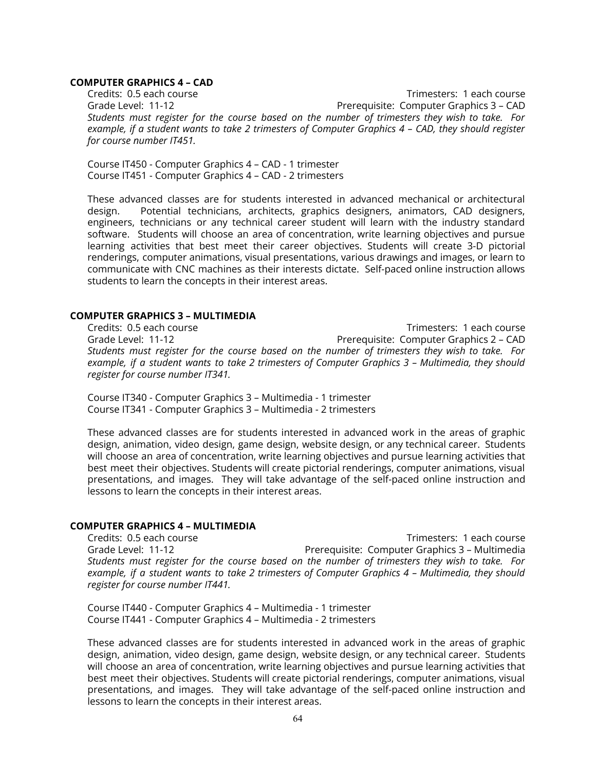### COMPUTER GRAPHICS 4 – CAD

Credits: 0.5 each course | Trimesters: 1 each course
Grade Level: 11-12 | Prerequisite: Computer Graphics 3 – CAD

*Students must register for the course based on the number of trimesters they wish to take. For example, if a student wants to take 2 trimesters of Computer Graphics 4 – CAD, they should register for course number IT451.*

Course IT450 - Computer Graphics 4 – CAD - 1 trimester
Course IT451 - Computer Graphics 4 – CAD - 2 trimesters

These advanced classes are for students interested in advanced mechanical or architectural design. Potential technicians, architects, graphics designers, animators, CAD designers, engineers, technicians or any technical career student will learn with the industry standard software. Students will choose an area of concentration, write learning objectives and pursue learning activities that best meet their career objectives. Students will create 3-D pictorial renderings, computer animations, visual presentations, various drawings and images, or learn to communicate with CNC machines as their interests dictate. Self-paced online instruction allows students to learn the concepts in their interest areas.

### COMPUTER GRAPHICS 3 – MULTIMEDIA

Credits: 0.5 each course | Trimesters: 1 each course
Grade Level: 11-12 | Prerequisite: Computer Graphics 2 – CAD

*Students must register for the course based on the number of trimesters they wish to take. For example, if a student wants to take 2 trimesters of Computer Graphics 3 – Multimedia, they should register for course number IT341.*

Course IT340 - Computer Graphics 3 – Multimedia - 1 trimester
Course IT341 - Computer Graphics 3 – Multimedia - 2 trimesters

These advanced classes are for students interested in advanced work in the areas of graphic design, animation, video design, game design, website design, or any technical career. Students will choose an area of concentration, write learning objectives and pursue learning activities that best meet their objectives. Students will create pictorial renderings, computer animations, visual presentations, and images. They will take advantage of the self-paced online instruction and lessons to learn the concepts in their interest areas.

### COMPUTER GRAPHICS 4 – MULTIMEDIA

Credits: 0.5 each course | Trimesters: 1 each course
Grade Level: 11-12 | Prerequisite: Computer Graphics 3 – Multimedia

*Students must register for the course based on the number of trimesters they wish to take. For example, if a student wants to take 2 trimesters of Computer Graphics 4 – Multimedia, they should register for course number IT441.*

Course IT440 - Computer Graphics 4 – Multimedia - 1 trimester
Course IT441 - Computer Graphics 4 – Multimedia - 2 trimesters

These advanced classes are for students interested in advanced work in the areas of graphic design, animation, video design, game design, website design, or any technical career. Students will choose an area of concentration, write learning objectives and pursue learning activities that best meet their objectives. Students will create pictorial renderings, computer animations, visual presentations, and images. They will take advantage of the self-paced online instruction and lessons to learn the concepts in their interest areas.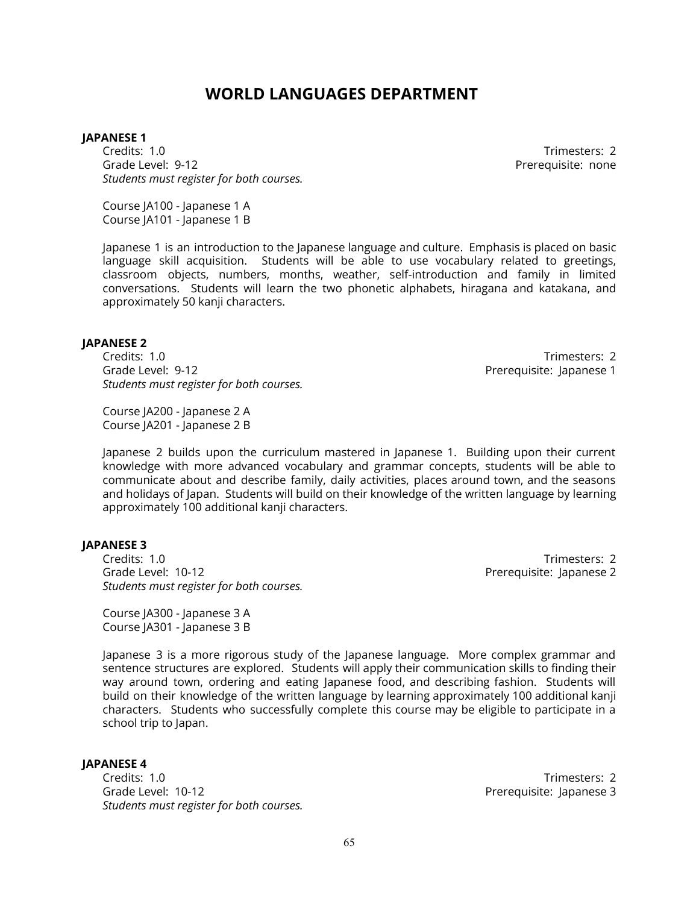# WORLD LANGUAGES DEPARTMENT

**JAPANESE 1**

Credits: 1.0 — Trimesters: 2
Grade Level: 9-12 — Prerequisite: none
*Students must register for both courses.*

Course JA100 - Japanese 1 A
Course JA101 - Japanese 1 B

Japanese 1 is an introduction to the Japanese language and culture. Emphasis is placed on basic language skill acquisition. Students will be able to use vocabulary related to greetings, classroom objects, numbers, months, weather, self-introduction and family in limited conversations. Students will learn the two phonetic alphabets, hiragana and katakana, and approximately 50 kanji characters.

**JAPANESE 2**

Credits: 1.0 — Trimesters: 2
Grade Level: 9-12 — Prerequisite: Japanese 1
*Students must register for both courses.*

Course JA200 - Japanese 2 A
Course JA201 - Japanese 2 B

Japanese 2 builds upon the curriculum mastered in Japanese 1. Building upon their current knowledge with more advanced vocabulary and grammar concepts, students will be able to communicate about and describe family, daily activities, places around town, and the seasons and holidays of Japan. Students will build on their knowledge of the written language by learning approximately 100 additional kanji characters.

**JAPANESE 3**

Credits: 1.0 — Trimesters: 2
Grade Level: 10-12 — Prerequisite: Japanese 2
*Students must register for both courses.*

Course JA300 - Japanese 3 A
Course JA301 - Japanese 3 B

Japanese 3 is a more rigorous study of the Japanese language. More complex grammar and sentence structures are explored. Students will apply their communication skills to finding their way around town, ordering and eating Japanese food, and describing fashion. Students will build on their knowledge of the written language by learning approximately 100 additional kanji characters. Students who successfully complete this course may be eligible to participate in a school trip to Japan.

**JAPANESE 4**

Credits: 1.0 — Trimesters: 2
Grade Level: 10-12 — Prerequisite: Japanese 3
*Students must register for both courses.*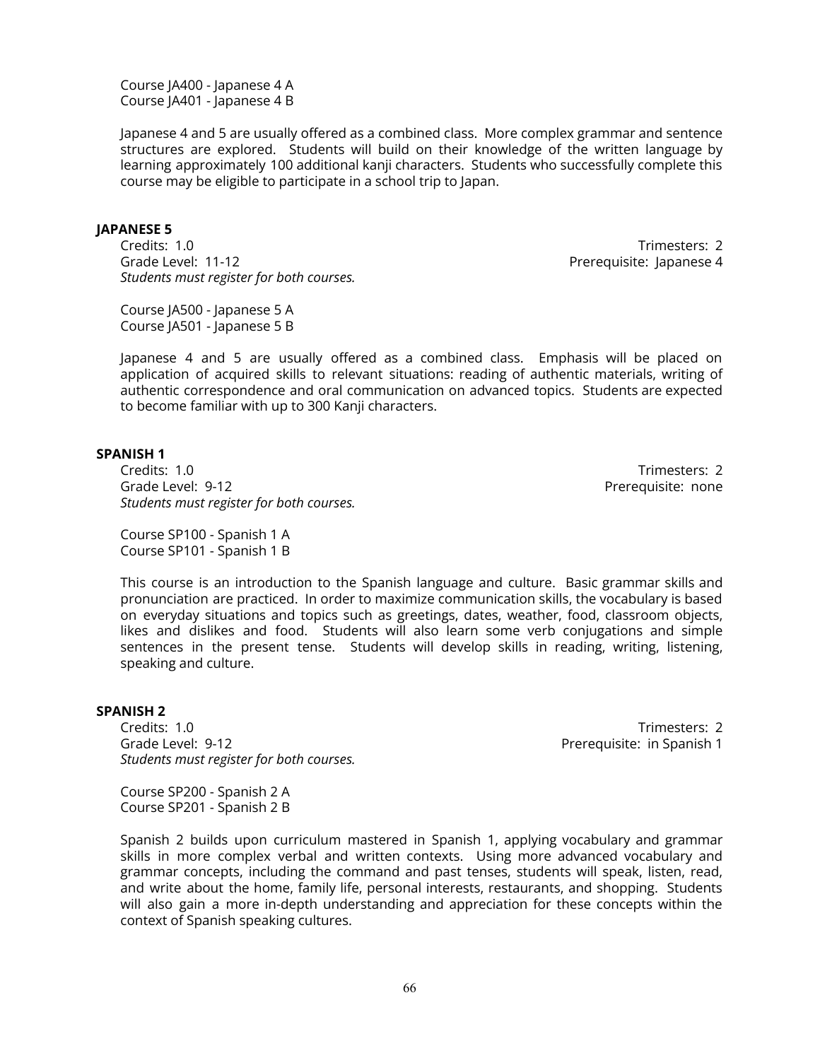Course JA400 - Japanese 4 A
Course JA401 - Japanese 4 B

Japanese 4 and 5 are usually offered as a combined class. More complex grammar and sentence structures are explored. Students will build on their knowledge of the written language by learning approximately 100 additional kanji characters. Students who successfully complete this course may be eligible to participate in a school trip to Japan.

**JAPANESE 5**

Credits: 1.0 Trimesters: 2
Grade Level: 11-12 Prerequisite: Japanese 4
*Students must register for both courses.*

Course JA500 - Japanese 5 A
Course JA501 - Japanese 5 B

Japanese 4 and 5 are usually offered as a combined class. Emphasis will be placed on application of acquired skills to relevant situations: reading of authentic materials, writing of authentic correspondence and oral communication on advanced topics. Students are expected to become familiar with up to 300 Kanji characters.

**SPANISH 1**

Credits: 1.0 Trimesters: 2
Grade Level: 9-12 Prerequisite: none
*Students must register for both courses.*

Course SP100 - Spanish 1 A
Course SP101 - Spanish 1 B

This course is an introduction to the Spanish language and culture. Basic grammar skills and pronunciation are practiced. In order to maximize communication skills, the vocabulary is based on everyday situations and topics such as greetings, dates, weather, food, classroom objects, likes and dislikes and food. Students will also learn some verb conjugations and simple sentences in the present tense. Students will develop skills in reading, writing, listening, speaking and culture.

**SPANISH 2**

Credits: 1.0 Trimesters: 2
Grade Level: 9-12 Prerequisite: in Spanish 1
*Students must register for both courses.*

Course SP200 - Spanish 2 A
Course SP201 - Spanish 2 B

Spanish 2 builds upon curriculum mastered in Spanish 1, applying vocabulary and grammar skills in more complex verbal and written contexts. Using more advanced vocabulary and grammar concepts, including the command and past tenses, students will speak, listen, read, and write about the home, family life, personal interests, restaurants, and shopping. Students will also gain a more in-depth understanding and appreciation for these concepts within the context of Spanish speaking cultures.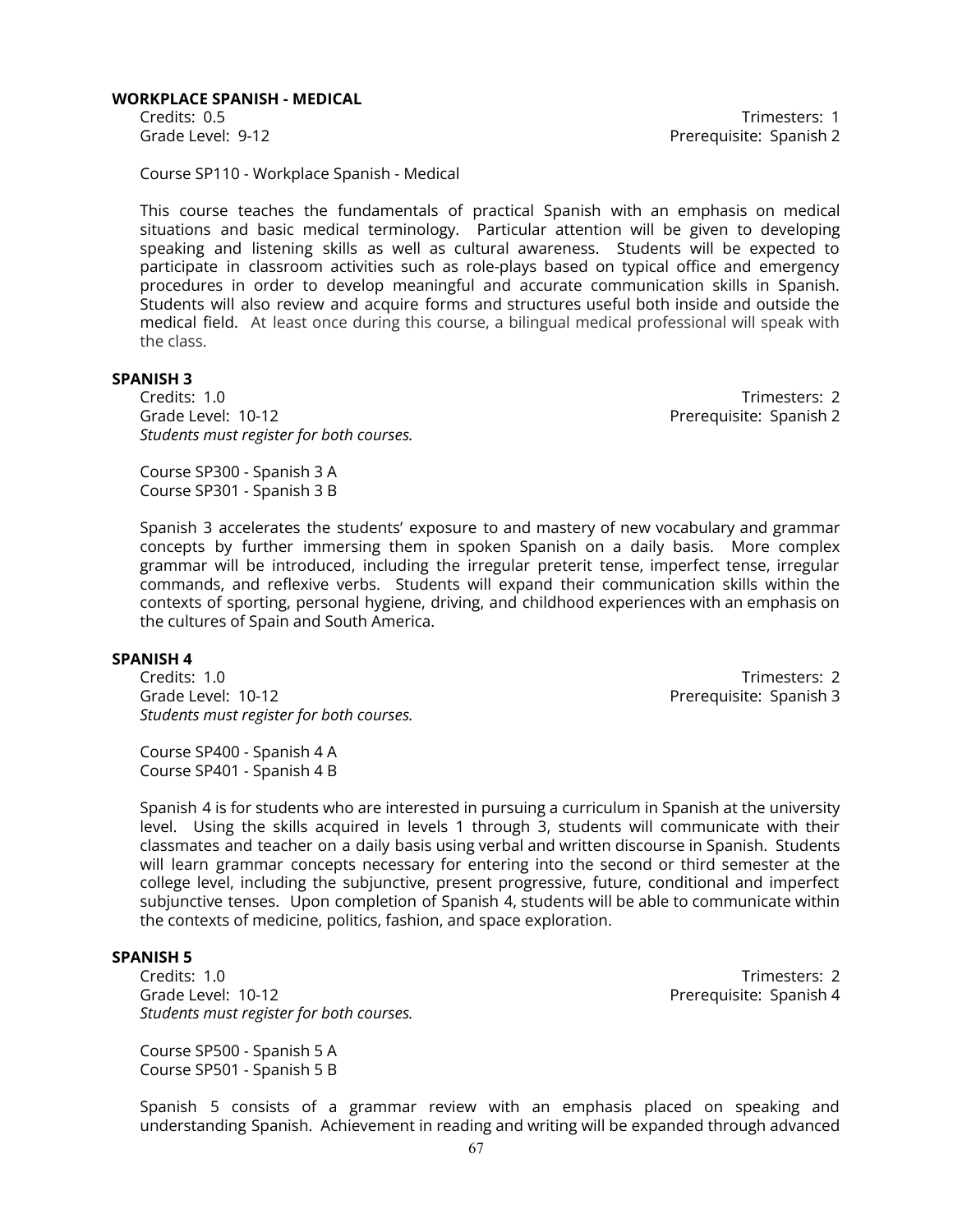**WORKPLACE SPANISH - MEDICAL**

Credits: 0.5 | Trimesters: 1
Grade Level: 9-12 | Prerequisite: Spanish 2

Course SP110 - Workplace Spanish - Medical

This course teaches the fundamentals of practical Spanish with an emphasis on medical situations and basic medical terminology. Particular attention will be given to developing speaking and listening skills as well as cultural awareness. Students will be expected to participate in classroom activities such as role-plays based on typical office and emergency procedures in order to develop meaningful and accurate communication skills in Spanish. Students will also review and acquire forms and structures useful both inside and outside the medical field. At least once during this course, a bilingual medical professional will speak with the class.

**SPANISH 3**

Credits: 1.0 | Trimesters: 2
Grade Level: 10-12 | Prerequisite: Spanish 2
*Students must register for both courses.*

Course SP300 - Spanish 3 A
Course SP301 - Spanish 3 B

Spanish 3 accelerates the students' exposure to and mastery of new vocabulary and grammar concepts by further immersing them in spoken Spanish on a daily basis. More complex grammar will be introduced, including the irregular preterit tense, imperfect tense, irregular commands, and reflexive verbs. Students will expand their communication skills within the contexts of sporting, personal hygiene, driving, and childhood experiences with an emphasis on the cultures of Spain and South America.

**SPANISH 4**

Credits: 1.0 | Trimesters: 2
Grade Level: 10-12 | Prerequisite: Spanish 3
*Students must register for both courses.*

Course SP400 - Spanish 4 A
Course SP401 - Spanish 4 B

Spanish 4 is for students who are interested in pursuing a curriculum in Spanish at the university level. Using the skills acquired in levels 1 through 3, students will communicate with their classmates and teacher on a daily basis using verbal and written discourse in Spanish. Students will learn grammar concepts necessary for entering into the second or third semester at the college level, including the subjunctive, present progressive, future, conditional and imperfect subjunctive tenses. Upon completion of Spanish 4, students will be able to communicate within the contexts of medicine, politics, fashion, and space exploration.

**SPANISH 5**

Credits: 1.0 | Trimesters: 2
Grade Level: 10-12 | Prerequisite: Spanish 4
*Students must register for both courses.*

Course SP500 - Spanish 5 A
Course SP501 - Spanish 5 B

Spanish 5 consists of a grammar review with an emphasis placed on speaking and understanding Spanish. Achievement in reading and writing will be expanded through advanced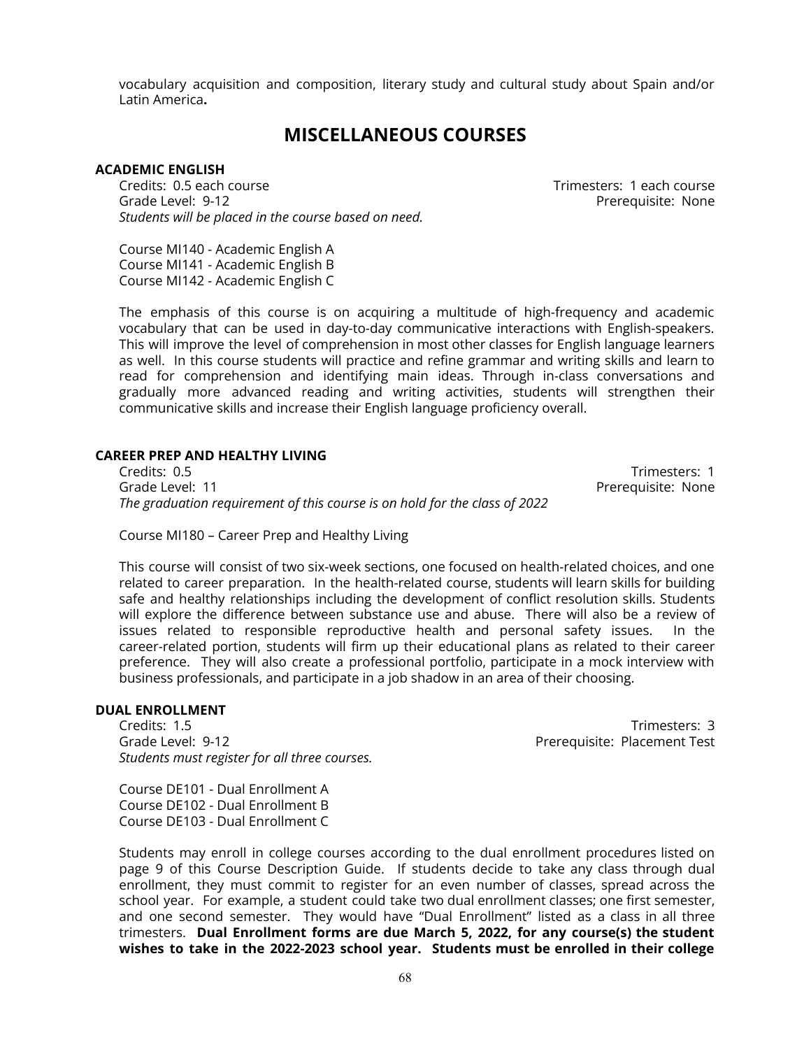vocabulary acquisition and composition, literary study and cultural study about Spain and/or Latin America**.**

# MISCELLANEOUS COURSES

### ACADEMIC ENGLISH

Credits: 0.5 each course — Trimesters: 1 each course
Grade Level: 9-12 — Prerequisite: None
*Students will be placed in the course based on need.*

Course MI140 - Academic English A
Course MI141 - Academic English B
Course MI142 - Academic English C

The emphasis of this course is on acquiring a multitude of high-frequency and academic vocabulary that can be used in day-to-day communicative interactions with English-speakers. This will improve the level of comprehension in most other classes for English language learners as well. In this course students will practice and refine grammar and writing skills and learn to read for comprehension and identifying main ideas. Through in-class conversations and gradually more advanced reading and writing activities, students will strengthen their communicative skills and increase their English language proficiency overall.

### CAREER PREP AND HEALTHY LIVING

Credits: 0.5 — Trimesters: 1
Grade Level: 11 — Prerequisite: None
*The graduation requirement of this course is on hold for the class of 2022*

Course MI180 – Career Prep and Healthy Living

This course will consist of two six-week sections, one focused on health-related choices, and one related to career preparation. In the health-related course, students will learn skills for building safe and healthy relationships including the development of conflict resolution skills. Students will explore the difference between substance use and abuse. There will also be a review of issues related to responsible reproductive health and personal safety issues. In the career-related portion, students will firm up their educational plans as related to their career preference. They will also create a professional portfolio, participate in a mock interview with business professionals, and participate in a job shadow in an area of their choosing.

### DUAL ENROLLMENT

Credits: 1.5 — Trimesters: 3
Grade Level: 9-12 — Prerequisite: Placement Test
*Students must register for all three courses.*

Course DE101 - Dual Enrollment A
Course DE102 - Dual Enrollment B
Course DE103 - Dual Enrollment C

Students may enroll in college courses according to the dual enrollment procedures listed on page 9 of this Course Description Guide. If students decide to take any class through dual enrollment, they must commit to register for an even number of classes, spread across the school year. For example, a student could take two dual enrollment classes; one first semester, and one second semester. They would have "Dual Enrollment" listed as a class in all three trimesters. **Dual Enrollment forms are due March 5, 2022, for any course(s) the student wishes to take in the 2022-2023 school year. Students must be enrolled in their college**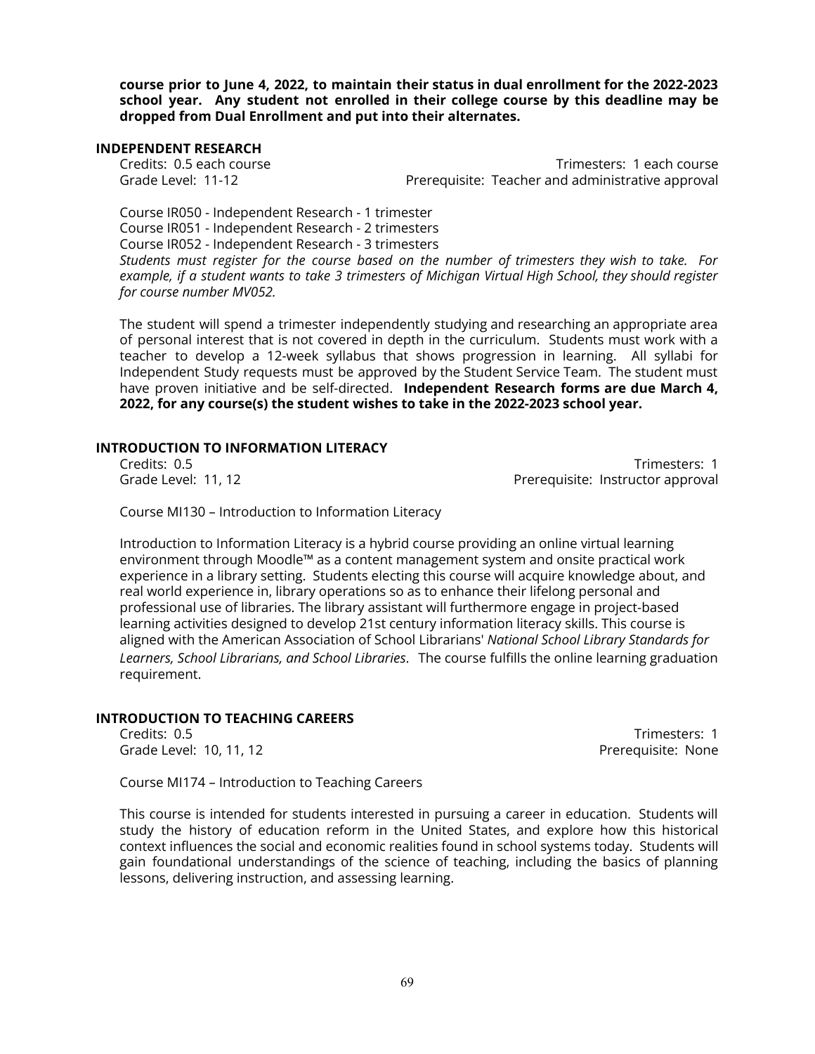**course prior to June 4, 2022, to maintain their status in dual enrollment for the 2022-2023 school year. Any student not enrolled in their college course by this deadline may be dropped from Dual Enrollment and put into their alternates.**

### INDEPENDENT RESEARCH

Credits: 0.5 each course — Trimesters: 1 each course
Grade Level: 11-12 — Prerequisite: Teacher and administrative approval

Course IR050 - Independent Research - 1 trimester
Course IR051 - Independent Research - 2 trimesters
Course IR052 - Independent Research - 3 trimesters
*Students must register for the course based on the number of trimesters they wish to take. For example, if a student wants to take 3 trimesters of Michigan Virtual High School, they should register for course number MV052.*

The student will spend a trimester independently studying and researching an appropriate area of personal interest that is not covered in depth in the curriculum. Students must work with a teacher to develop a 12-week syllabus that shows progression in learning. All syllabi for Independent Study requests must be approved by the Student Service Team. The student must have proven initiative and be self-directed. **Independent Research forms are due March 4, 2022, for any course(s) the student wishes to take in the 2022-2023 school year.**

### INTRODUCTION TO INFORMATION LITERACY

Credits: 0.5 — Trimesters: 1
Grade Level: 11, 12 — Prerequisite: Instructor approval

Course MI130 – Introduction to Information Literacy

Introduction to Information Literacy is a hybrid course providing an online virtual learning environment through Moodle™ as a content management system and onsite practical work experience in a library setting. Students electing this course will acquire knowledge about, and real world experience in, library operations so as to enhance their lifelong personal and professional use of libraries. The library assistant will furthermore engage in project-based learning activities designed to develop 21st century information literacy skills. This course is aligned with the American Association of School Librarians' *National School Library Standards for Learners, School Librarians, and School Libraries*. The course fulfills the online learning graduation requirement.

### INTRODUCTION TO TEACHING CAREERS

Credits: 0.5 — Trimesters: 1
Grade Level: 10, 11, 12 — Prerequisite: None

Course MI174 – Introduction to Teaching Careers

This course is intended for students interested in pursuing a career in education. Students will study the history of education reform in the United States, and explore how this historical context influences the social and economic realities found in school systems today. Students will gain foundational understandings of the science of teaching, including the basics of planning lessons, delivering instruction, and assessing learning.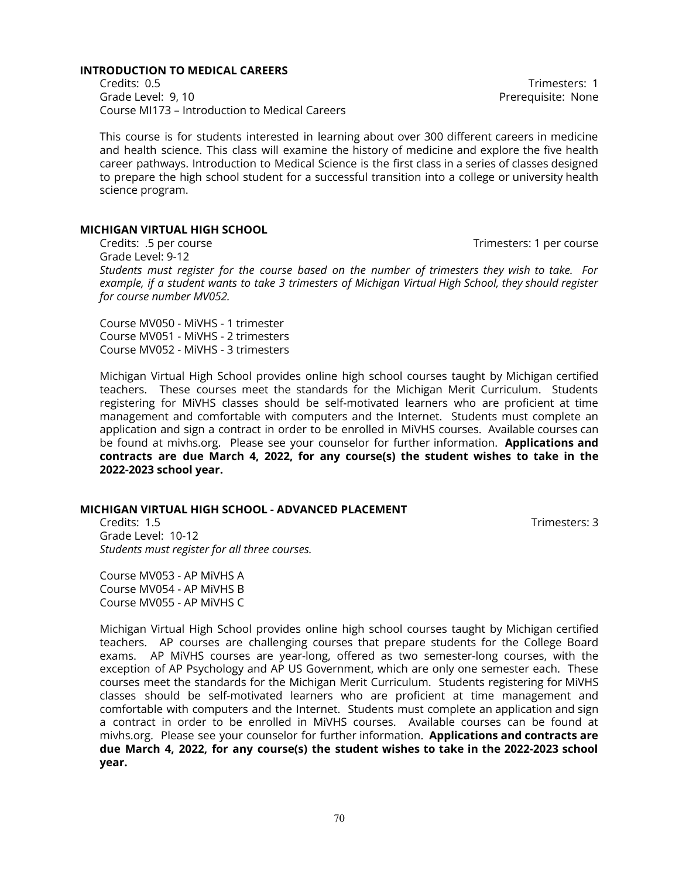## INTRODUCTION TO MEDICAL CAREERS

Credits: 0.5 Trimesters: 1
Grade Level: 9, 10 Prerequisite: None
Course MI173 – Introduction to Medical Careers

This course is for students interested in learning about over 300 different careers in medicine and health science. This class will examine the history of medicine and explore the five health career pathways. Introduction to Medical Science is the first class in a series of classes designed to prepare the high school student for a successful transition into a college or university health science program.

## MICHIGAN VIRTUAL HIGH SCHOOL

Credits: .5 per course Trimesters: 1 per course
Grade Level: 9-12
*Students must register for the course based on the number of trimesters they wish to take. For example, if a student wants to take 3 trimesters of Michigan Virtual High School, they should register for course number MV052.*

Course MV050 - MiVHS - 1 trimester
Course MV051 - MiVHS - 2 trimesters
Course MV052 - MiVHS - 3 trimesters

Michigan Virtual High School provides online high school courses taught by Michigan certified teachers. These courses meet the standards for the Michigan Merit Curriculum. Students registering for MiVHS classes should be self-motivated learners who are proficient at time management and comfortable with computers and the Internet. Students must complete an application and sign a contract in order to be enrolled in MiVHS courses. Available courses can be found at mivhs.org. Please see your counselor for further information. **Applications and contracts are due March 4, 2022, for any course(s) the student wishes to take in the 2022-2023 school year.**

## MICHIGAN VIRTUAL HIGH SCHOOL - ADVANCED PLACEMENT

Credits: 1.5 Trimesters: 3
Grade Level: 10-12
*Students must register for all three courses.*

Course MV053 - AP MiVHS A
Course MV054 - AP MiVHS B
Course MV055 - AP MiVHS C

Michigan Virtual High School provides online high school courses taught by Michigan certified teachers. AP courses are challenging courses that prepare students for the College Board exams. AP MiVHS courses are year-long, offered as two semester-long courses, with the exception of AP Psychology and AP US Government, which are only one semester each. These courses meet the standards for the Michigan Merit Curriculum. Students registering for MiVHS classes should be self-motivated learners who are proficient at time management and comfortable with computers and the Internet. Students must complete an application and sign a contract in order to be enrolled in MiVHS courses. Available courses can be found at mivhs.org. Please see your counselor for further information. **Applications and contracts are due March 4, 2022, for any course(s) the student wishes to take in the 2022-2023 school year.**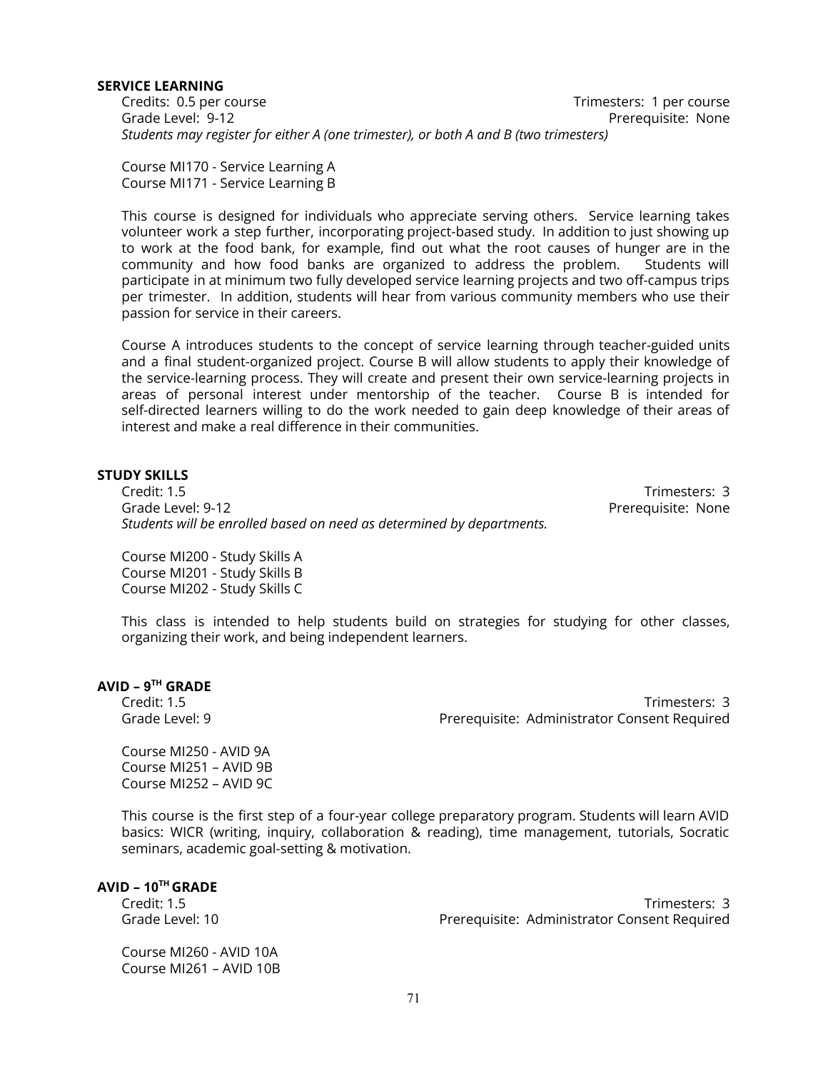## SERVICE LEARNING

Credits: 0.5 per course  
Trimesters: 1 per course  
Grade Level: 9-12  
Prerequisite: None  
*Students may register for either A (one trimester), or both A and B (two trimesters)*

Course MI170 - Service Learning A  
Course MI171 - Service Learning B

This course is designed for individuals who appreciate serving others. Service learning takes volunteer work a step further, incorporating project-based study. In addition to just showing up to work at the food bank, for example, find out what the root causes of hunger are in the community and how food banks are organized to address the problem. Students will participate in at minimum two fully developed service learning projects and two off-campus trips per trimester. In addition, students will hear from various community members who use their passion for service in their careers.

Course A introduces students to the concept of service learning through teacher-guided units and a final student-organized project. Course B will allow students to apply their knowledge of the service-learning process. They will create and present their own service-learning projects in areas of personal interest under mentorship of the teacher. Course B is intended for self-directed learners willing to do the work needed to gain deep knowledge of their areas of interest and make a real difference in their communities.

## STUDY SKILLS

Credit: 1.5  
Trimesters: 3  
Grade Level: 9-12  
Prerequisite: None  
*Students will be enrolled based on need as determined by departments.*

Course MI200 - Study Skills A  
Course MI201 - Study Skills B  
Course MI202 - Study Skills C

This class is intended to help students build on strategies for studying for other classes, organizing their work, and being independent learners.

## AVID – 9TH GRADE

Credit: 1.5  
Trimesters: 3  
Grade Level: 9  
Prerequisite: Administrator Consent Required

Course MI250 - AVID 9A  
Course MI251 – AVID 9B  
Course MI252 – AVID 9C

This course is the first step of a four-year college preparatory program. Students will learn AVID basics: WICR (writing, inquiry, collaboration & reading), time management, tutorials, Socratic seminars, academic goal-setting & motivation.

## AVID – 10TH GRADE

Credit: 1.5  
Trimesters: 3  
Grade Level: 10  
Prerequisite: Administrator Consent Required

Course MI260 - AVID 10A  
Course MI261 – AVID 10B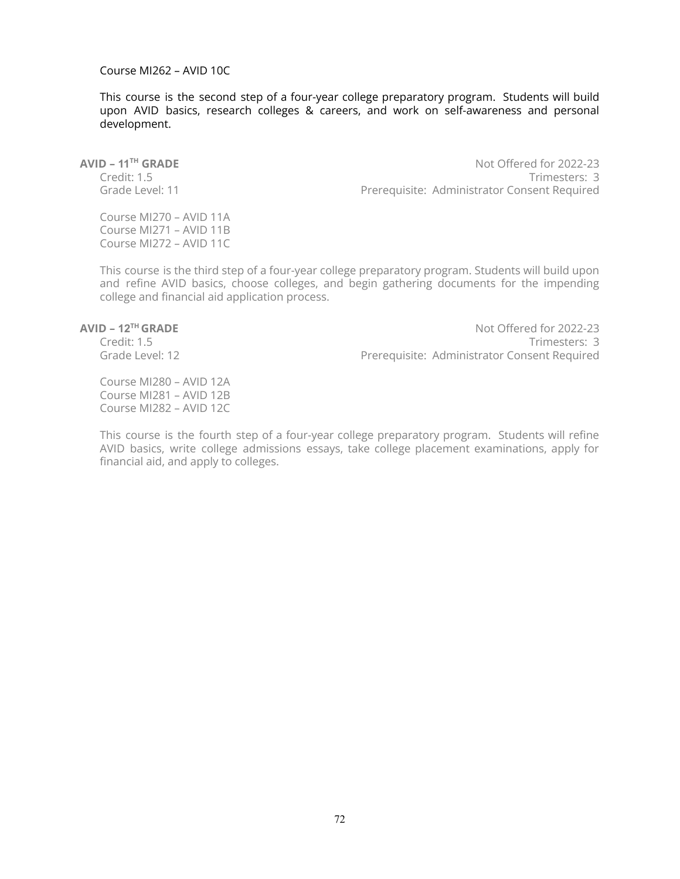Course MI262 – AVID 10C

This course is the second step of a four-year college preparatory program. Students will build upon AVID basics, research colleges & careers, and work on self-awareness and personal development.

**AVID – 11TH GRADE**

Not Offered for 2022-23

Credit: 1.5

Trimesters: 3

Grade Level: 11

Prerequisite: Administrator Consent Required

Course MI270 – AVID 11A
Course MI271 – AVID 11B
Course MI272 – AVID 11C

This course is the third step of a four-year college preparatory program. Students will build upon and refine AVID basics, choose colleges, and begin gathering documents for the impending college and financial aid application process.

**AVID – 12TH GRADE**

Not Offered for 2022-23

Credit: 1.5

Trimesters: 3

Grade Level: 12

Prerequisite: Administrator Consent Required

Course MI280 – AVID 12A
Course MI281 – AVID 12B
Course MI282 – AVID 12C

This course is the fourth step of a four-year college preparatory program. Students will refine AVID basics, write college admissions essays, take college placement examinations, apply for financial aid, and apply to colleges.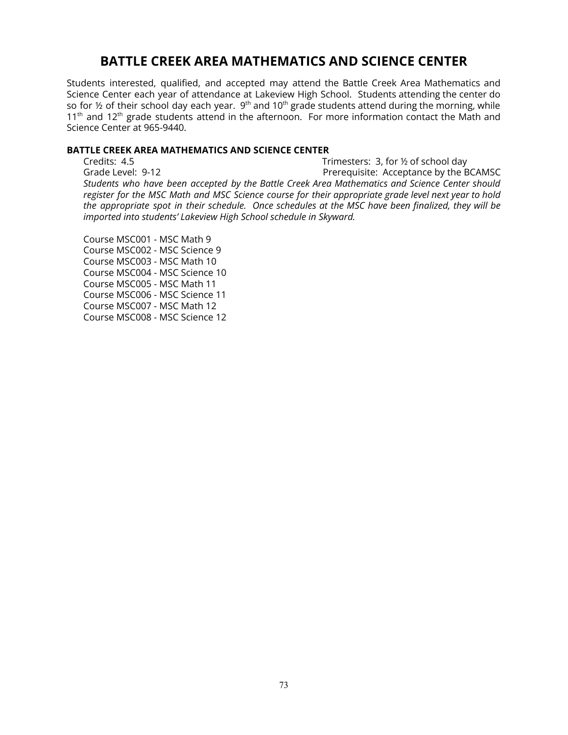# BATTLE CREEK AREA MATHEMATICS AND SCIENCE CENTER

Students interested, qualified, and accepted may attend the Battle Creek Area Mathematics and Science Center each year of attendance at Lakeview High School. Students attending the center do so for ½ of their school day each year. 9th and 10th grade students attend during the morning, while 11th and 12th grade students attend in the afternoon. For more information contact the Math and Science Center at 965-9440.

**BATTLE CREEK AREA MATHEMATICS AND SCIENCE CENTER**

Credits: 4.5 Trimesters: 3, for ½ of school day
Grade Level: 9-12 Prerequisite: Acceptance by the BCAMSC

*Students who have been accepted by the Battle Creek Area Mathematics and Science Center should register for the MSC Math and MSC Science course for their appropriate grade level next year to hold the appropriate spot in their schedule. Once schedules at the MSC have been finalized, they will be imported into students' Lakeview High School schedule in Skyward.*

Course MSC001 - MSC Math 9
Course MSC002 - MSC Science 9
Course MSC003 - MSC Math 10
Course MSC004 - MSC Science 10
Course MSC005 - MSC Math 11
Course MSC006 - MSC Science 11
Course MSC007 - MSC Math 12
Course MSC008 - MSC Science 12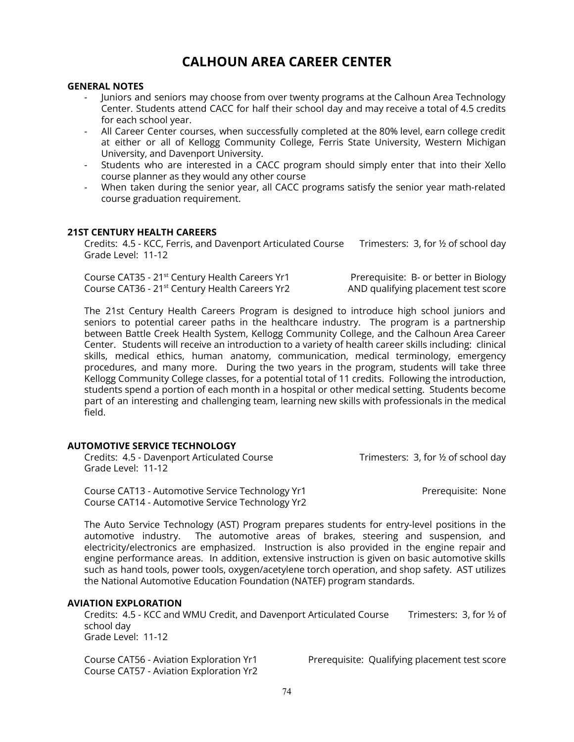# CALHOUN AREA CAREER CENTER

**GENERAL NOTES**

- Juniors and seniors may choose from over twenty programs at the Calhoun Area Technology Center. Students attend CACC for half their school day and may receive a total of 4.5 credits for each school year.
- All Career Center courses, when successfully completed at the 80% level, earn college credit at either or all of Kellogg Community College, Ferris State University, Western Michigan University, and Davenport University.
- Students who are interested in a CACC program should simply enter that into their Xello course planner as they would any other course
- When taken during the senior year, all CACC programs satisfy the senior year math-related course graduation requirement.

**21ST CENTURY HEALTH CAREERS**

Credits: 4.5 - KCC, Ferris, and Davenport Articulated Course    Trimesters: 3, for ½ of school day
Grade Level: 11-12

Course CAT35 - 21st Century Health Careers Yr1    Prerequisite: B- or better in Biology
Course CAT36 - 21st Century Health Careers Yr2    AND qualifying placement test score

The 21st Century Health Careers Program is designed to introduce high school juniors and seniors to potential career paths in the healthcare industry. The program is a partnership between Battle Creek Health System, Kellogg Community College, and the Calhoun Area Career Center. Students will receive an introduction to a variety of health career skills including: clinical skills, medical ethics, human anatomy, communication, medical terminology, emergency procedures, and many more. During the two years in the program, students will take three Kellogg Community College classes, for a potential total of 11 credits. Following the introduction, students spend a portion of each month in a hospital or other medical setting. Students become part of an interesting and challenging team, learning new skills with professionals in the medical field.

**AUTOMOTIVE SERVICE TECHNOLOGY**

Credits: 4.5 - Davenport Articulated Course    Trimesters: 3, for ½ of school day
Grade Level: 11-12

Course CAT13 - Automotive Service Technology Yr1    Prerequisite: None
Course CAT14 - Automotive Service Technology Yr2

The Auto Service Technology (AST) Program prepares students for entry-level positions in the automotive industry. The automotive areas of brakes, steering and suspension, and electricity/electronics are emphasized. Instruction is also provided in the engine repair and engine performance areas. In addition, extensive instruction is given on basic automotive skills such as hand tools, power tools, oxygen/acetylene torch operation, and shop safety. AST utilizes the National Automotive Education Foundation (NATEF) program standards.

**AVIATION EXPLORATION**

Credits: 4.5 - KCC and WMU Credit, and Davenport Articulated Course    Trimesters: 3, for ½ of school day
Grade Level: 11-12

Course CAT56 - Aviation Exploration Yr1    Prerequisite: Qualifying placement test score
Course CAT57 - Aviation Exploration Yr2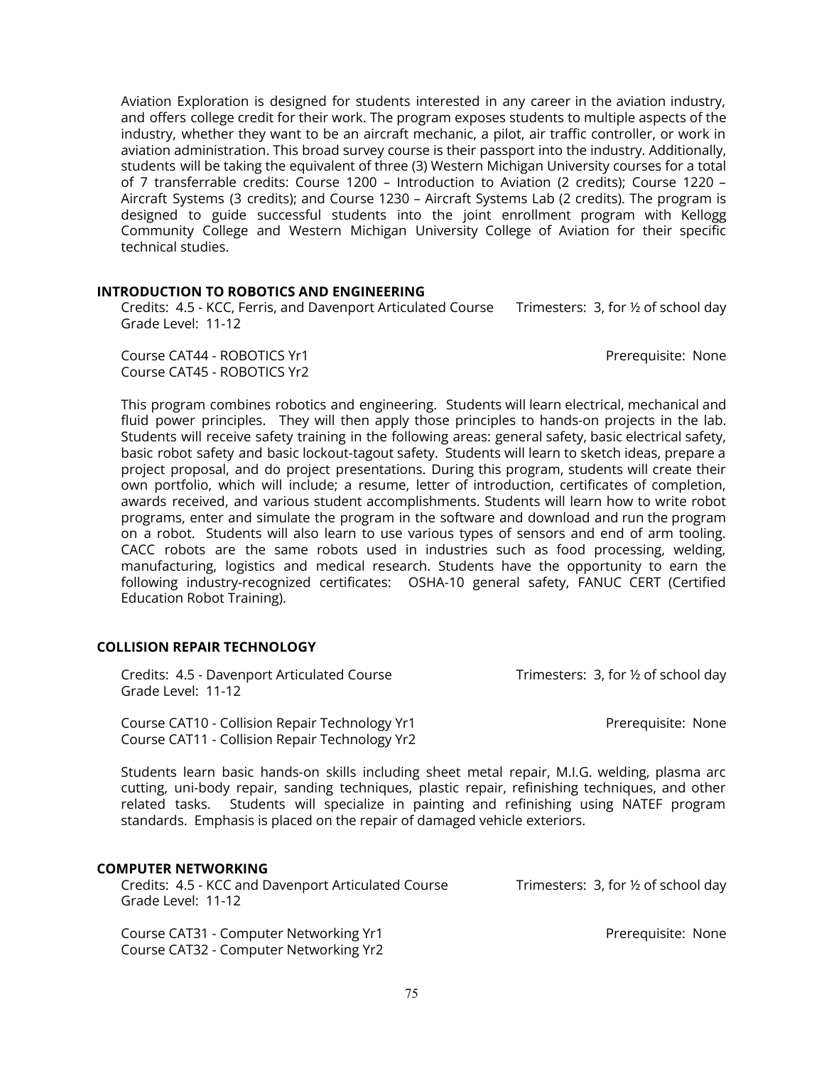Aviation Exploration is designed for students interested in any career in the aviation industry, and offers college credit for their work. The program exposes students to multiple aspects of the industry, whether they want to be an aircraft mechanic, a pilot, air traffic controller, or work in aviation administration. This broad survey course is their passport into the industry. Additionally, students will be taking the equivalent of three (3) Western Michigan University courses for a total of 7 transferrable credits: Course 1200 – Introduction to Aviation (2 credits); Course 1220 – Aircraft Systems (3 credits); and Course 1230 – Aircraft Systems Lab (2 credits). The program is designed to guide successful students into the joint enrollment program with Kellogg Community College and Western Michigan University College of Aviation for their specific technical studies.

## INTRODUCTION TO ROBOTICS AND ENGINEERING

Credits: 4.5 - KCC, Ferris, and Davenport Articulated Course — Trimesters: 3, for ½ of school day
Grade Level: 11-12

Course CAT44 - ROBOTICS Yr1 — Prerequisite: None
Course CAT45 - ROBOTICS Yr2

This program combines robotics and engineering. Students will learn electrical, mechanical and fluid power principles. They will then apply those principles to hands-on projects in the lab. Students will receive safety training in the following areas: general safety, basic electrical safety, basic robot safety and basic lockout-tagout safety. Students will learn to sketch ideas, prepare a project proposal, and do project presentations. During this program, students will create their own portfolio, which will include; a resume, letter of introduction, certificates of completion, awards received, and various student accomplishments. Students will learn how to write robot programs, enter and simulate the program in the software and download and run the program on a robot. Students will also learn to use various types of sensors and end of arm tooling. CACC robots are the same robots used in industries such as food processing, welding, manufacturing, logistics and medical research. Students have the opportunity to earn the following industry-recognized certificates: OSHA-10 general safety, FANUC CERT (Certified Education Robot Training).

## COLLISION REPAIR TECHNOLOGY

Credits: 4.5 - Davenport Articulated Course — Trimesters: 3, for ½ of school day
Grade Level: 11-12

Course CAT10 - Collision Repair Technology Yr1 — Prerequisite: None
Course CAT11 - Collision Repair Technology Yr2

Students learn basic hands-on skills including sheet metal repair, M.I.G. welding, plasma arc cutting, uni-body repair, sanding techniques, plastic repair, refinishing techniques, and other related tasks. Students will specialize in painting and refinishing using NATEF program standards. Emphasis is placed on the repair of damaged vehicle exteriors.

## COMPUTER NETWORKING

Credits: 4.5 - KCC and Davenport Articulated Course — Trimesters: 3, for ½ of school day
Grade Level: 11-12

Course CAT31 - Computer Networking Yr1 — Prerequisite: None
Course CAT32 - Computer Networking Yr2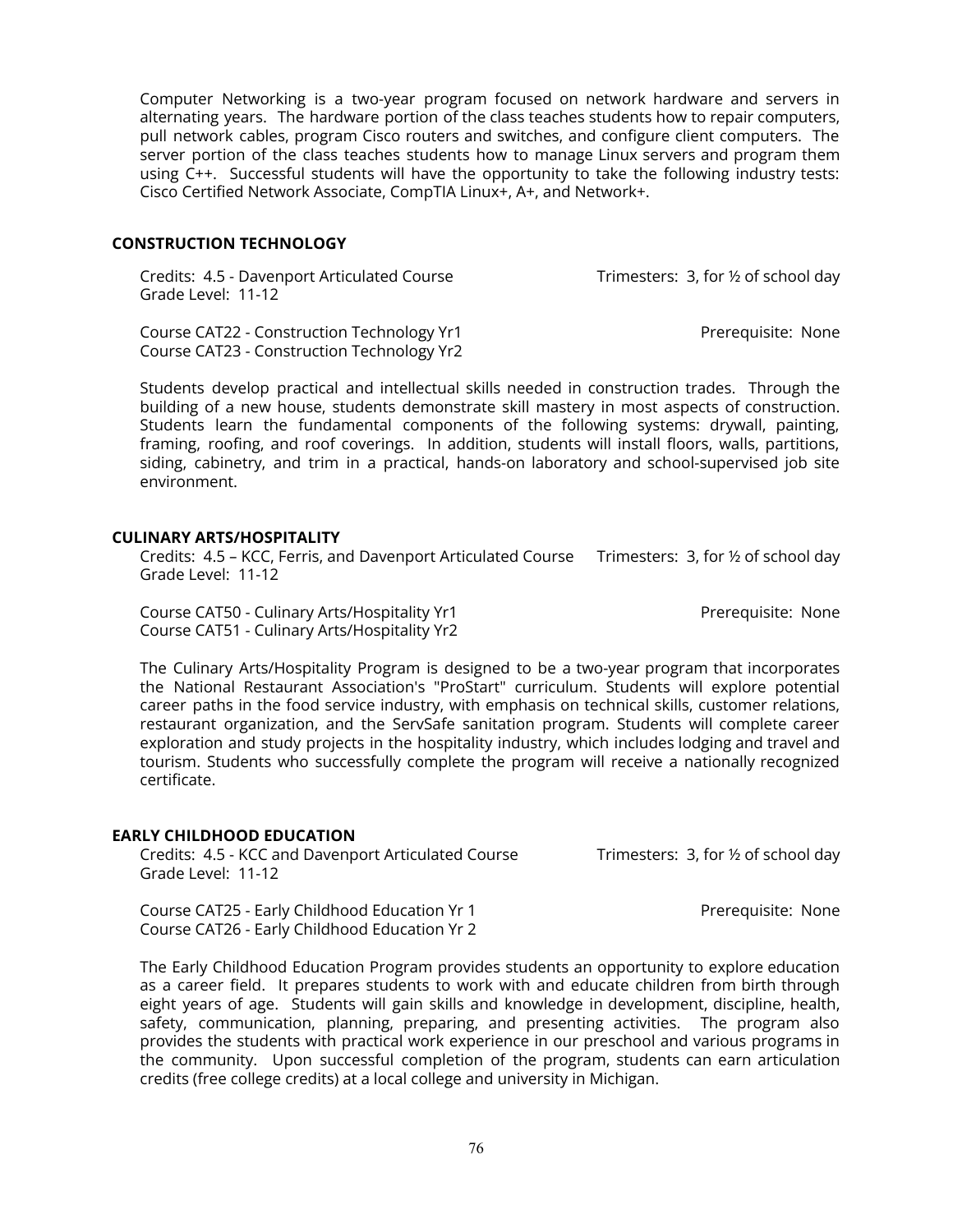Computer Networking is a two-year program focused on network hardware and servers in alternating years. The hardware portion of the class teaches students how to repair computers, pull network cables, program Cisco routers and switches, and configure client computers. The server portion of the class teaches students how to manage Linux servers and program them using C++. Successful students will have the opportunity to take the following industry tests: Cisco Certified Network Associate, CompTIA Linux+, A+, and Network+.

## CONSTRUCTION TECHNOLOGY

Credits: 4.5 - Davenport Articulated Course — Trimesters: 3, for ½ of school day
Grade Level: 11-12

Course CAT22 - Construction Technology Yr1 — Prerequisite: None
Course CAT23 - Construction Technology Yr2

Students develop practical and intellectual skills needed in construction trades. Through the building of a new house, students demonstrate skill mastery in most aspects of construction. Students learn the fundamental components of the following systems: drywall, painting, framing, roofing, and roof coverings. In addition, students will install floors, walls, partitions, siding, cabinetry, and trim in a practical, hands-on laboratory and school-supervised job site environment.

## CULINARY ARTS/HOSPITALITY

Credits: 4.5 – KCC, Ferris, and Davenport Articulated Course — Trimesters: 3, for ½ of school day
Grade Level: 11-12

Course CAT50 - Culinary Arts/Hospitality Yr1 — Prerequisite: None
Course CAT51 - Culinary Arts/Hospitality Yr2

The Culinary Arts/Hospitality Program is designed to be a two-year program that incorporates the National Restaurant Association's "ProStart" curriculum. Students will explore potential career paths in the food service industry, with emphasis on technical skills, customer relations, restaurant organization, and the ServSafe sanitation program. Students will complete career exploration and study projects in the hospitality industry, which includes lodging and travel and tourism. Students who successfully complete the program will receive a nationally recognized certificate.

## EARLY CHILDHOOD EDUCATION

Credits: 4.5 - KCC and Davenport Articulated Course — Trimesters: 3, for ½ of school day
Grade Level: 11-12

Course CAT25 - Early Childhood Education Yr 1 — Prerequisite: None
Course CAT26 - Early Childhood Education Yr 2

The Early Childhood Education Program provides students an opportunity to explore education as a career field. It prepares students to work with and educate children from birth through eight years of age. Students will gain skills and knowledge in development, discipline, health, safety, communication, planning, preparing, and presenting activities. The program also provides the students with practical work experience in our preschool and various programs in the community. Upon successful completion of the program, students can earn articulation credits (free college credits) at a local college and university in Michigan.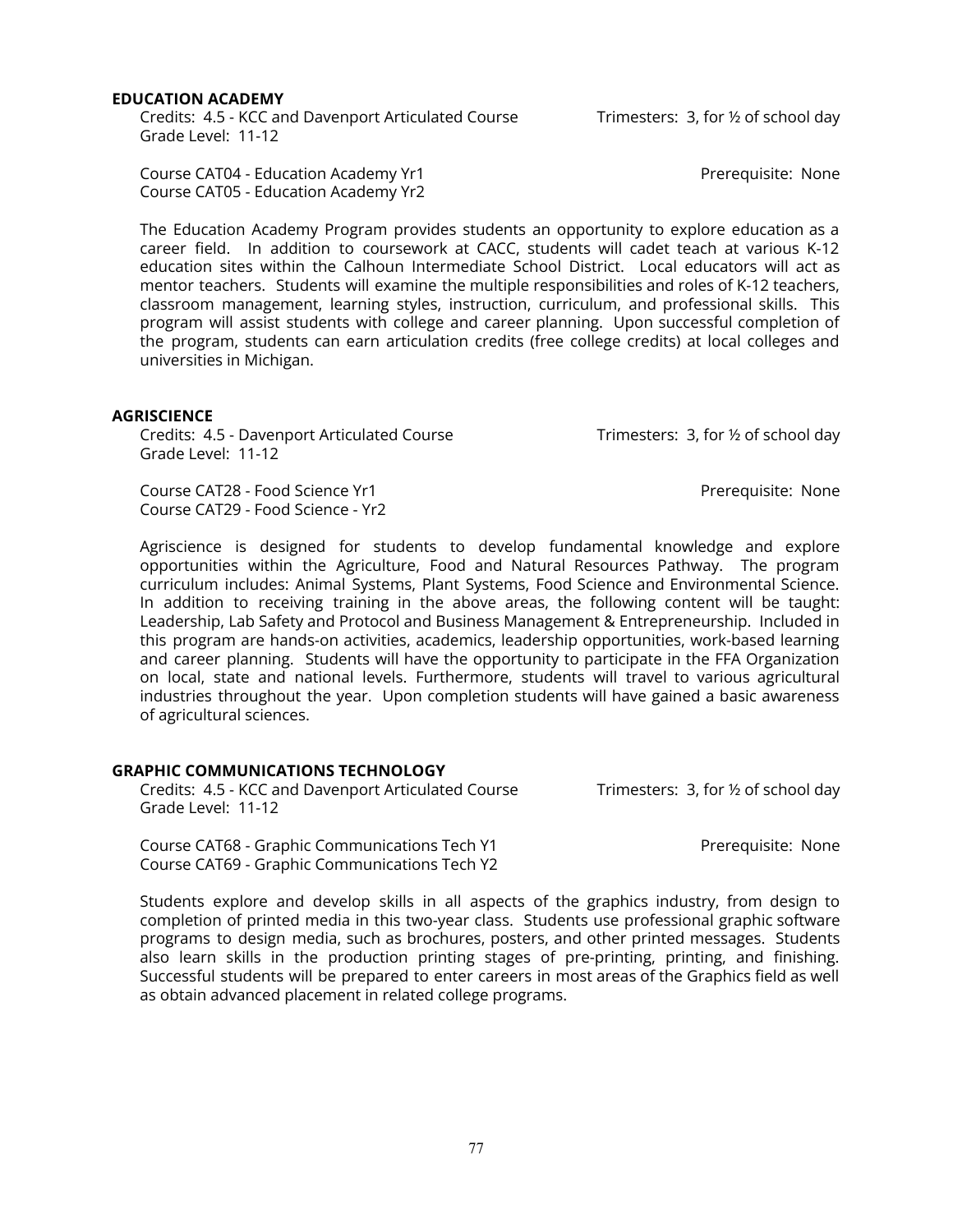## EDUCATION ACADEMY

Credits: 4.5 - KCC and Davenport Articulated Course — Trimesters: 3, for ½ of school day
Grade Level: 11-12

Course CAT04 - Education Academy Yr1 — Prerequisite: None
Course CAT05 - Education Academy Yr2

The Education Academy Program provides students an opportunity to explore education as a career field. In addition to coursework at CACC, students will cadet teach at various K-12 education sites within the Calhoun Intermediate School District. Local educators will act as mentor teachers. Students will examine the multiple responsibilities and roles of K-12 teachers, classroom management, learning styles, instruction, curriculum, and professional skills. This program will assist students with college and career planning. Upon successful completion of the program, students can earn articulation credits (free college credits) at local colleges and universities in Michigan.

## AGRISCIENCE

Credits: 4.5 - Davenport Articulated Course — Trimesters: 3, for ½ of school day
Grade Level: 11-12

Course CAT28 - Food Science Yr1 — Prerequisite: None
Course CAT29 - Food Science - Yr2

Agriscience is designed for students to develop fundamental knowledge and explore opportunities within the Agriculture, Food and Natural Resources Pathway. The program curriculum includes: Animal Systems, Plant Systems, Food Science and Environmental Science. In addition to receiving training in the above areas, the following content will be taught: Leadership, Lab Safety and Protocol and Business Management & Entrepreneurship. Included in this program are hands-on activities, academics, leadership opportunities, work-based learning and career planning. Students will have the opportunity to participate in the FFA Organization on local, state and national levels. Furthermore, students will travel to various agricultural industries throughout the year. Upon completion students will have gained a basic awareness of agricultural sciences.

## GRAPHIC COMMUNICATIONS TECHNOLOGY

Credits: 4.5 - KCC and Davenport Articulated Course — Trimesters: 3, for ½ of school day
Grade Level: 11-12

Course CAT68 - Graphic Communications Tech Y1 — Prerequisite: None
Course CAT69 - Graphic Communications Tech Y2

Students explore and develop skills in all aspects of the graphics industry, from design to completion of printed media in this two-year class. Students use professional graphic software programs to design media, such as brochures, posters, and other printed messages. Students also learn skills in the production printing stages of pre-printing, printing, and finishing. Successful students will be prepared to enter careers in most areas of the Graphics field as well as obtain advanced placement in related college programs.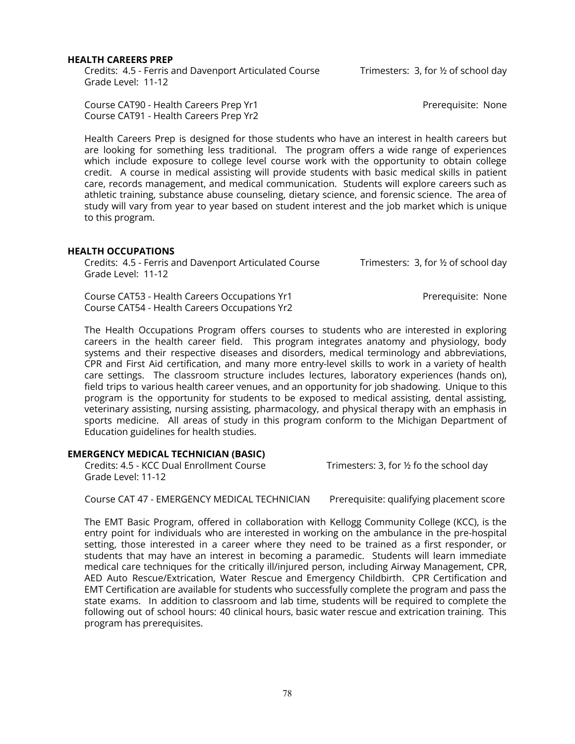### HEALTH CAREERS PREP

Credits: 4.5 - Ferris and Davenport Articulated Course — Trimesters: 3, for ½ of school day
Grade Level: 11-12

Course CAT90 - Health Careers Prep Yr1 — Prerequisite: None
Course CAT91 - Health Careers Prep Yr2

Health Careers Prep is designed for those students who have an interest in health careers but are looking for something less traditional. The program offers a wide range of experiences which include exposure to college level course work with the opportunity to obtain college credit. A course in medical assisting will provide students with basic medical skills in patient care, records management, and medical communication. Students will explore careers such as athletic training, substance abuse counseling, dietary science, and forensic science. The area of study will vary from year to year based on student interest and the job market which is unique to this program.

### HEALTH OCCUPATIONS

Credits: 4.5 - Ferris and Davenport Articulated Course — Trimesters: 3, for ½ of school day
Grade Level: 11-12

Course CAT53 - Health Careers Occupations Yr1 — Prerequisite: None
Course CAT54 - Health Careers Occupations Yr2

The Health Occupations Program offers courses to students who are interested in exploring careers in the health career field. This program integrates anatomy and physiology, body systems and their respective diseases and disorders, medical terminology and abbreviations, CPR and First Aid certification, and many more entry-level skills to work in a variety of health care settings. The classroom structure includes lectures, laboratory experiences (hands on), field trips to various health career venues, and an opportunity for job shadowing. Unique to this program is the opportunity for students to be exposed to medical assisting, dental assisting, veterinary assisting, nursing assisting, pharmacology, and physical therapy with an emphasis in sports medicine. All areas of study in this program conform to the Michigan Department of Education guidelines for health studies.

### EMERGENCY MEDICAL TECHNICIAN (BASIC)

Credits: 4.5 - KCC Dual Enrollment Course — Trimesters: 3, for ½ fo the school day
Grade Level: 11-12

Course CAT 47 - EMERGENCY MEDICAL TECHNICIAN — Prerequisite: qualifying placement score

The EMT Basic Program, offered in collaboration with Kellogg Community College (KCC), is the entry point for individuals who are interested in working on the ambulance in the pre-hospital setting, those interested in a career where they need to be trained as a first responder, or students that may have an interest in becoming a paramedic. Students will learn immediate medical care techniques for the critically ill/injured person, including Airway Management, CPR, AED Auto Rescue/Extrication, Water Rescue and Emergency Childbirth. CPR Certification and EMT Certification are available for students who successfully complete the program and pass the state exams. In addition to classroom and lab time, students will be required to complete the following out of school hours: 40 clinical hours, basic water rescue and extrication training. This program has prerequisites.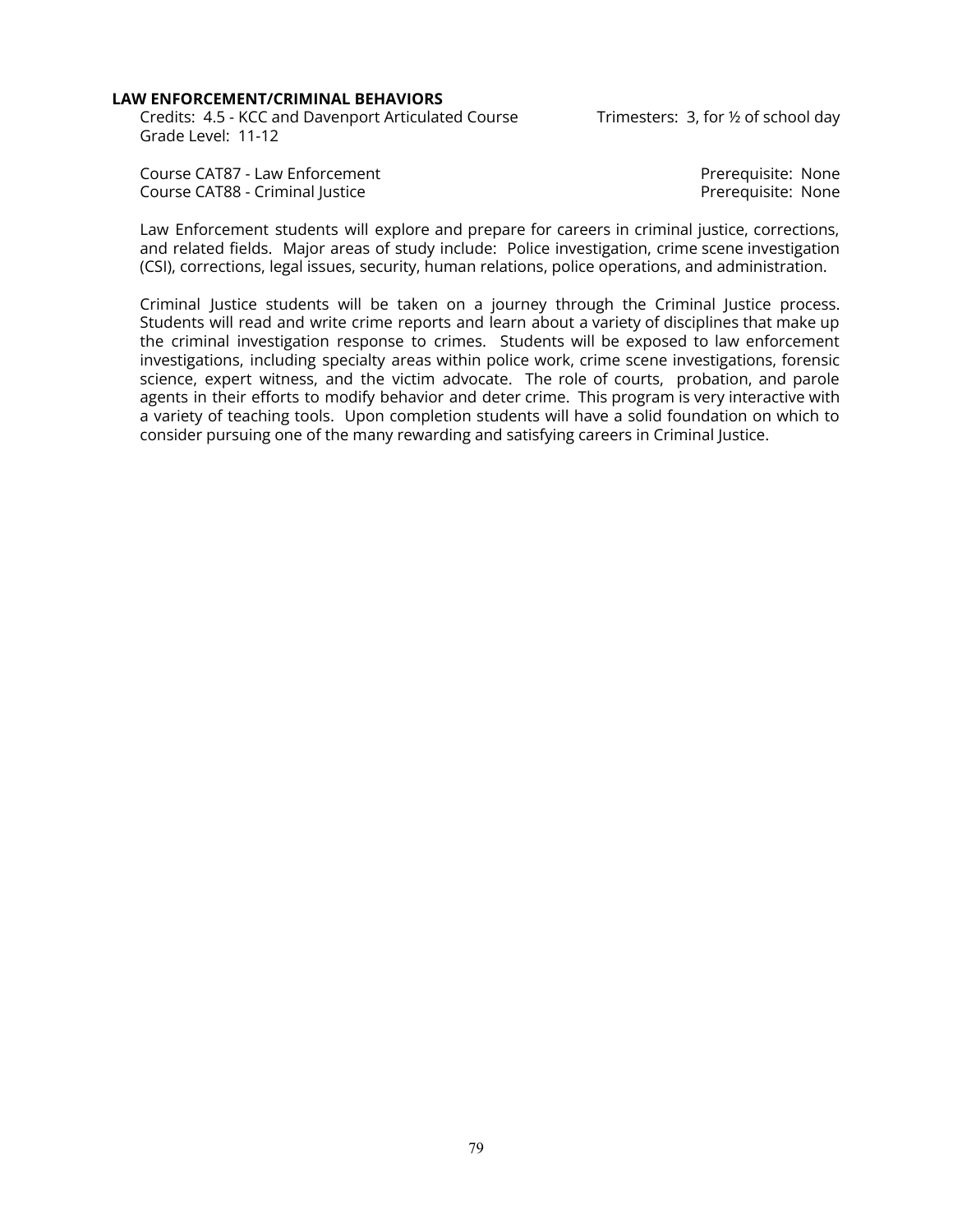**LAW ENFORCEMENT/CRIMINAL BEHAVIORS**

Credits: 4.5 - KCC and Davenport Articulated Course
Trimesters: 3, for ½ of school day
Grade Level: 11-12

Course CAT87 - Law Enforcement — Prerequisite: None
Course CAT88 - Criminal Justice — Prerequisite: None

Law Enforcement students will explore and prepare for careers in criminal justice, corrections, and related fields. Major areas of study include: Police investigation, crime scene investigation (CSI), corrections, legal issues, security, human relations, police operations, and administration.

Criminal Justice students will be taken on a journey through the Criminal Justice process. Students will read and write crime reports and learn about a variety of disciplines that make up the criminal investigation response to crimes. Students will be exposed to law enforcement investigations, including specialty areas within police work, crime scene investigations, forensic science, expert witness, and the victim advocate. The role of courts, probation, and parole agents in their efforts to modify behavior and deter crime. This program is very interactive with a variety of teaching tools. Upon completion students will have a solid foundation on which to consider pursuing one of the many rewarding and satisfying careers in Criminal Justice.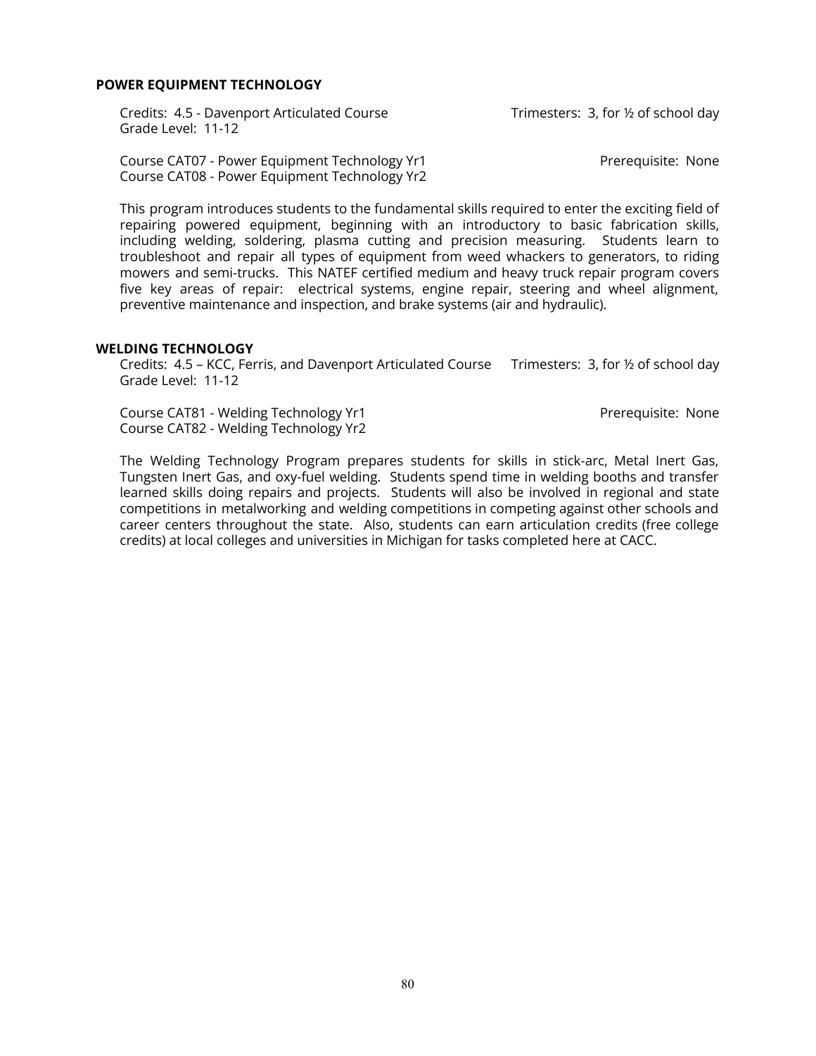## POWER EQUIPMENT TECHNOLOGY

Credits: 4.5 - Davenport Articulated Course    Trimesters: 3, for ½ of school day
Grade Level: 11-12

Course CAT07 - Power Equipment Technology Yr1    Prerequisite: None
Course CAT08 - Power Equipment Technology Yr2

This program introduces students to the fundamental skills required to enter the exciting field of repairing powered equipment, beginning with an introductory to basic fabrication skills, including welding, soldering, plasma cutting and precision measuring. Students learn to troubleshoot and repair all types of equipment from weed whackers to generators, to riding mowers and semi-trucks. This NATEF certified medium and heavy truck repair program covers five key areas of repair: electrical systems, engine repair, steering and wheel alignment, preventive maintenance and inspection, and brake systems (air and hydraulic).

## WELDING TECHNOLOGY

Credits: 4.5 – KCC, Ferris, and Davenport Articulated Course    Trimesters: 3, for ½ of school day
Grade Level: 11-12

Course CAT81 - Welding Technology Yr1    Prerequisite: None
Course CAT82 - Welding Technology Yr2

The Welding Technology Program prepares students for skills in stick-arc, Metal Inert Gas, Tungsten Inert Gas, and oxy-fuel welding. Students spend time in welding booths and transfer learned skills doing repairs and projects. Students will also be involved in regional and state competitions in metalworking and welding competitions in competing against other schools and career centers throughout the state. Also, students can earn articulation credits (free college credits) at local colleges and universities in Michigan for tasks completed here at CACC.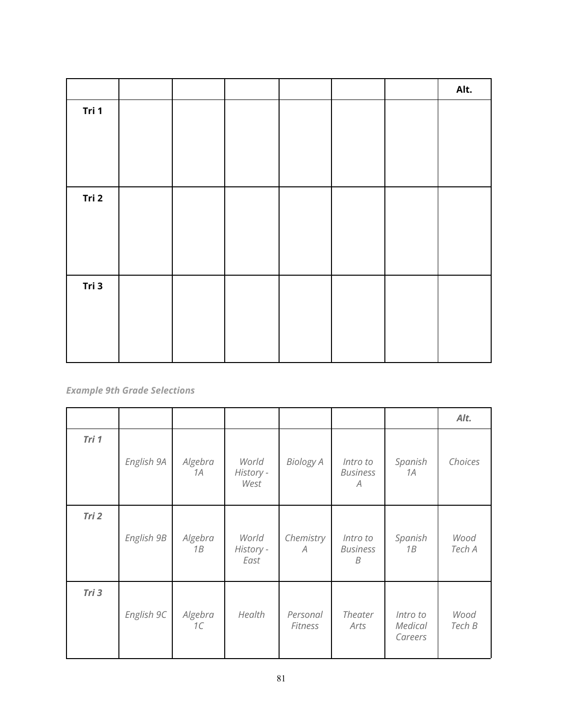| | | | | | | | Alt. |
|---|---|---|---|---|---|---|---|
| Tri 1 | | | | | | | |
| Tri 2 | | | | | | | |
| Tri 3 | | | | | | | |

***Example 9th Grade Selections***

| | | | | | | | *Alt.* |
|---|---|---|---|---|---|---|---|
| *Tri 1* | *English 9A* | *Algebra 1A* | *World History - West* | *Biology A* | *Intro to Business A* | *Spanish 1A* | *Choices* |
| *Tri 2* | *English 9B* | *Algebra 1B* | *World History - East* | *Chemistry A* | *Intro to Business B* | *Spanish 1B* | *Wood Tech A* |
| *Tri 3* | *English 9C* | *Algebra 1C* | *Health* | *Personal Fitness* | *Theater Arts* | *Intro to Medical Careers* | *Wood Tech B* |